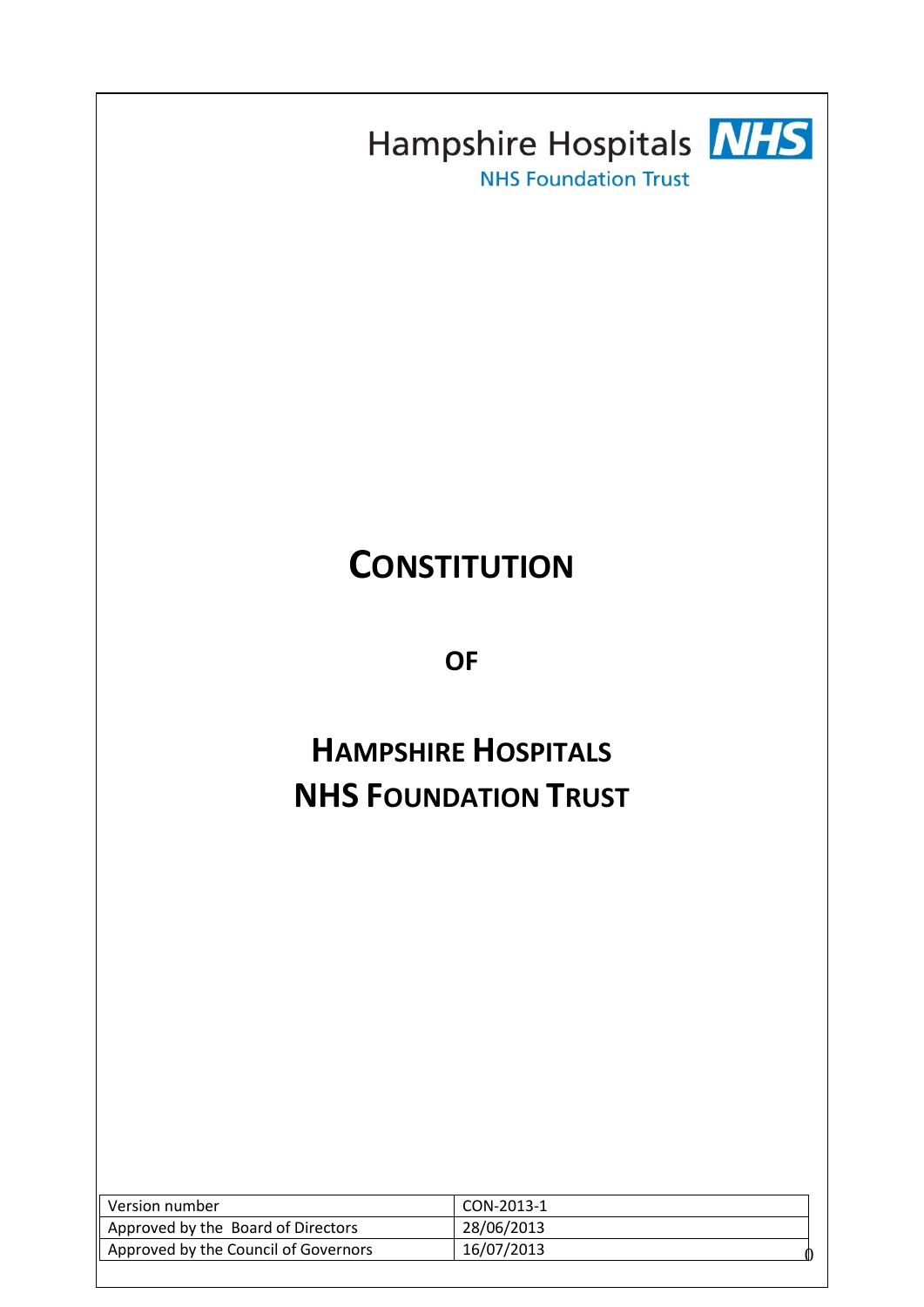Hampshire Hospitals NHS

NHS Foundation Trust

# CONSTITUTION

# OF

# HAMPSHIRE HOSPITALS NHS FOUNDATION TRUST

| Version number | CON-2013-1 |
|---|---|
| Approved by the Board of Directors | 28/06/2013 |
| Approved by the Council of Governors | 16/07/2013 |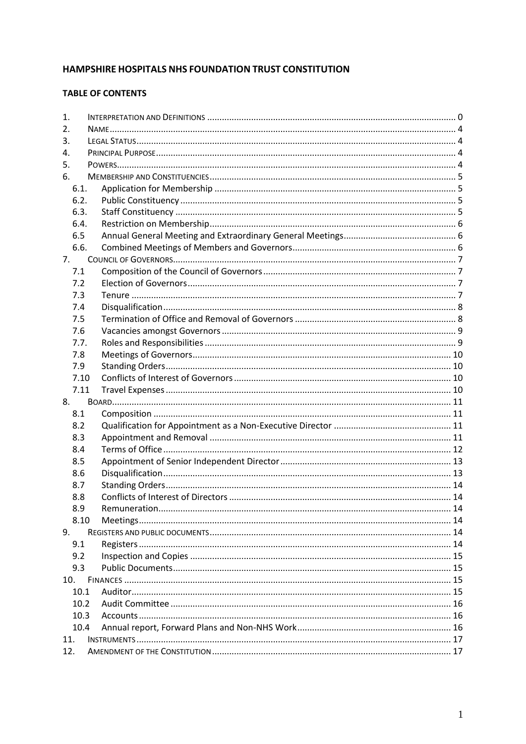# HAMPSHIRE HOSPITALS NHS FOUNDATION TRUST CONSTITUTION

## TABLE OF CONTENTS

| | | |
|---|---|---|
| 1. | Interpretation and Definitions | 0 |
| 2. | Name | 4 |
| 3. | Legal Status | 4 |
| 4. | Principal Purpose | 4 |
| 5. | Powers | 4 |
| 6. | Membership and Constituencies | 5 |
| 6.1. | Application for Membership | 5 |
| 6.2. | Public Constituency | 5 |
| 6.3. | Staff Constituency | 5 |
| 6.4. | Restriction on Membership | 6 |
| 6.5 | Annual General Meeting and Extraordinary General Meetings | 6 |
| 6.6. | Combined Meetings of Members and Governors | 6 |
| 7. | Council of Governors | 7 |
| 7.1 | Composition of the Council of Governors | 7 |
| 7.2 | Election of Governors | 7 |
| 7.3 | Tenure | 7 |
| 7.4 | Disqualification | 8 |
| 7.5 | Termination of Office and Removal of Governors | 8 |
| 7.6 | Vacancies amongst Governors | 9 |
| 7.7. | Roles and Responsibilities | 9 |
| 7.8 | Meetings of Governors | 10 |
| 7.9 | Standing Orders | 10 |
| 7.10 | Conflicts of Interest of Governors | 10 |
| 7.11 | Travel Expenses | 10 |
| 8. | Board | 11 |
| 8.1 | Composition | 11 |
| 8.2 | Qualification for Appointment as a Non-Executive Director | 11 |
| 8.3 | Appointment and Removal | 11 |
| 8.4 | Terms of Office | 12 |
| 8.5 | Appointment of Senior Independent Director | 13 |
| 8.6 | Disqualification | 13 |
| 8.7 | Standing Orders | 14 |
| 8.8 | Conflicts of Interest of Directors | 14 |
| 8.9 | Remuneration | 14 |
| 8.10 | Meetings | 14 |
| 9. | Registers and public documents | 14 |
| 9.1 | Registers | 14 |
| 9.2 | Inspection and Copies | 15 |
| 9.3 | Public Documents | 15 |
| 10. | Finances | 15 |
| 10.1 | Auditor | 15 |
| 10.2 | Audit Committee | 16 |
| 10.3 | Accounts | 16 |
| 10.4 | Annual report, Forward Plans and Non-NHS Work | 16 |
| 11. | Instruments | 17 |
| 12. | Amendment of the Constitution | 17 |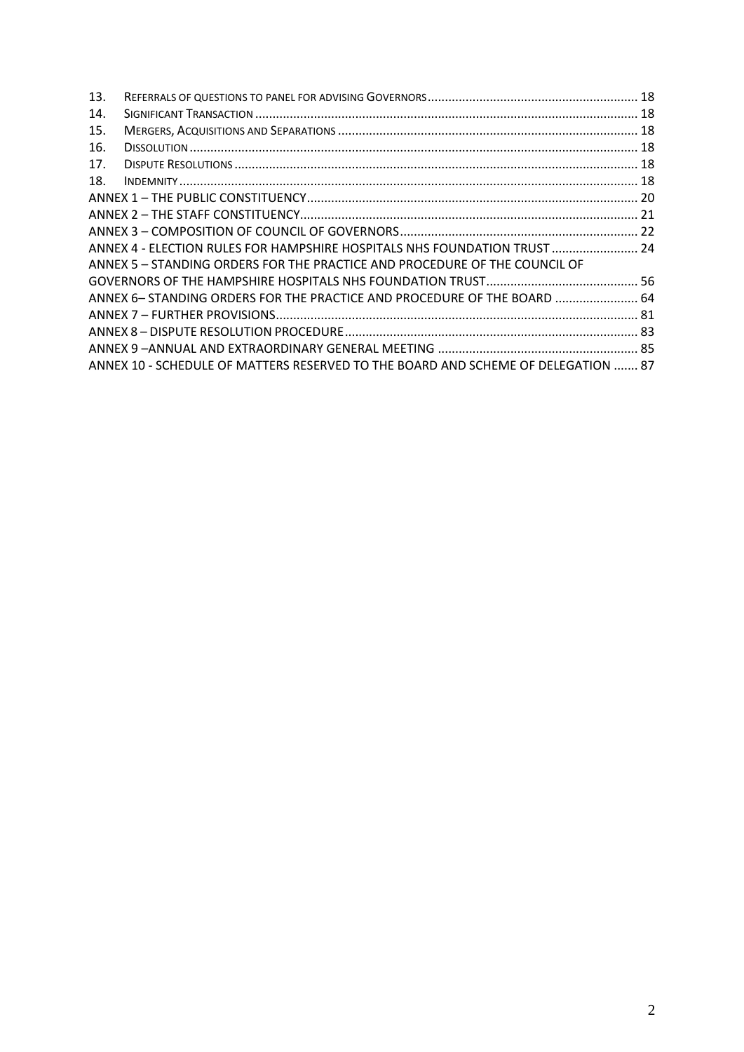| | | |
|---|---|---|
| 13. | Referrals of questions to panel for advising Governors | 18 |
| 14. | Significant Transaction | 18 |
| 15. | Mergers, Acquisitions and Separations | 18 |
| 16. | Dissolution | 18 |
| 17. | Dispute Resolutions | 18 |
| 18. | Indemnity | 18 |

ANNEX 1 – THE PUBLIC CONSTITUENCY ........ 20

ANNEX 2 – THE STAFF CONSTITUENCY ........ 21

ANNEX 3 – COMPOSITION OF COUNCIL OF GOVERNORS ........ 22

ANNEX 4 - ELECTION RULES FOR HAMPSHIRE HOSPITALS NHS FOUNDATION TRUST ........ 24

ANNEX 5 – STANDING ORDERS FOR THE PRACTICE AND PROCEDURE OF THE COUNCIL OF GOVERNORS OF THE HAMPSHIRE HOSPITALS NHS FOUNDATION TRUST ........ 56

ANNEX 6– STANDING ORDERS FOR THE PRACTICE AND PROCEDURE OF THE BOARD ........ 64

ANNEX 7 – FURTHER PROVISIONS ........ 81

ANNEX 8 – DISPUTE RESOLUTION PROCEDURE ........ 83

ANNEX 9 –ANNUAL AND EXTRAORDINARY GENERAL MEETING ........ 85

ANNEX 10 - SCHEDULE OF MATTERS RESERVED TO THE BOARD AND SCHEME OF DELEGATION ........ 87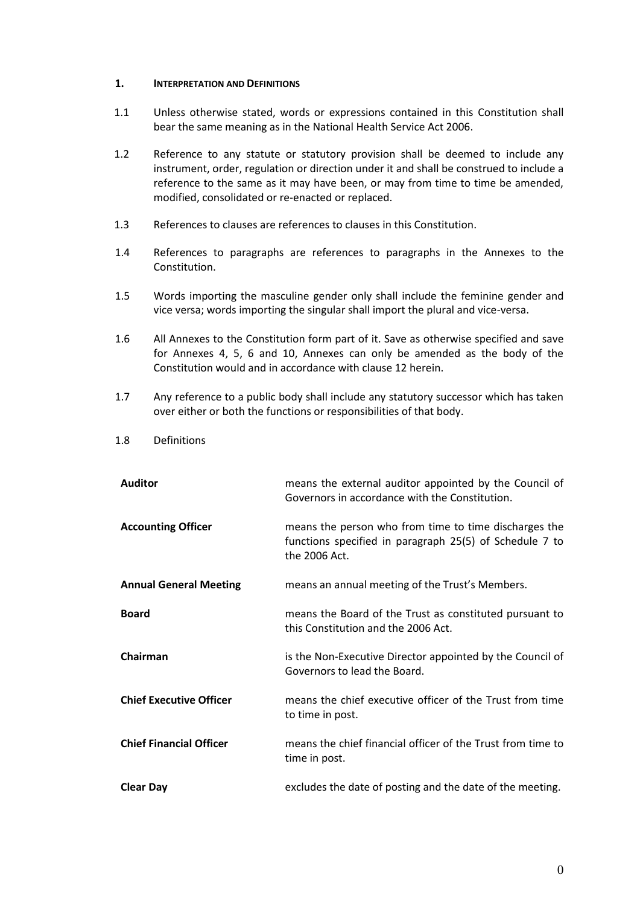## 1. INTERPRETATION AND DEFINITIONS

1.1 Unless otherwise stated, words or expressions contained in this Constitution shall bear the same meaning as in the National Health Service Act 2006.

1.2 Reference to any statute or statutory provision shall be deemed to include any instrument, order, regulation or direction under it and shall be construed to include a reference to the same as it may have been, or may from time to time be amended, modified, consolidated or re-enacted or replaced.

1.3 References to clauses are references to clauses in this Constitution.

1.4 References to paragraphs are references to paragraphs in the Annexes to the Constitution.

1.5 Words importing the masculine gender only shall include the feminine gender and vice versa; words importing the singular shall import the plural and vice-versa.

1.6 All Annexes to the Constitution form part of it. Save as otherwise specified and save for Annexes 4, 5, 6 and 10, Annexes can only be amended as the body of the Constitution would and in accordance with clause 12 herein.

1.7 Any reference to a public body shall include any statutory successor which has taken over either or both the functions or responsibilities of that body.

1.8 Definitions

| | |
|---|---|
| **Auditor** | means the external auditor appointed by the Council of Governors in accordance with the Constitution. |
| **Accounting Officer** | means the person who from time to time discharges the functions specified in paragraph 25(5) of Schedule 7 to the 2006 Act. |
| **Annual General Meeting** | means an annual meeting of the Trust's Members. |
| **Board** | means the Board of the Trust as constituted pursuant to this Constitution and the 2006 Act. |
| **Chairman** | is the Non-Executive Director appointed by the Council of Governors to lead the Board. |
| **Chief Executive Officer** | means the chief executive officer of the Trust from time to time in post. |
| **Chief Financial Officer** | means the chief financial officer of the Trust from time to time in post. |
| **Clear Day** | excludes the date of posting and the date of the meeting. |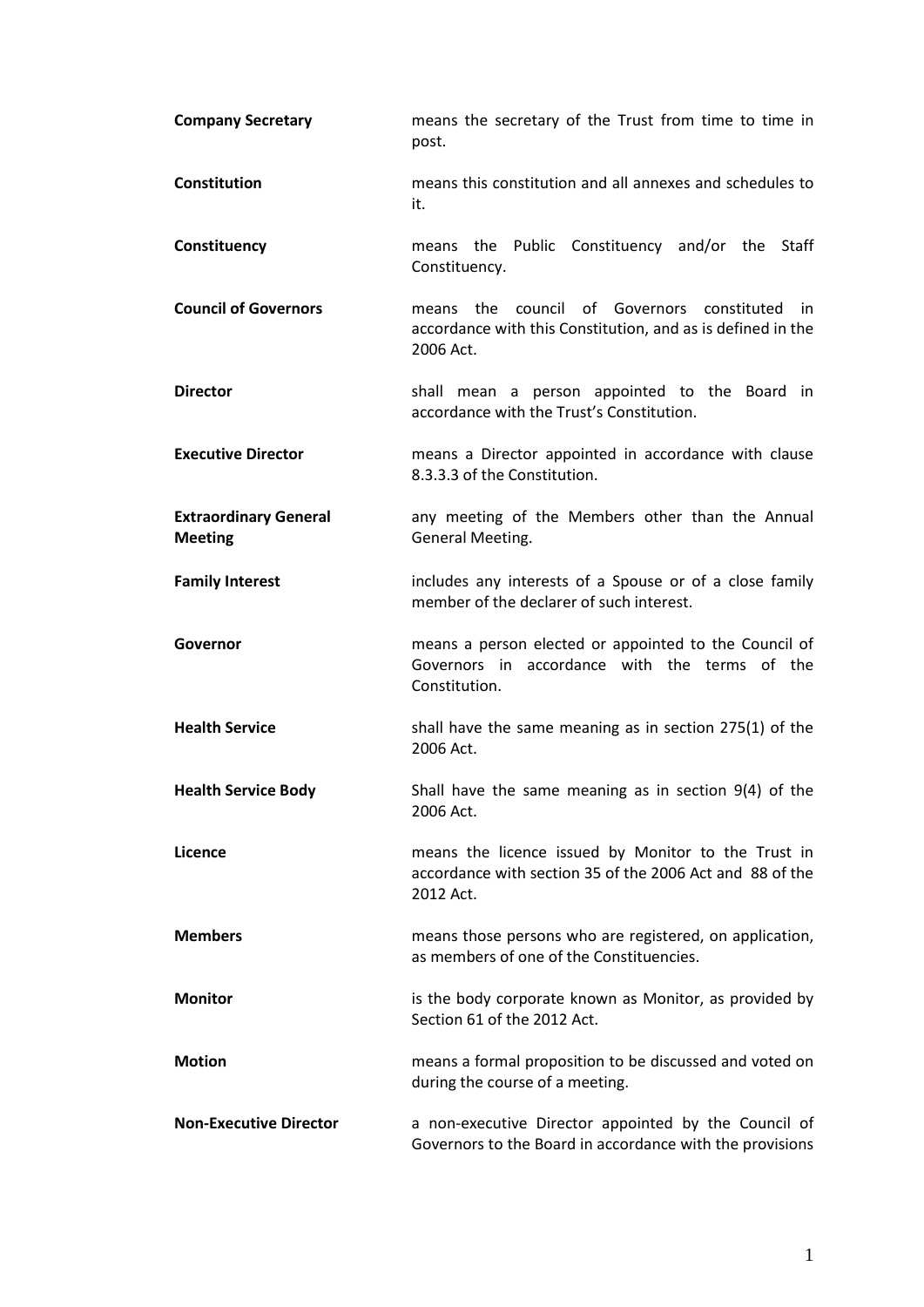| | |
|---|---|
| **Company Secretary** | means the secretary of the Trust from time to time in post. |
| **Constitution** | means this constitution and all annexes and schedules to it. |
| **Constituency** | means the Public Constituency and/or the Staff Constituency. |
| **Council of Governors** | means the council of Governors constituted in accordance with this Constitution, and as is defined in the 2006 Act. |
| **Director** | shall mean a person appointed to the Board in accordance with the Trust's Constitution. |
| **Executive Director** | means a Director appointed in accordance with clause 8.3.3.3 of the Constitution. |
| **Extraordinary General Meeting** | any meeting of the Members other than the Annual General Meeting. |
| **Family Interest** | includes any interests of a Spouse or of a close family member of the declarer of such interest. |
| **Governor** | means a person elected or appointed to the Council of Governors in accordance with the terms of the Constitution. |
| **Health Service** | shall have the same meaning as in section 275(1) of the 2006 Act. |
| **Health Service Body** | Shall have the same meaning as in section 9(4) of the 2006 Act. |
| **Licence** | means the licence issued by Monitor to the Trust in accordance with section 35 of the 2006 Act and 88 of the 2012 Act. |
| **Members** | means those persons who are registered, on application, as members of one of the Constituencies. |
| **Monitor** | is the body corporate known as Monitor, as provided by Section 61 of the 2012 Act. |
| **Motion** | means a formal proposition to be discussed and voted on during the course of a meeting. |
| **Non-Executive Director** | a non-executive Director appointed by the Council of Governors to the Board in accordance with the provisions |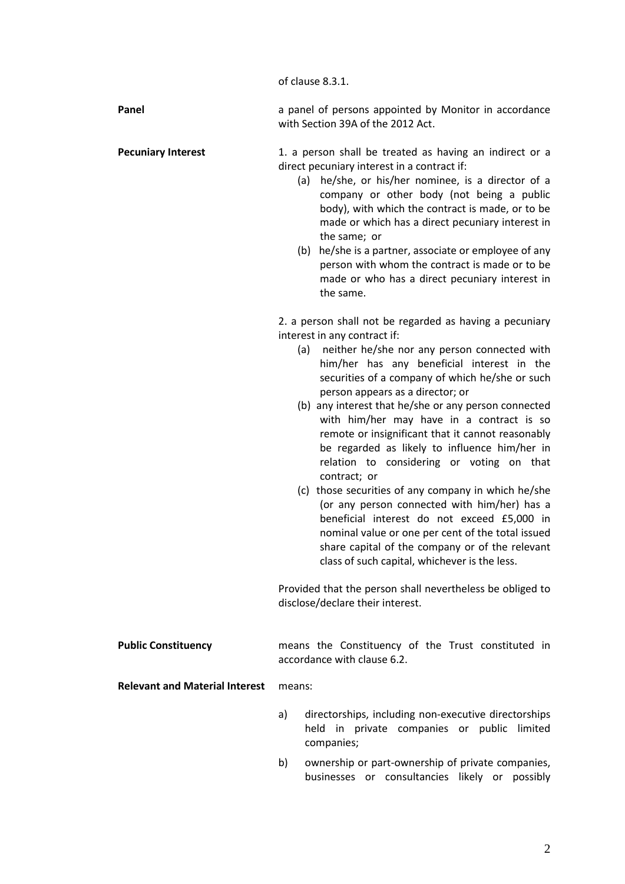of clause 8.3.1.

**Panel** a panel of persons appointed by Monitor in accordance with Section 39A of the 2012 Act.

**Pecuniary Interest**

1. a person shall be treated as having an indirect or a direct pecuniary interest in a contract if:
   - (a) he/she, or his/her nominee, is a director of a company or other body (not being a public body), with which the contract is made, or to be made or which has a direct pecuniary interest in the same; or
   - (b) he/she is a partner, associate or employee of any person with whom the contract is made or to be made or who has a direct pecuniary interest in the same.

2. a person shall not be regarded as having a pecuniary interest in any contract if:
   - (a) neither he/she nor any person connected with him/her has any beneficial interest in the securities of a company of which he/she or such person appears as a director; or
   - (b) any interest that he/she or any person connected with him/her may have in a contract is so remote or insignificant that it cannot reasonably be regarded as likely to influence him/her in relation to considering or voting on that contract; or
   - (c) those securities of any company in which he/she (or any person connected with him/her) has a beneficial interest do not exceed £5,000 in nominal value or one per cent of the total issued share capital of the company or of the relevant class of such capital, whichever is the less.

Provided that the person shall nevertheless be obliged to disclose/declare their interest.

**Public Constituency** means the Constituency of the Trust constituted in accordance with clause 6.2.

**Relevant and Material Interest** means:

- a) directorships, including non-executive directorships held in private companies or public limited companies;
- b) ownership or part-ownership of private companies, businesses or consultancies likely or possibly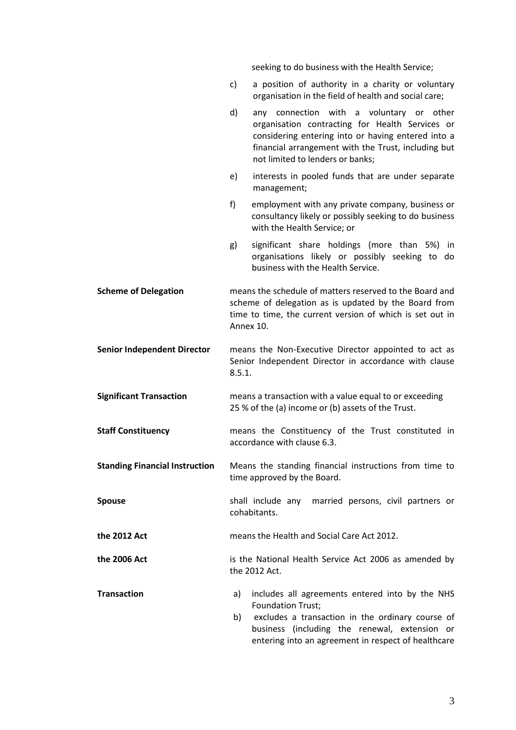seeking to do business with the Health Service;

c) a position of authority in a charity or voluntary organisation in the field of health and social care;

d) any connection with a voluntary or other organisation contracting for Health Services or considering entering into or having entered into a financial arrangement with the Trust, including but not limited to lenders or banks;

e) interests in pooled funds that are under separate management;

f) employment with any private company, business or consultancy likely or possibly seeking to do business with the Health Service; or

g) significant share holdings (more than 5%) in organisations likely or possibly seeking to do business with the Health Service.

**Scheme of Delegation** means the schedule of matters reserved to the Board and scheme of delegation as is updated by the Board from time to time, the current version of which is set out in Annex 10.

**Senior Independent Director** means the Non-Executive Director appointed to act as Senior Independent Director in accordance with clause 8.5.1.

**Significant Transaction** means a transaction with a value equal to or exceeding 25 % of the (a) income or (b) assets of the Trust.

**Staff Constituency** means the Constituency of the Trust constituted in accordance with clause 6.3.

**Standing Financial Instruction** Means the standing financial instructions from time to time approved by the Board.

**Spouse** shall include any married persons, civil partners or cohabitants.

**the 2012 Act** means the Health and Social Care Act 2012.

**the 2006 Act** is the National Health Service Act 2006 as amended by the 2012 Act.

**Transaction**

a) includes all agreements entered into by the NHS Foundation Trust;

b) excludes a transaction in the ordinary course of business (including the renewal, extension or entering into an agreement in respect of healthcare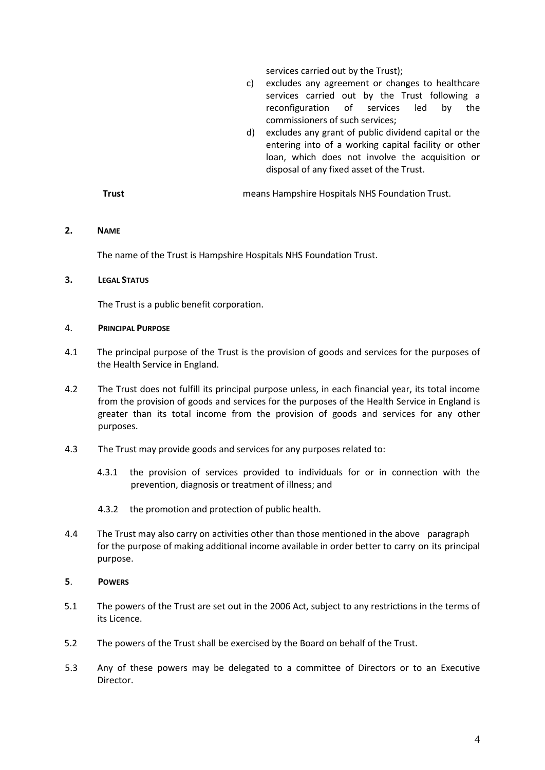services carried out by the Trust);

c) excludes any agreement or changes to healthcare services carried out by the Trust following a reconfiguration of services led by the commissioners of such services;

d) excludes any grant of public dividend capital or the entering into of a working capital facility or other loan, which does not involve the acquisition or disposal of any fixed asset of the Trust.

**Trust** means Hampshire Hospitals NHS Foundation Trust.

## 2. NAME

The name of the Trust is Hampshire Hospitals NHS Foundation Trust.

## 3. LEGAL STATUS

The Trust is a public benefit corporation.

## 4. PRINCIPAL PURPOSE

4.1 The principal purpose of the Trust is the provision of goods and services for the purposes of the Health Service in England.

4.2 The Trust does not fulfill its principal purpose unless, in each financial year, its total income from the provision of goods and services for the purposes of the Health Service in England is greater than its total income from the provision of goods and services for any other purposes.

4.3 The Trust may provide goods and services for any purposes related to:

4.3.1 the provision of services provided to individuals for or in connection with the prevention, diagnosis or treatment of illness; and

4.3.2 the promotion and protection of public health.

4.4 The Trust may also carry on activities other than those mentioned in the above paragraph for the purpose of making additional income available in order better to carry on its principal purpose.

## 5. POWERS

5.1 The powers of the Trust are set out in the 2006 Act, subject to any restrictions in the terms of its Licence.

5.2 The powers of the Trust shall be exercised by the Board on behalf of the Trust.

5.3 Any of these powers may be delegated to a committee of Directors or to an Executive Director.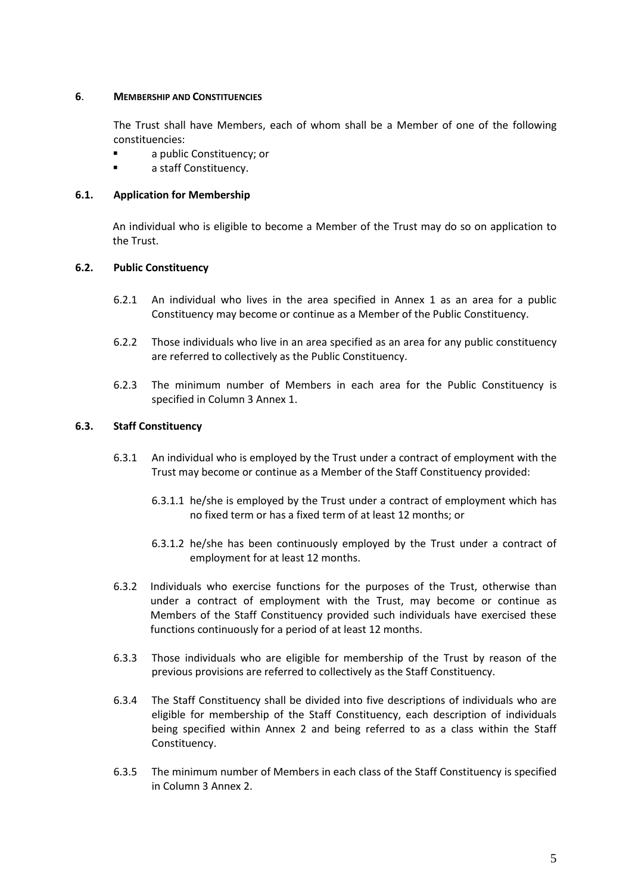## 6. MEMBERSHIP AND CONSTITUENCIES

The Trust shall have Members, each of whom shall be a Member of one of the following constituencies:

- a public Constituency; or
- a staff Constituency.

### 6.1. Application for Membership

An individual who is eligible to become a Member of the Trust may do so on application to the Trust.

### 6.2. Public Constituency

6.2.1 An individual who lives in the area specified in Annex 1 as an area for a public Constituency may become or continue as a Member of the Public Constituency.

6.2.2 Those individuals who live in an area specified as an area for any public constituency are referred to collectively as the Public Constituency.

6.2.3 The minimum number of Members in each area for the Public Constituency is specified in Column 3 Annex 1.

### 6.3. Staff Constituency

6.3.1 An individual who is employed by the Trust under a contract of employment with the Trust may become or continue as a Member of the Staff Constituency provided:

6.3.1.1 he/she is employed by the Trust under a contract of employment which has no fixed term or has a fixed term of at least 12 months; or

6.3.1.2 he/she has been continuously employed by the Trust under a contract of employment for at least 12 months.

6.3.2 Individuals who exercise functions for the purposes of the Trust, otherwise than under a contract of employment with the Trust, may become or continue as Members of the Staff Constituency provided such individuals have exercised these functions continuously for a period of at least 12 months.

6.3.3 Those individuals who are eligible for membership of the Trust by reason of the previous provisions are referred to collectively as the Staff Constituency.

6.3.4 The Staff Constituency shall be divided into five descriptions of individuals who are eligible for membership of the Staff Constituency, each description of individuals being specified within Annex 2 and being referred to as a class within the Staff Constituency.

6.3.5 The minimum number of Members in each class of the Staff Constituency is specified in Column 3 Annex 2.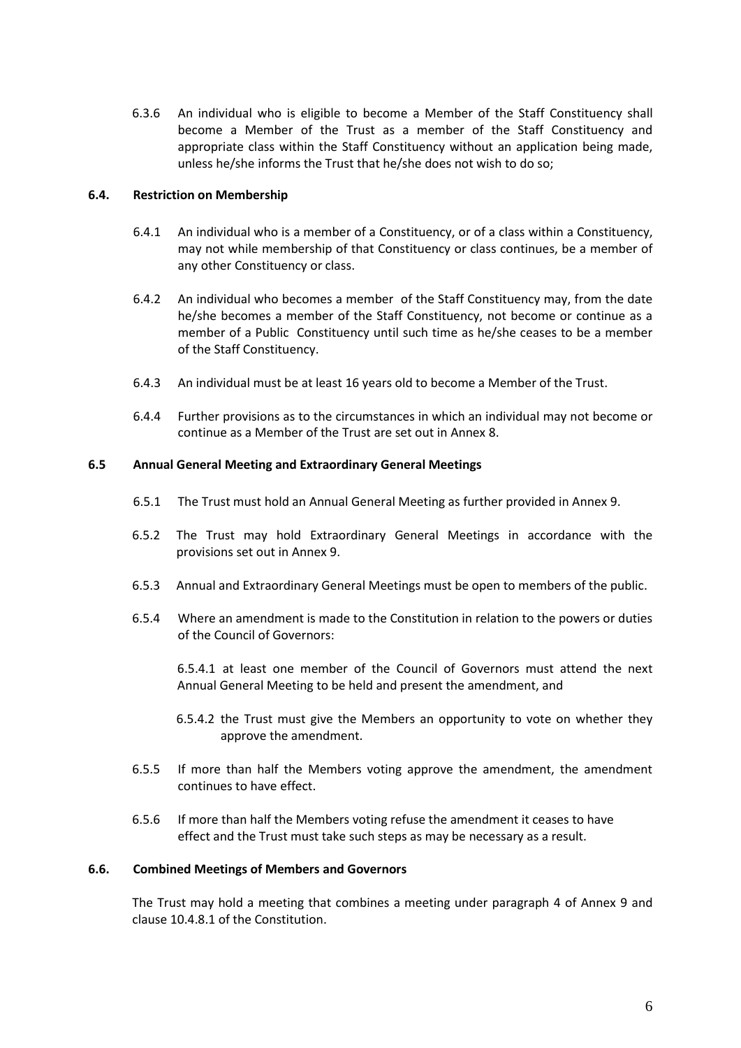6.3.6 An individual who is eligible to become a Member of the Staff Constituency shall become a Member of the Trust as a member of the Staff Constituency and appropriate class within the Staff Constituency without an application being made, unless he/she informs the Trust that he/she does not wish to do so;

**6.4. Restriction on Membership**

6.4.1 An individual who is a member of a Constituency, or of a class within a Constituency, may not while membership of that Constituency or class continues, be a member of any other Constituency or class.

6.4.2 An individual who becomes a member of the Staff Constituency may, from the date he/she becomes a member of the Staff Constituency, not become or continue as a member of a Public Constituency until such time as he/she ceases to be a member of the Staff Constituency.

6.4.3 An individual must be at least 16 years old to become a Member of the Trust.

6.4.4 Further provisions as to the circumstances in which an individual may not become or continue as a Member of the Trust are set out in Annex 8.

**6.5 Annual General Meeting and Extraordinary General Meetings**

6.5.1 The Trust must hold an Annual General Meeting as further provided in Annex 9.

6.5.2 The Trust may hold Extraordinary General Meetings in accordance with the provisions set out in Annex 9.

6.5.3 Annual and Extraordinary General Meetings must be open to members of the public.

6.5.4 Where an amendment is made to the Constitution in relation to the powers or duties of the Council of Governors:

6.5.4.1 at least one member of the Council of Governors must attend the next Annual General Meeting to be held and present the amendment, and

6.5.4.2 the Trust must give the Members an opportunity to vote on whether they approve the amendment.

6.5.5 If more than half the Members voting approve the amendment, the amendment continues to have effect.

6.5.6 If more than half the Members voting refuse the amendment it ceases to have effect and the Trust must take such steps as may be necessary as a result.

**6.6. Combined Meetings of Members and Governors**

The Trust may hold a meeting that combines a meeting under paragraph 4 of Annex 9 and clause 10.4.8.1 of the Constitution.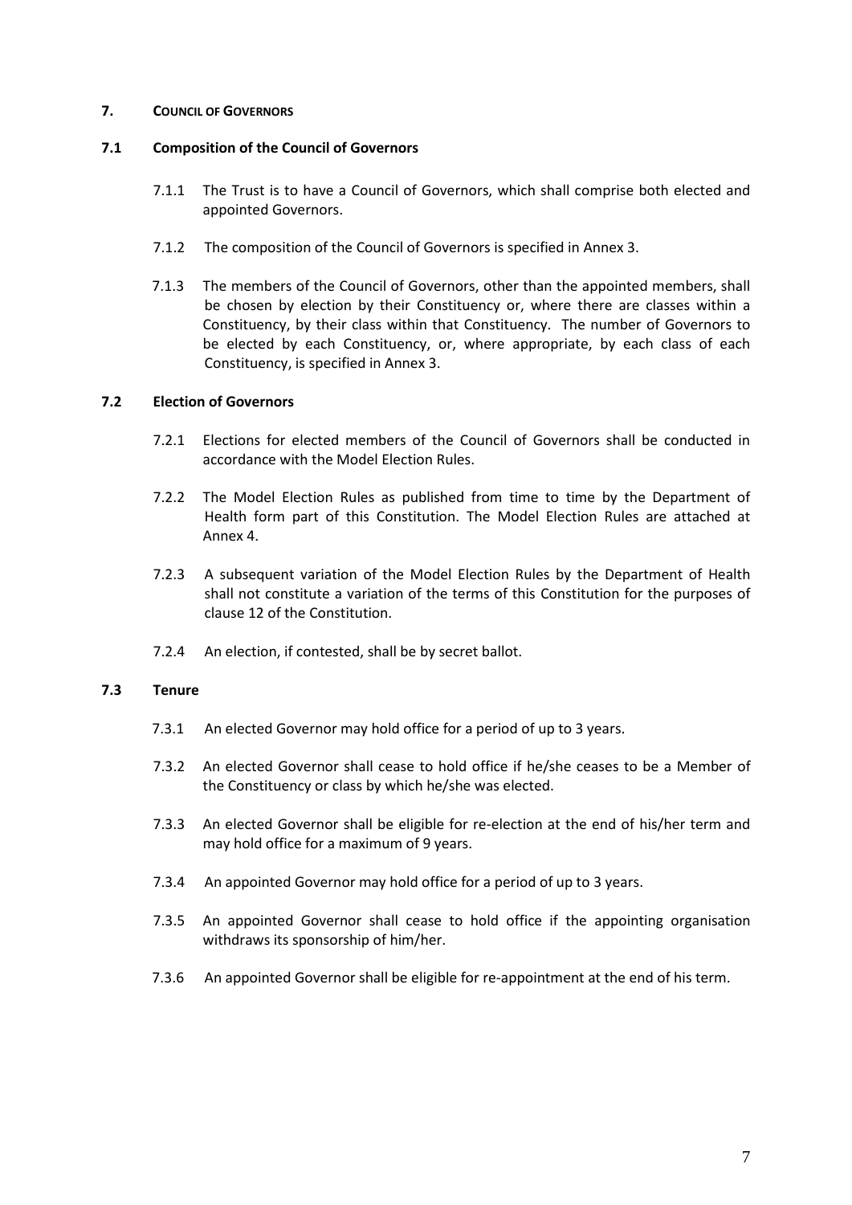## 7. COUNCIL OF GOVERNORS

### 7.1 Composition of the Council of Governors

7.1.1 The Trust is to have a Council of Governors, which shall comprise both elected and appointed Governors.

7.1.2 The composition of the Council of Governors is specified in Annex 3.

7.1.3 The members of the Council of Governors, other than the appointed members, shall be chosen by election by their Constituency or, where there are classes within a Constituency, by their class within that Constituency. The number of Governors to be elected by each Constituency, or, where appropriate, by each class of each Constituency, is specified in Annex 3.

### 7.2 Election of Governors

7.2.1 Elections for elected members of the Council of Governors shall be conducted in accordance with the Model Election Rules.

7.2.2 The Model Election Rules as published from time to time by the Department of Health form part of this Constitution. The Model Election Rules are attached at Annex 4.

7.2.3 A subsequent variation of the Model Election Rules by the Department of Health shall not constitute a variation of the terms of this Constitution for the purposes of clause 12 of the Constitution.

7.2.4 An election, if contested, shall be by secret ballot.

### 7.3 Tenure

7.3.1 An elected Governor may hold office for a period of up to 3 years.

7.3.2 An elected Governor shall cease to hold office if he/she ceases to be a Member of the Constituency or class by which he/she was elected.

7.3.3 An elected Governor shall be eligible for re-election at the end of his/her term and may hold office for a maximum of 9 years.

7.3.4 An appointed Governor may hold office for a period of up to 3 years.

7.3.5 An appointed Governor shall cease to hold office if the appointing organisation withdraws its sponsorship of him/her.

7.3.6 An appointed Governor shall be eligible for re-appointment at the end of his term.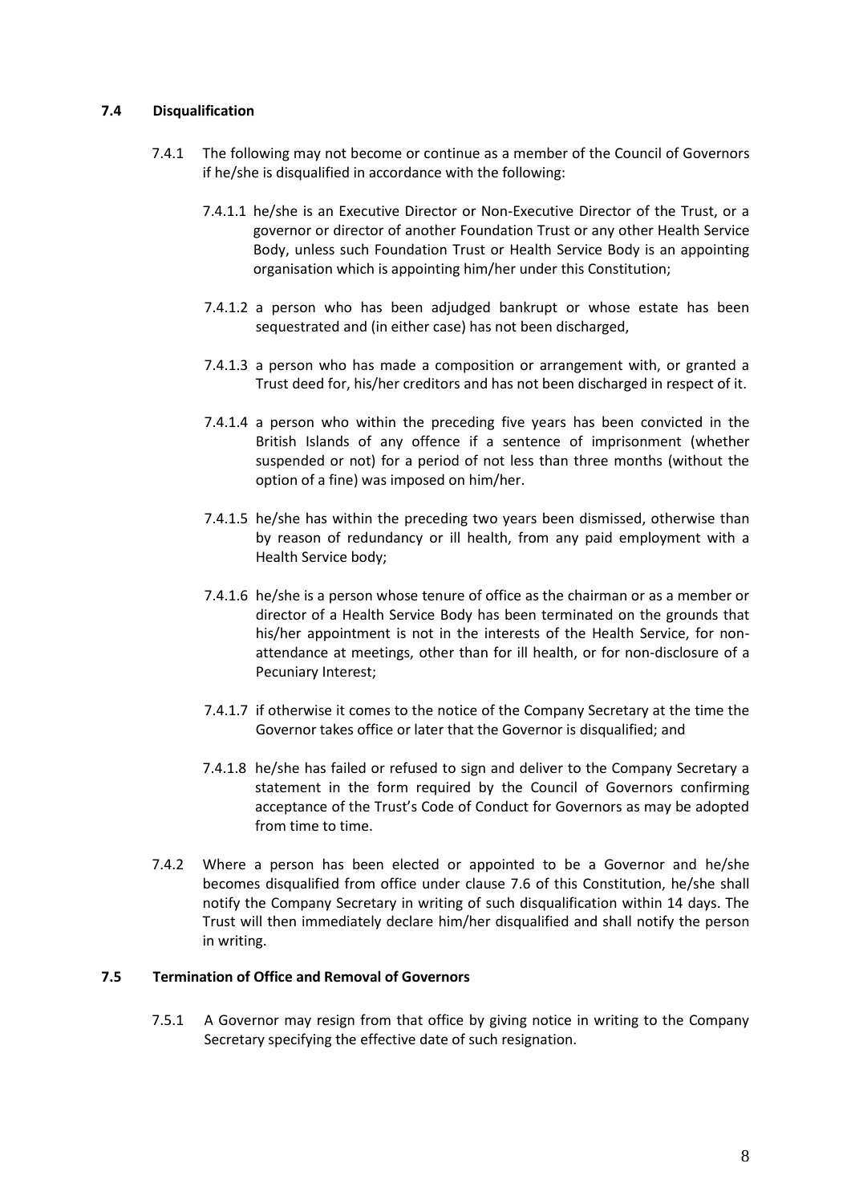### 7.4 Disqualification

7.4.1 The following may not become or continue as a member of the Council of Governors if he/she is disqualified in accordance with the following:

7.4.1.1 he/she is an Executive Director or Non-Executive Director of the Trust, or a governor or director of another Foundation Trust or any other Health Service Body, unless such Foundation Trust or Health Service Body is an appointing organisation which is appointing him/her under this Constitution;

7.4.1.2 a person who has been adjudged bankrupt or whose estate has been sequestrated and (in either case) has not been discharged,

7.4.1.3 a person who has made a composition or arrangement with, or granted a Trust deed for, his/her creditors and has not been discharged in respect of it.

7.4.1.4 a person who within the preceding five years has been convicted in the British Islands of any offence if a sentence of imprisonment (whether suspended or not) for a period of not less than three months (without the option of a fine) was imposed on him/her.

7.4.1.5 he/she has within the preceding two years been dismissed, otherwise than by reason of redundancy or ill health, from any paid employment with a Health Service body;

7.4.1.6 he/she is a person whose tenure of office as the chairman or as a member or director of a Health Service Body has been terminated on the grounds that his/her appointment is not in the interests of the Health Service, for non-attendance at meetings, other than for ill health, or for non-disclosure of a Pecuniary Interest;

7.4.1.7 if otherwise it comes to the notice of the Company Secretary at the time the Governor takes office or later that the Governor is disqualified; and

7.4.1.8 he/she has failed or refused to sign and deliver to the Company Secretary a statement in the form required by the Council of Governors confirming acceptance of the Trust's Code of Conduct for Governors as may be adopted from time to time.

7.4.2 Where a person has been elected or appointed to be a Governor and he/she becomes disqualified from office under clause 7.6 of this Constitution, he/she shall notify the Company Secretary in writing of such disqualification within 14 days. The Trust will then immediately declare him/her disqualified and shall notify the person in writing.

### 7.5 Termination of Office and Removal of Governors

7.5.1 A Governor may resign from that office by giving notice in writing to the Company Secretary specifying the effective date of such resignation.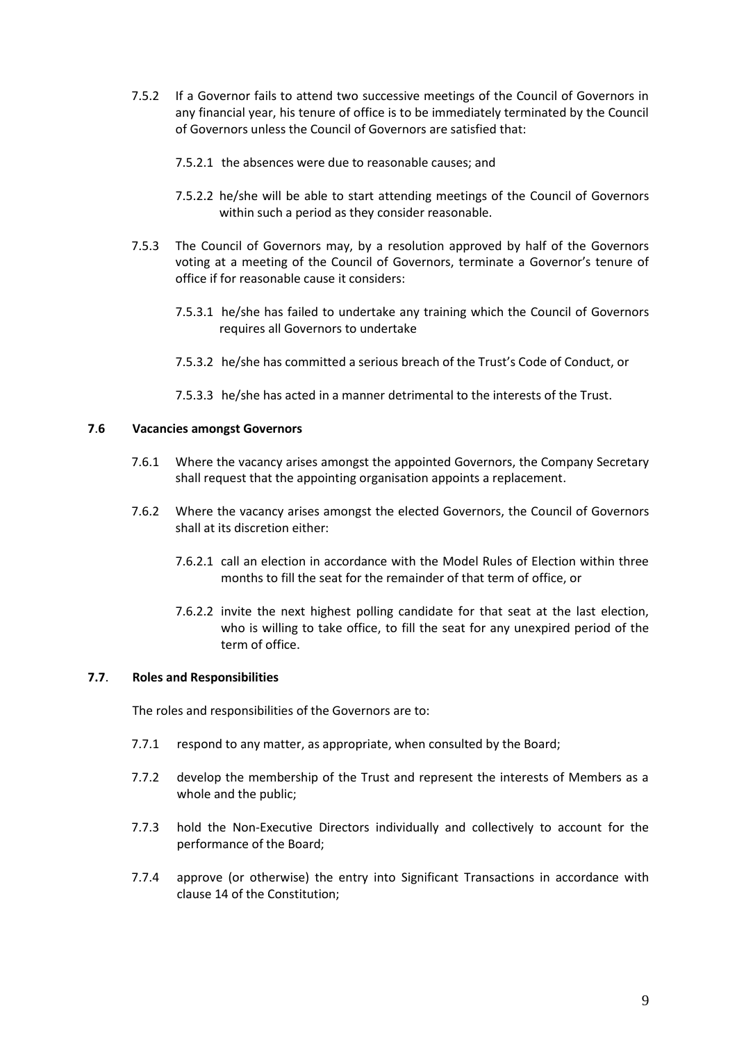7.5.2 If a Governor fails to attend two successive meetings of the Council of Governors in any financial year, his tenure of office is to be immediately terminated by the Council of Governors unless the Council of Governors are satisfied that:

7.5.2.1 the absences were due to reasonable causes; and

7.5.2.2 he/she will be able to start attending meetings of the Council of Governors within such a period as they consider reasonable.

7.5.3 The Council of Governors may, by a resolution approved by half of the Governors voting at a meeting of the Council of Governors, terminate a Governor's tenure of office if for reasonable cause it considers:

7.5.3.1 he/she has failed to undertake any training which the Council of Governors requires all Governors to undertake

7.5.3.2 he/she has committed a serious breach of the Trust's Code of Conduct, or

7.5.3.3 he/she has acted in a manner detrimental to the interests of the Trust.

**7.6 Vacancies amongst Governors**

7.6.1 Where the vacancy arises amongst the appointed Governors, the Company Secretary shall request that the appointing organisation appoints a replacement.

7.6.2 Where the vacancy arises amongst the elected Governors, the Council of Governors shall at its discretion either:

7.6.2.1 call an election in accordance with the Model Rules of Election within three months to fill the seat for the remainder of that term of office, or

7.6.2.2 invite the next highest polling candidate for that seat at the last election, who is willing to take office, to fill the seat for any unexpired period of the term of office.

**7.7. Roles and Responsibilities**

The roles and responsibilities of the Governors are to:

7.7.1 respond to any matter, as appropriate, when consulted by the Board;

7.7.2 develop the membership of the Trust and represent the interests of Members as a whole and the public;

7.7.3 hold the Non-Executive Directors individually and collectively to account for the performance of the Board;

7.7.4 approve (or otherwise) the entry into Significant Transactions in accordance with clause 14 of the Constitution;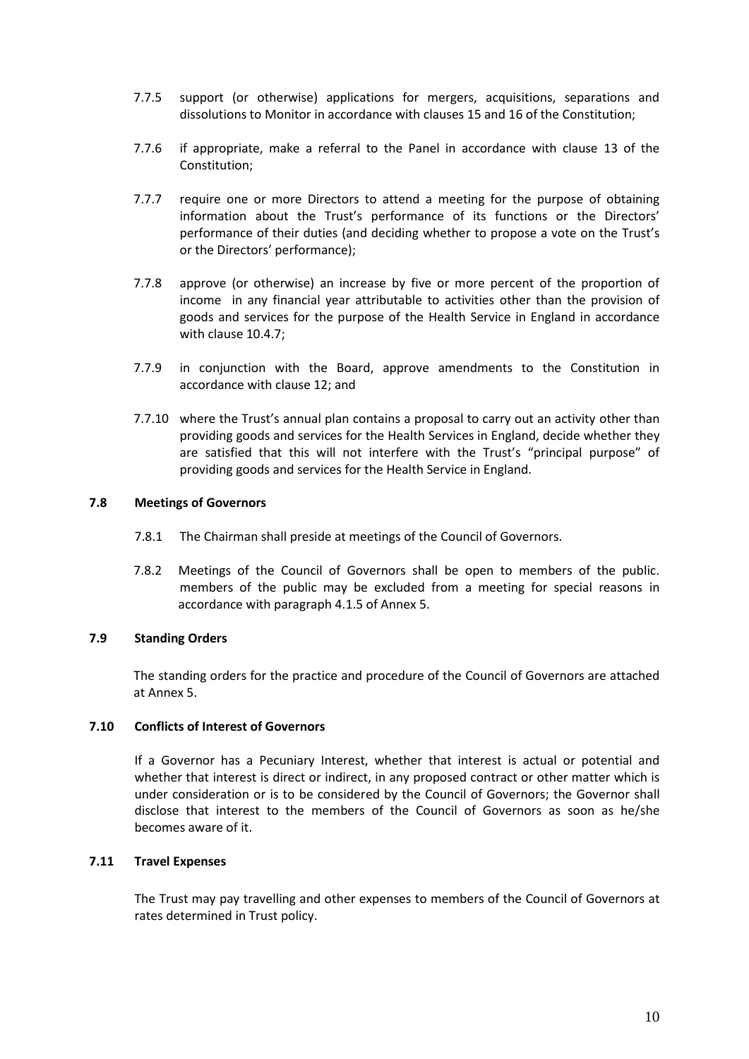7.7.5 support (or otherwise) applications for mergers, acquisitions, separations and dissolutions to Monitor in accordance with clauses 15 and 16 of the Constitution;

7.7.6 if appropriate, make a referral to the Panel in accordance with clause 13 of the Constitution;

7.7.7 require one or more Directors to attend a meeting for the purpose of obtaining information about the Trust's performance of its functions or the Directors' performance of their duties (and deciding whether to propose a vote on the Trust's or the Directors' performance);

7.7.8 approve (or otherwise) an increase by five or more percent of the proportion of income in any financial year attributable to activities other than the provision of goods and services for the purpose of the Health Service in England in accordance with clause 10.4.7;

7.7.9 in conjunction with the Board, approve amendments to the Constitution in accordance with clause 12; and

7.7.10 where the Trust's annual plan contains a proposal to carry out an activity other than providing goods and services for the Health Services in England, decide whether they are satisfied that this will not interfere with the Trust's "principal purpose" of providing goods and services for the Health Service in England.

**7.8 Meetings of Governors**

7.8.1 The Chairman shall preside at meetings of the Council of Governors.

7.8.2 Meetings of the Council of Governors shall be open to members of the public. members of the public may be excluded from a meeting for special reasons in accordance with paragraph 4.1.5 of Annex 5.

**7.9 Standing Orders**

The standing orders for the practice and procedure of the Council of Governors are attached at Annex 5.

**7.10 Conflicts of Interest of Governors**

If a Governor has a Pecuniary Interest, whether that interest is actual or potential and whether that interest is direct or indirect, in any proposed contract or other matter which is under consideration or is to be considered by the Council of Governors; the Governor shall disclose that interest to the members of the Council of Governors as soon as he/she becomes aware of it.

**7.11 Travel Expenses**

The Trust may pay travelling and other expenses to members of the Council of Governors at rates determined in Trust policy.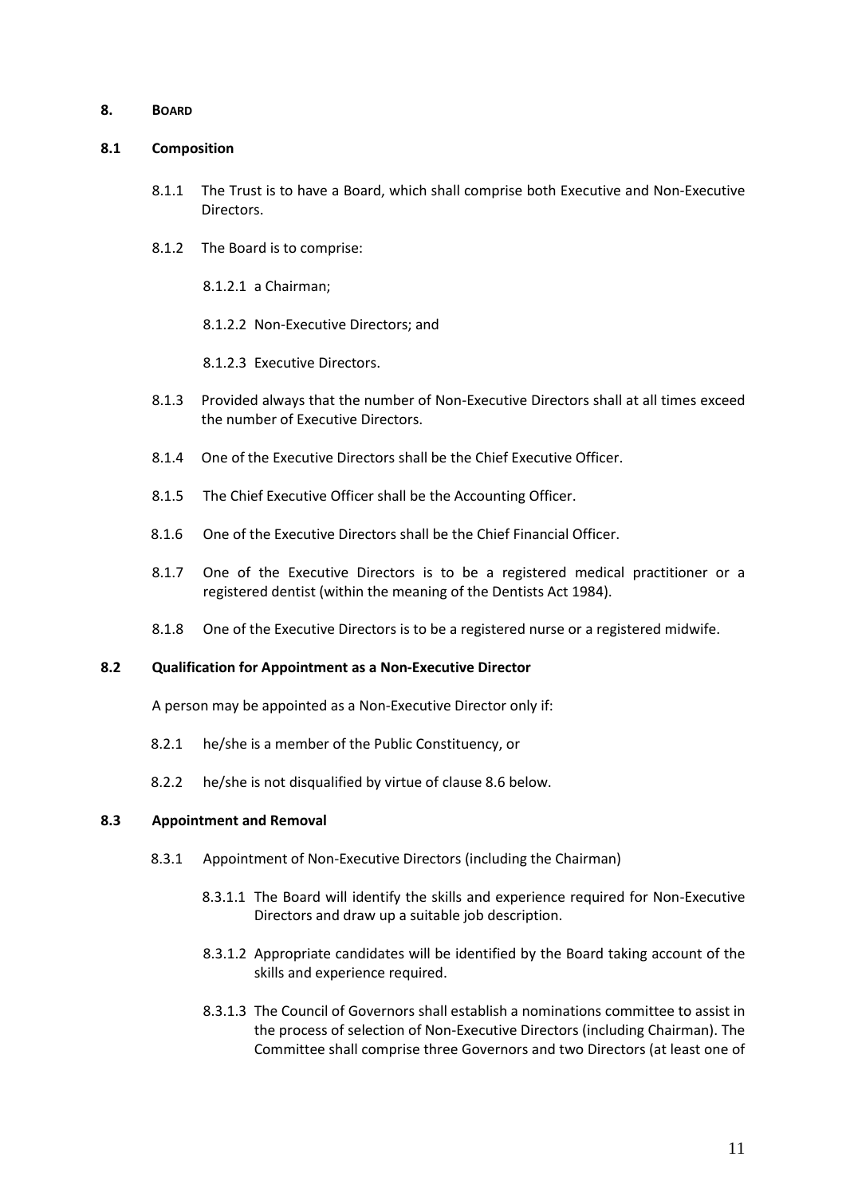## 8. BOARD

### 8.1 Composition

8.1.1 The Trust is to have a Board, which shall comprise both Executive and Non-Executive Directors.

8.1.2 The Board is to comprise:

8.1.2.1 a Chairman;

8.1.2.2 Non-Executive Directors; and

8.1.2.3 Executive Directors.

8.1.3 Provided always that the number of Non-Executive Directors shall at all times exceed the number of Executive Directors.

8.1.4 One of the Executive Directors shall be the Chief Executive Officer.

8.1.5 The Chief Executive Officer shall be the Accounting Officer.

8.1.6 One of the Executive Directors shall be the Chief Financial Officer.

8.1.7 One of the Executive Directors is to be a registered medical practitioner or a registered dentist (within the meaning of the Dentists Act 1984).

8.1.8 One of the Executive Directors is to be a registered nurse or a registered midwife.

### 8.2 Qualification for Appointment as a Non-Executive Director

A person may be appointed as a Non-Executive Director only if:

8.2.1 he/she is a member of the Public Constituency, or

8.2.2 he/she is not disqualified by virtue of clause 8.6 below.

### 8.3 Appointment and Removal

8.3.1 Appointment of Non-Executive Directors (including the Chairman)

8.3.1.1 The Board will identify the skills and experience required for Non-Executive Directors and draw up a suitable job description.

8.3.1.2 Appropriate candidates will be identified by the Board taking account of the skills and experience required.

8.3.1.3 The Council of Governors shall establish a nominations committee to assist in the process of selection of Non-Executive Directors (including Chairman). The Committee shall comprise three Governors and two Directors (at least one of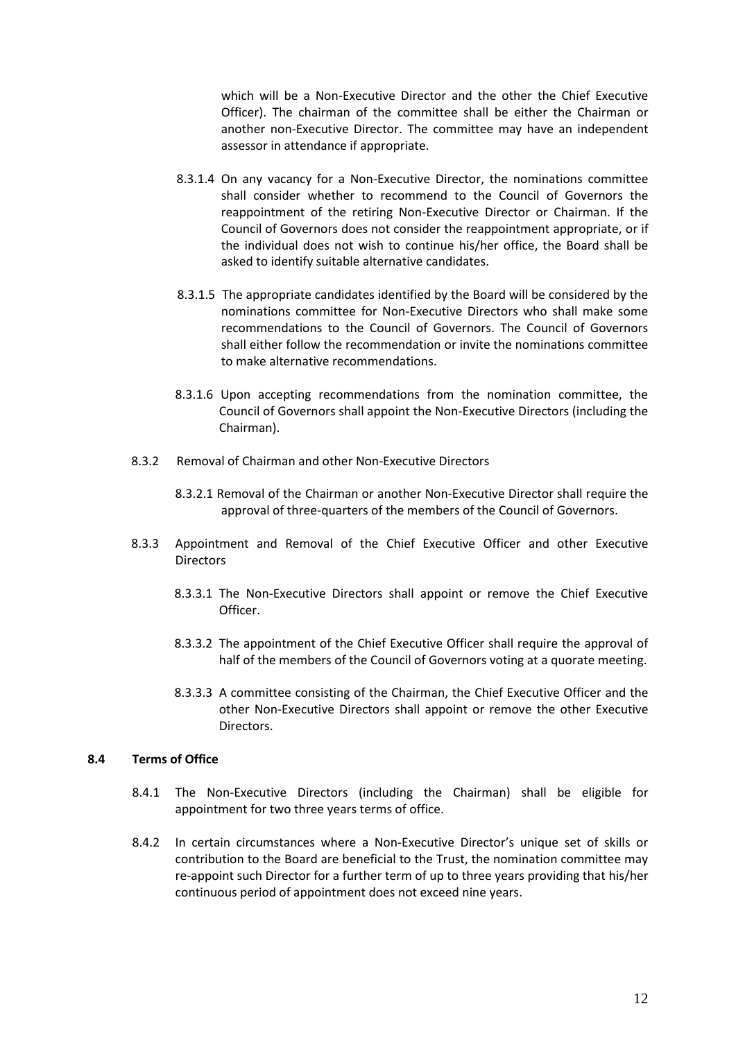which will be a Non-Executive Director and the other the Chief Executive Officer). The chairman of the committee shall be either the Chairman or another non-Executive Director. The committee may have an independent assessor in attendance if appropriate.

8.3.1.4 On any vacancy for a Non-Executive Director, the nominations committee shall consider whether to recommend to the Council of Governors the reappointment of the retiring Non-Executive Director or Chairman. If the Council of Governors does not consider the reappointment appropriate, or if the individual does not wish to continue his/her office, the Board shall be asked to identify suitable alternative candidates.

8.3.1.5 The appropriate candidates identified by the Board will be considered by the nominations committee for Non-Executive Directors who shall make some recommendations to the Council of Governors. The Council of Governors shall either follow the recommendation or invite the nominations committee to make alternative recommendations.

8.3.1.6 Upon accepting recommendations from the nomination committee, the Council of Governors shall appoint the Non-Executive Directors (including the Chairman).

8.3.2 Removal of Chairman and other Non-Executive Directors

8.3.2.1 Removal of the Chairman or another Non-Executive Director shall require the approval of three-quarters of the members of the Council of Governors.

8.3.3 Appointment and Removal of the Chief Executive Officer and other Executive Directors

8.3.3.1 The Non-Executive Directors shall appoint or remove the Chief Executive Officer.

8.3.3.2 The appointment of the Chief Executive Officer shall require the approval of half of the members of the Council of Governors voting at a quorate meeting.

8.3.3.3 A committee consisting of the Chairman, the Chief Executive Officer and the other Non-Executive Directors shall appoint or remove the other Executive Directors.

### 8.4 Terms of Office

8.4.1 The Non-Executive Directors (including the Chairman) shall be eligible for appointment for two three years terms of office.

8.4.2 In certain circumstances where a Non-Executive Director's unique set of skills or contribution to the Board are beneficial to the Trust, the nomination committee may re-appoint such Director for a further term of up to three years providing that his/her continuous period of appointment does not exceed nine years.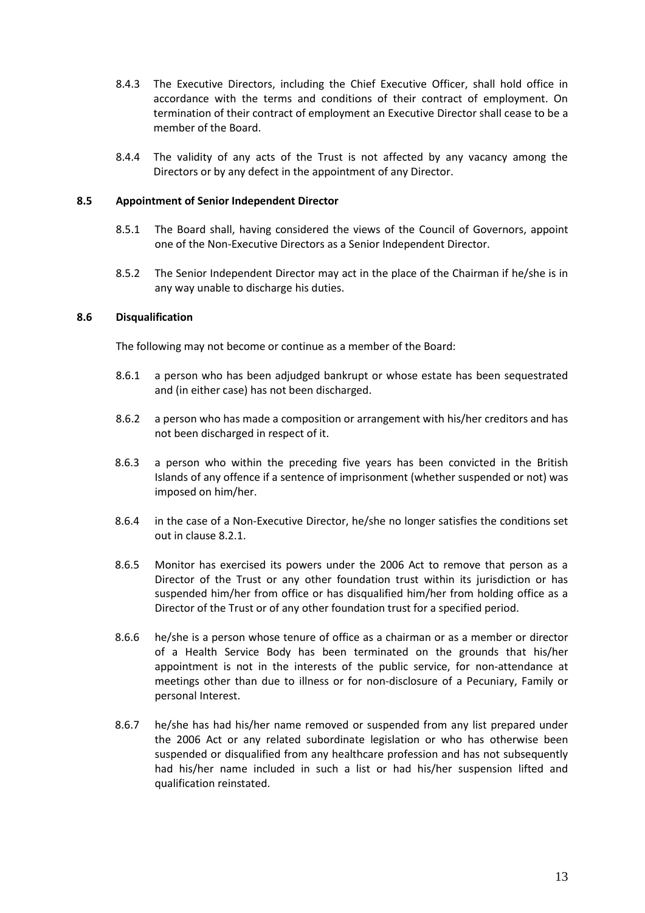8.4.3 The Executive Directors, including the Chief Executive Officer, shall hold office in accordance with the terms and conditions of their contract of employment. On termination of their contract of employment an Executive Director shall cease to be a member of the Board.

8.4.4 The validity of any acts of the Trust is not affected by any vacancy among the Directors or by any defect in the appointment of any Director.

**8.5 Appointment of Senior Independent Director**

8.5.1 The Board shall, having considered the views of the Council of Governors, appoint one of the Non-Executive Directors as a Senior Independent Director.

8.5.2 The Senior Independent Director may act in the place of the Chairman if he/she is in any way unable to discharge his duties.

**8.6 Disqualification**

The following may not become or continue as a member of the Board:

8.6.1 a person who has been adjudged bankrupt or whose estate has been sequestrated and (in either case) has not been discharged.

8.6.2 a person who has made a composition or arrangement with his/her creditors and has not been discharged in respect of it.

8.6.3 a person who within the preceding five years has been convicted in the British Islands of any offence if a sentence of imprisonment (whether suspended or not) was imposed on him/her.

8.6.4 in the case of a Non-Executive Director, he/she no longer satisfies the conditions set out in clause 8.2.1.

8.6.5 Monitor has exercised its powers under the 2006 Act to remove that person as a Director of the Trust or any other foundation trust within its jurisdiction or has suspended him/her from office or has disqualified him/her from holding office as a Director of the Trust or of any other foundation trust for a specified period.

8.6.6 he/she is a person whose tenure of office as a chairman or as a member or director of a Health Service Body has been terminated on the grounds that his/her appointment is not in the interests of the public service, for non-attendance at meetings other than due to illness or for non-disclosure of a Pecuniary, Family or personal Interest.

8.6.7 he/she has had his/her name removed or suspended from any list prepared under the 2006 Act or any related subordinate legislation or who has otherwise been suspended or disqualified from any healthcare profession and has not subsequently had his/her name included in such a list or had his/her suspension lifted and qualification reinstated.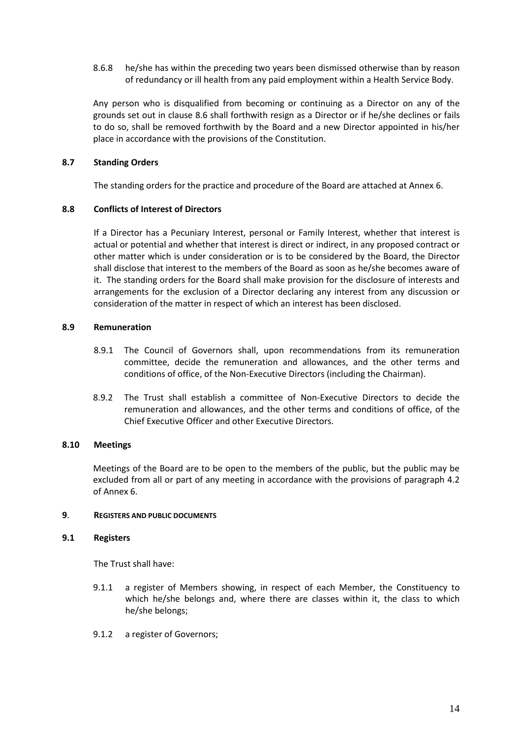8.6.8 he/she has within the preceding two years been dismissed otherwise than by reason of redundancy or ill health from any paid employment within a Health Service Body.

Any person who is disqualified from becoming or continuing as a Director on any of the grounds set out in clause 8.6 shall forthwith resign as a Director or if he/she declines or fails to do so, shall be removed forthwith by the Board and a new Director appointed in his/her place in accordance with the provisions of the Constitution.

### 8.7 Standing Orders

The standing orders for the practice and procedure of the Board are attached at Annex 6.

### 8.8 Conflicts of Interest of Directors

If a Director has a Pecuniary Interest, personal or Family Interest, whether that interest is actual or potential and whether that interest is direct or indirect, in any proposed contract or other matter which is under consideration or is to be considered by the Board, the Director shall disclose that interest to the members of the Board as soon as he/she becomes aware of it. The standing orders for the Board shall make provision for the disclosure of interests and arrangements for the exclusion of a Director declaring any interest from any discussion or consideration of the matter in respect of which an interest has been disclosed.

### 8.9 Remuneration

8.9.1 The Council of Governors shall, upon recommendations from its remuneration committee, decide the remuneration and allowances, and the other terms and conditions of office, of the Non-Executive Directors (including the Chairman).

8.9.2 The Trust shall establish a committee of Non-Executive Directors to decide the remuneration and allowances, and the other terms and conditions of office, of the Chief Executive Officer and other Executive Directors.

### 8.10 Meetings

Meetings of the Board are to be open to the members of the public, but the public may be excluded from all or part of any meeting in accordance with the provisions of paragraph 4.2 of Annex 6.

## 9. REGISTERS AND PUBLIC DOCUMENTS

### 9.1 Registers

The Trust shall have:

9.1.1 a register of Members showing, in respect of each Member, the Constituency to which he/she belongs and, where there are classes within it, the class to which he/she belongs;

9.1.2 a register of Governors;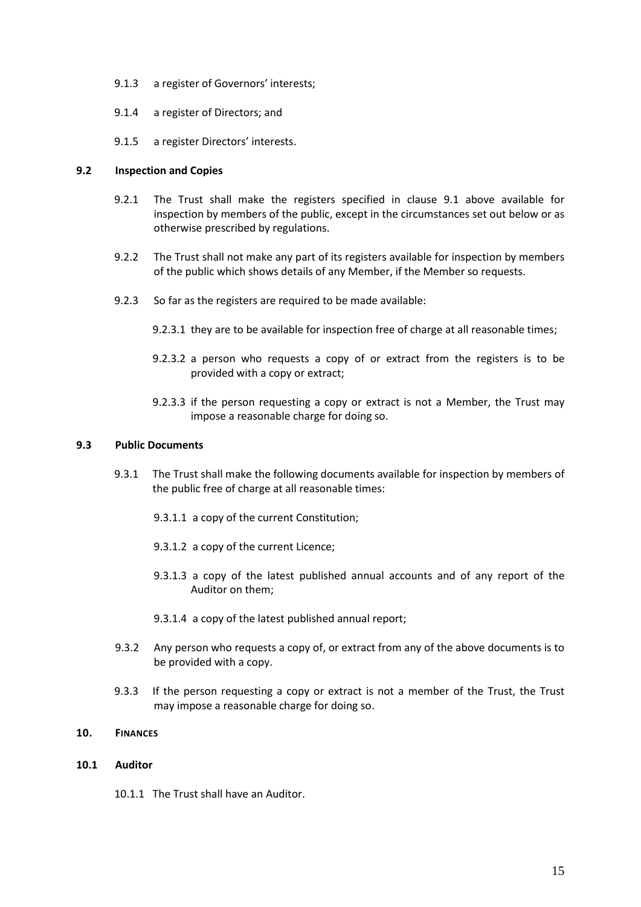9.1.3 a register of Governors' interests;

9.1.4 a register of Directors; and

9.1.5 a register Directors' interests.

**9.2 Inspection and Copies**

9.2.1 The Trust shall make the registers specified in clause 9.1 above available for inspection by members of the public, except in the circumstances set out below or as otherwise prescribed by regulations.

9.2.2 The Trust shall not make any part of its registers available for inspection by members of the public which shows details of any Member, if the Member so requests.

9.2.3 So far as the registers are required to be made available:

9.2.3.1 they are to be available for inspection free of charge at all reasonable times;

9.2.3.2 a person who requests a copy of or extract from the registers is to be provided with a copy or extract;

9.2.3.3 if the person requesting a copy or extract is not a Member, the Trust may impose a reasonable charge for doing so.

**9.3 Public Documents**

9.3.1 The Trust shall make the following documents available for inspection by members of the public free of charge at all reasonable times:

9.3.1.1 a copy of the current Constitution;

9.3.1.2 a copy of the current Licence;

9.3.1.3 a copy of the latest published annual accounts and of any report of the Auditor on them;

9.3.1.4 a copy of the latest published annual report;

9.3.2 Any person who requests a copy of, or extract from any of the above documents is to be provided with a copy.

9.3.3 If the person requesting a copy or extract is not a member of the Trust, the Trust may impose a reasonable charge for doing so.

**10. FINANCES**

**10.1 Auditor**

10.1.1 The Trust shall have an Auditor.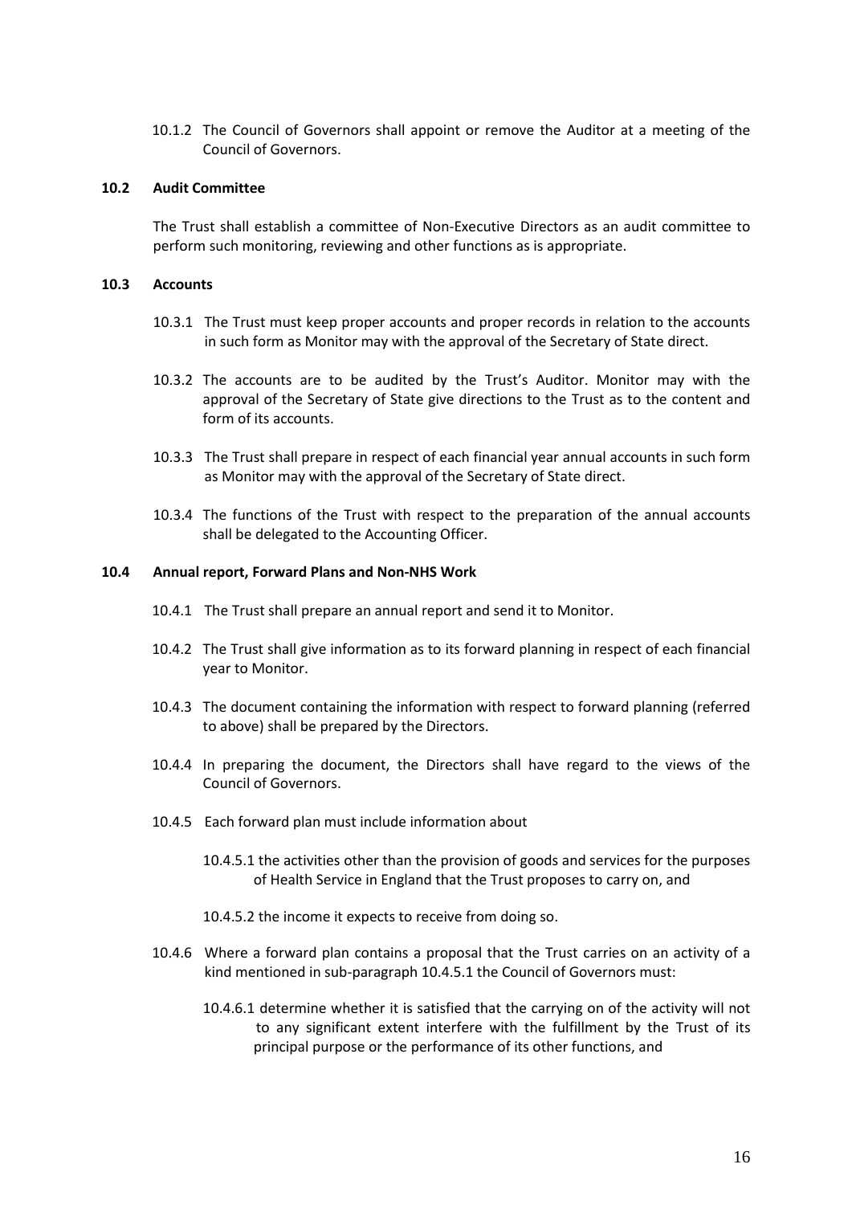10.1.2 The Council of Governors shall appoint or remove the Auditor at a meeting of the Council of Governors.

### 10.2 Audit Committee

The Trust shall establish a committee of Non-Executive Directors as an audit committee to perform such monitoring, reviewing and other functions as is appropriate.

### 10.3 Accounts

10.3.1 The Trust must keep proper accounts and proper records in relation to the accounts in such form as Monitor may with the approval of the Secretary of State direct.

10.3.2 The accounts are to be audited by the Trust's Auditor. Monitor may with the approval of the Secretary of State give directions to the Trust as to the content and form of its accounts.

10.3.3 The Trust shall prepare in respect of each financial year annual accounts in such form as Monitor may with the approval of the Secretary of State direct.

10.3.4 The functions of the Trust with respect to the preparation of the annual accounts shall be delegated to the Accounting Officer.

### 10.4 Annual report, Forward Plans and Non-NHS Work

10.4.1 The Trust shall prepare an annual report and send it to Monitor.

10.4.2 The Trust shall give information as to its forward planning in respect of each financial year to Monitor.

10.4.3 The document containing the information with respect to forward planning (referred to above) shall be prepared by the Directors.

10.4.4 In preparing the document, the Directors shall have regard to the views of the Council of Governors.

10.4.5 Each forward plan must include information about

10.4.5.1 the activities other than the provision of goods and services for the purposes of Health Service in England that the Trust proposes to carry on, and

10.4.5.2 the income it expects to receive from doing so.

10.4.6 Where a forward plan contains a proposal that the Trust carries on an activity of a kind mentioned in sub-paragraph 10.4.5.1 the Council of Governors must:

10.4.6.1 determine whether it is satisfied that the carrying on of the activity will not to any significant extent interfere with the fulfillment by the Trust of its principal purpose or the performance of its other functions, and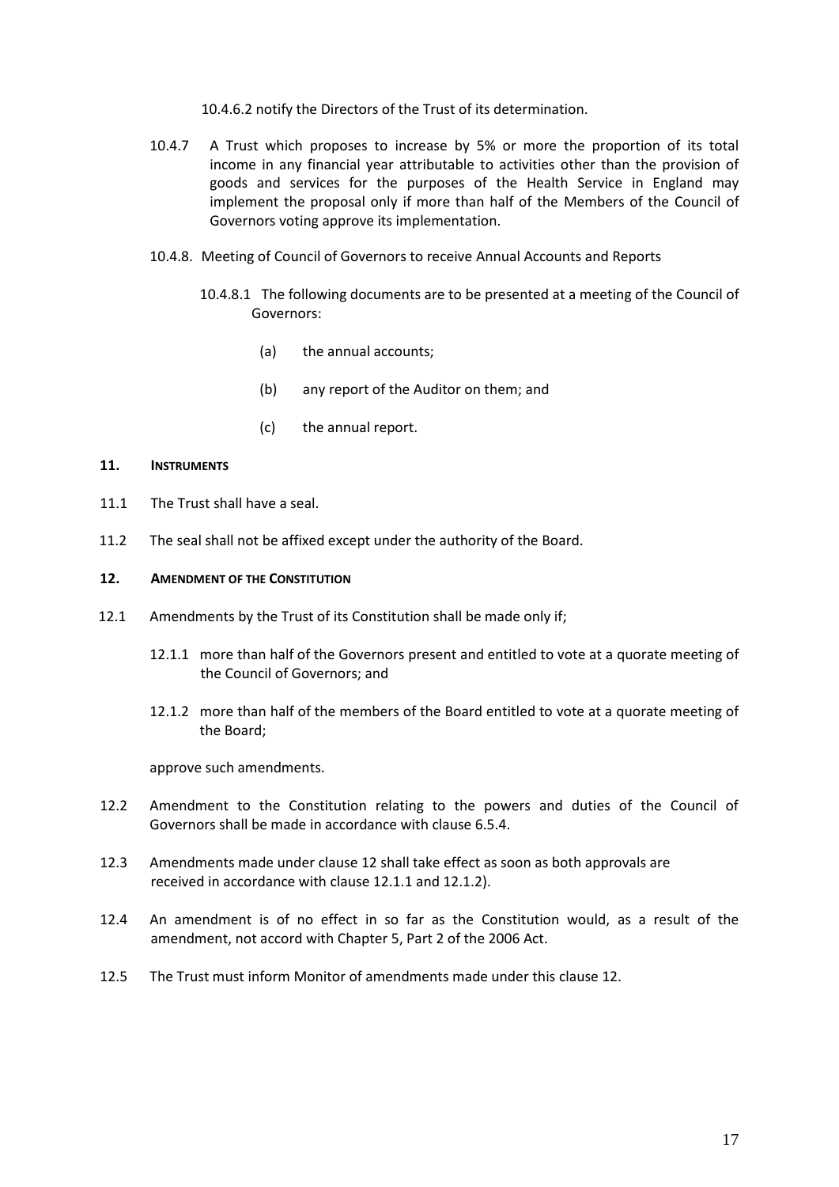10.4.6.2 notify the Directors of the Trust of its determination.

10.4.7 A Trust which proposes to increase by 5% or more the proportion of its total income in any financial year attributable to activities other than the provision of goods and services for the purposes of the Health Service in England may implement the proposal only if more than half of the Members of the Council of Governors voting approve its implementation.

10.4.8. Meeting of Council of Governors to receive Annual Accounts and Reports

10.4.8.1 The following documents are to be presented at a meeting of the Council of Governors:

(a) the annual accounts;

(b) any report of the Auditor on them; and

(c) the annual report.

## 11. INSTRUMENTS

11.1 The Trust shall have a seal.

11.2 The seal shall not be affixed except under the authority of the Board.

## 12. AMENDMENT OF THE CONSTITUTION

12.1 Amendments by the Trust of its Constitution shall be made only if;

12.1.1 more than half of the Governors present and entitled to vote at a quorate meeting of the Council of Governors; and

12.1.2 more than half of the members of the Board entitled to vote at a quorate meeting of the Board;

approve such amendments.

12.2 Amendment to the Constitution relating to the powers and duties of the Council of Governors shall be made in accordance with clause 6.5.4.

12.3 Amendments made under clause 12 shall take effect as soon as both approvals are received in accordance with clause 12.1.1 and 12.1.2).

12.4 An amendment is of no effect in so far as the Constitution would, as a result of the amendment, not accord with Chapter 5, Part 2 of the 2006 Act.

12.5 The Trust must inform Monitor of amendments made under this clause 12.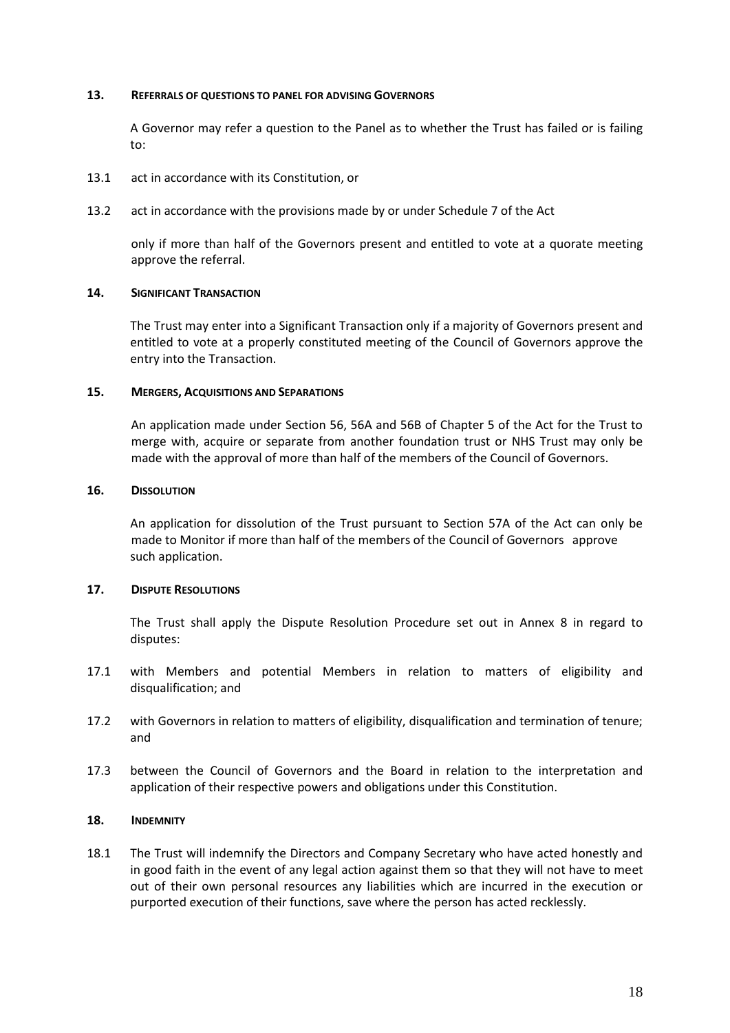## 13. REFERRALS OF QUESTIONS TO PANEL FOR ADVISING GOVERNORS

A Governor may refer a question to the Panel as to whether the Trust has failed or is failing to:

13.1 act in accordance with its Constitution, or

13.2 act in accordance with the provisions made by or under Schedule 7 of the Act

only if more than half of the Governors present and entitled to vote at a quorate meeting approve the referral.

## 14. SIGNIFICANT TRANSACTION

The Trust may enter into a Significant Transaction only if a majority of Governors present and entitled to vote at a properly constituted meeting of the Council of Governors approve the entry into the Transaction.

## 15. MERGERS, ACQUISITIONS AND SEPARATIONS

An application made under Section 56, 56A and 56B of Chapter 5 of the Act for the Trust to merge with, acquire or separate from another foundation trust or NHS Trust may only be made with the approval of more than half of the members of the Council of Governors.

## 16. DISSOLUTION

An application for dissolution of the Trust pursuant to Section 57A of the Act can only be made to Monitor if more than half of the members of the Council of Governors approve such application.

## 17. DISPUTE RESOLUTIONS

The Trust shall apply the Dispute Resolution Procedure set out in Annex 8 in regard to disputes:

17.1 with Members and potential Members in relation to matters of eligibility and disqualification; and

17.2 with Governors in relation to matters of eligibility, disqualification and termination of tenure; and

17.3 between the Council of Governors and the Board in relation to the interpretation and application of their respective powers and obligations under this Constitution.

## 18. INDEMNITY

18.1 The Trust will indemnify the Directors and Company Secretary who have acted honestly and in good faith in the event of any legal action against them so that they will not have to meet out of their own personal resources any liabilities which are incurred in the execution or purported execution of their functions, save where the person has acted recklessly.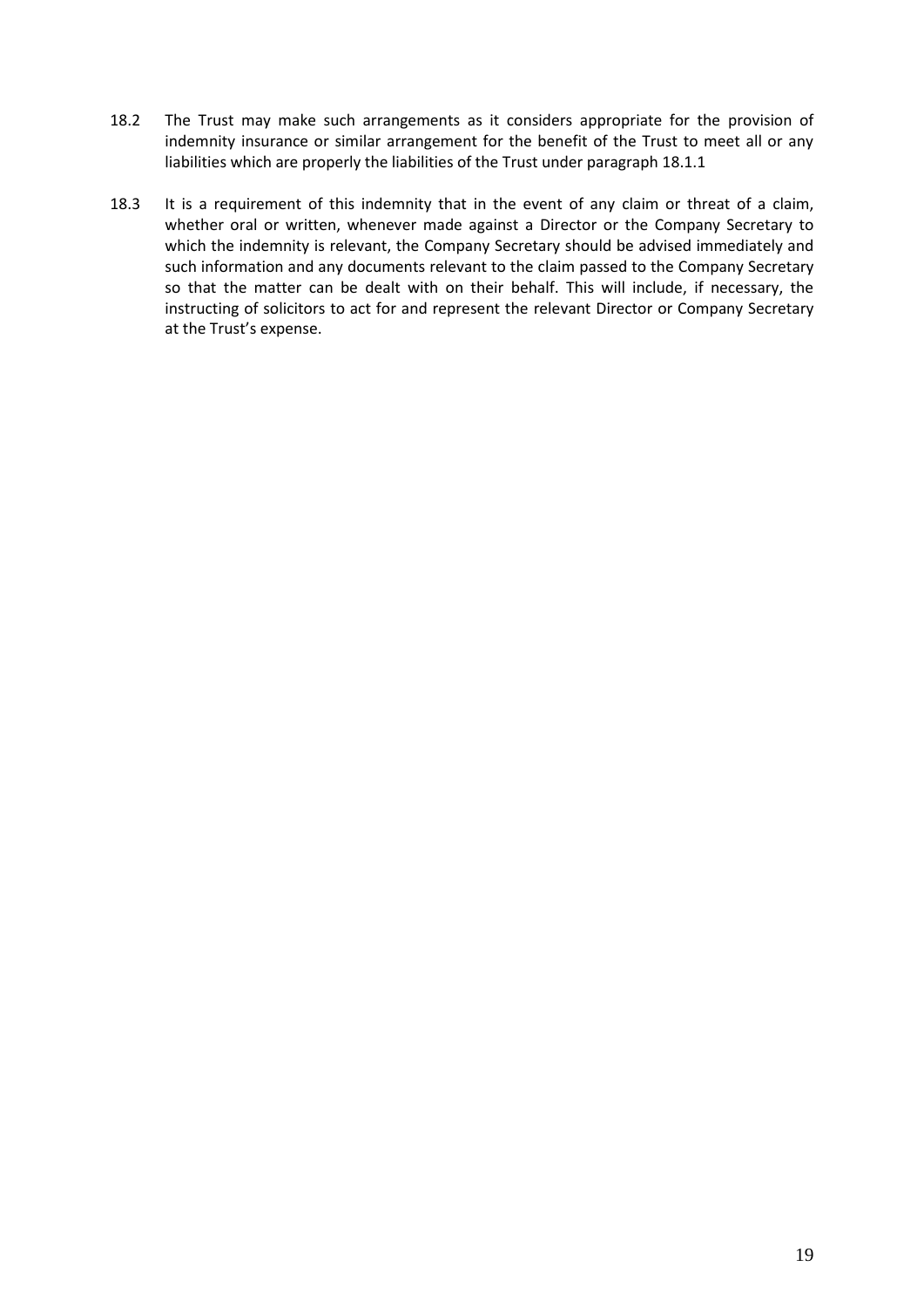18.2 The Trust may make such arrangements as it considers appropriate for the provision of indemnity insurance or similar arrangement for the benefit of the Trust to meet all or any liabilities which are properly the liabilities of the Trust under paragraph 18.1.1

18.3 It is a requirement of this indemnity that in the event of any claim or threat of a claim, whether oral or written, whenever made against a Director or the Company Secretary to which the indemnity is relevant, the Company Secretary should be advised immediately and such information and any documents relevant to the claim passed to the Company Secretary so that the matter can be dealt with on their behalf. This will include, if necessary, the instructing of solicitors to act for and represent the relevant Director or Company Secretary at the Trust's expense.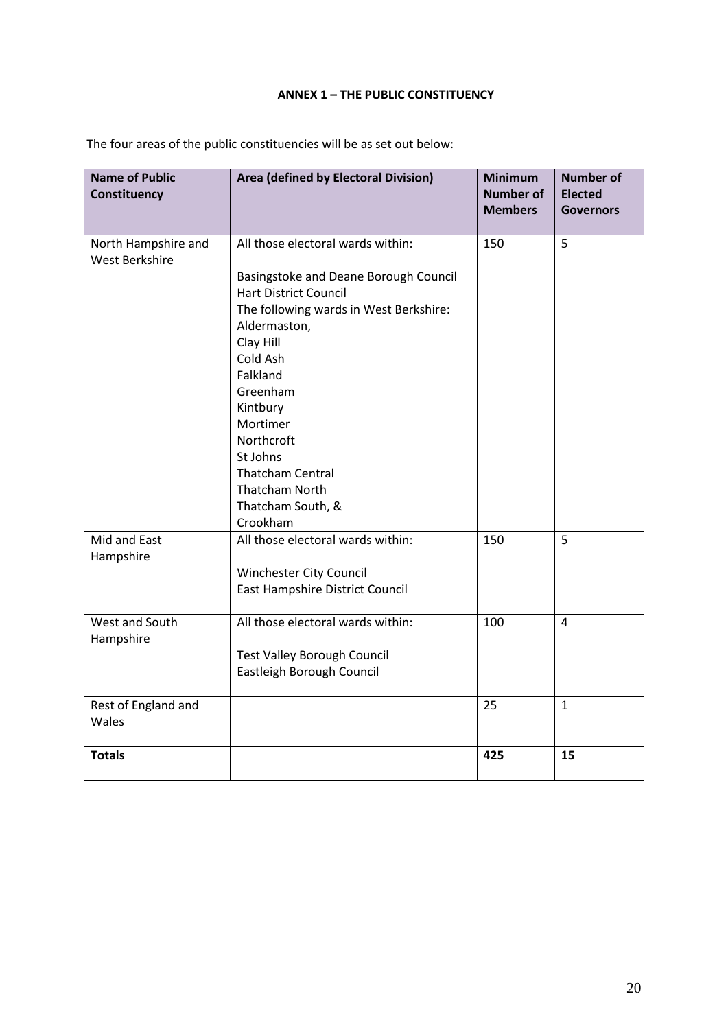## ANNEX 1 – THE PUBLIC CONSTITUENCY

The four areas of the public constituencies will be as set out below:

| Name of Public Constituency | Area (defined by Electoral Division) | Minimum Number of Members | Number of Elected Governors |
|---|---|---|---|
| North Hampshire and West Berkshire | All those electoral wards within:<br><br>Basingstoke and Deane Borough Council<br>Hart District Council<br>The following wards in West Berkshire:<br>Aldermaston,<br>Clay Hill<br>Cold Ash<br>Falkland<br>Greenham<br>Kintbury<br>Mortimer<br>Northcroft<br>St Johns<br>Thatcham Central<br>Thatcham North<br>Thatcham South, &<br>Crookham | 150 | 5 |
| Mid and East Hampshire | All those electoral wards within:<br><br>Winchester City Council<br>East Hampshire District Council | 150 | 5 |
| West and South Hampshire | All those electoral wards within:<br><br>Test Valley Borough Council<br>Eastleigh Borough Council | 100 | 4 |
| Rest of England and Wales | | 25 | 1 |
| **Totals** | | **425** | **15** |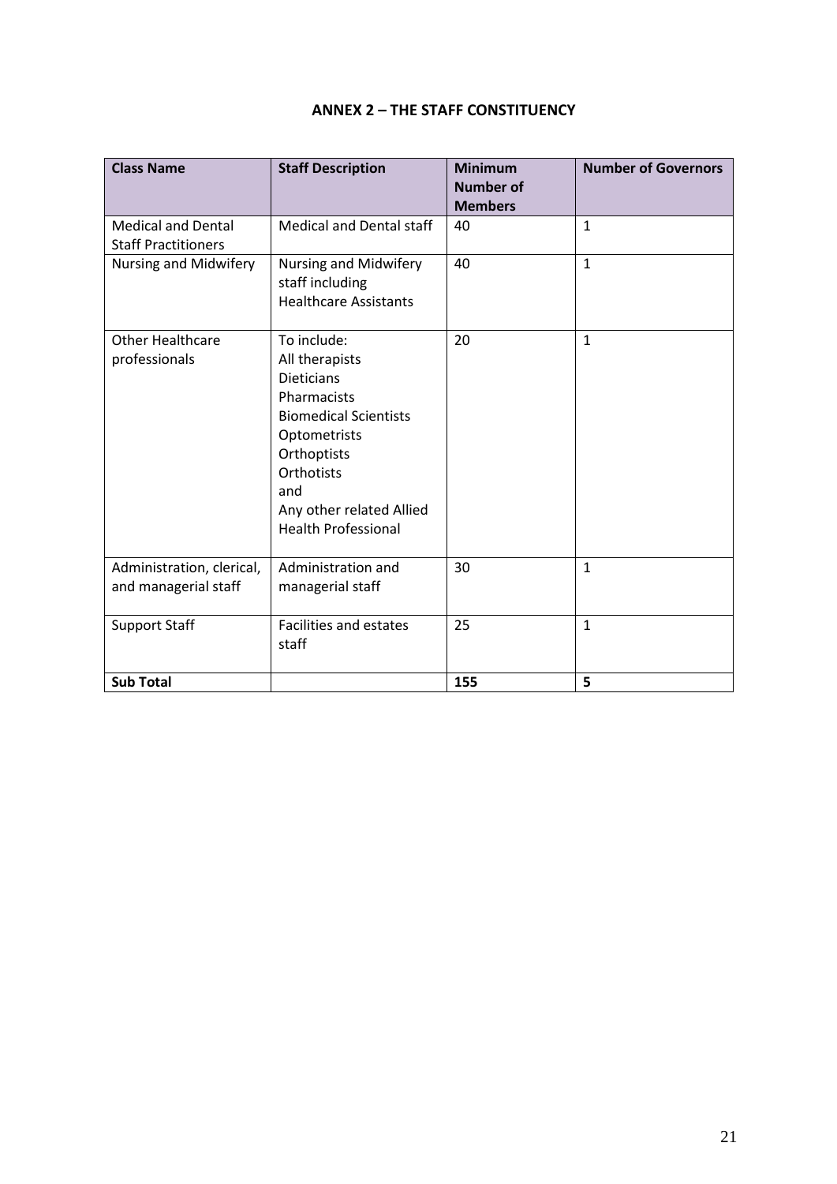## ANNEX 2 – THE STAFF CONSTITUENCY

| Class Name | Staff Description | Minimum Number of Members | Number of Governors |
|---|---|---|---|
| Medical and Dental Staff Practitioners | Medical and Dental staff | 40 | 1 |
| Nursing and Midwifery | Nursing and Midwifery staff including Healthcare Assistants | 40 | 1 |
| Other Healthcare professionals | To include:<br>All therapists<br>Dieticians<br>Pharmacists<br>Biomedical Scientists<br>Optometrists<br>Orthoptists<br>Orthotists<br>and<br>Any other related Allied Health Professional | 20 | 1 |
| Administration, clerical, and managerial staff | Administration and managerial staff | 30 | 1 |
| Support Staff | Facilities and estates staff | 25 | 1 |
| **Sub Total** | | **155** | **5** |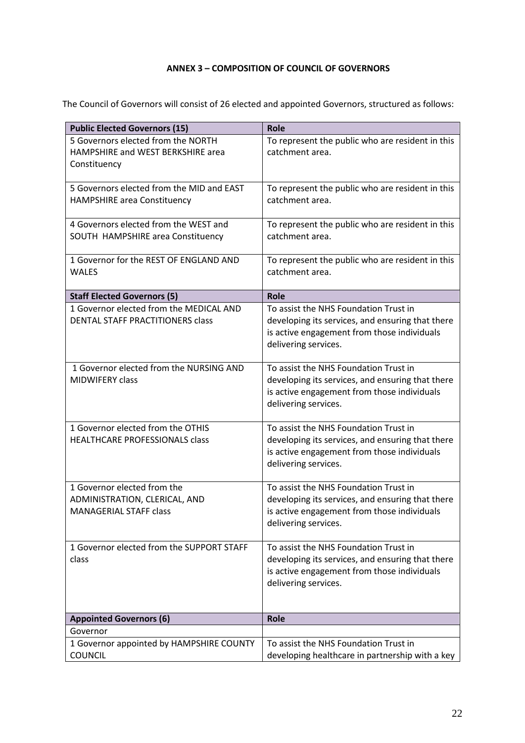**ANNEX 3 – COMPOSITION OF COUNCIL OF GOVERNORS**

The Council of Governors will consist of 26 elected and appointed Governors, structured as follows:

| **Public Elected Governors (15)** | **Role** |
|---|---|
| 5 Governors elected from the NORTH HAMPSHIRE and WEST BERKSHIRE area Constituency | To represent the public who are resident in this catchment area. |
| 5 Governors elected from the MID and EAST HAMPSHIRE area Constituency | To represent the public who are resident in this catchment area. |
| 4 Governors elected from the WEST and SOUTH HAMPSHIRE area Constituency | To represent the public who are resident in this catchment area. |
| 1 Governor for the REST OF ENGLAND AND WALES | To represent the public who are resident in this catchment area. |
| **Staff Elected Governors (5)** | **Role** |
| 1 Governor elected from the MEDICAL AND DENTAL STAFF PRACTITIONERS class | To assist the NHS Foundation Trust in developing its services, and ensuring that there is active engagement from those individuals delivering services. |
| 1 Governor elected from the NURSING AND MIDWIFERY class | To assist the NHS Foundation Trust in developing its services, and ensuring that there is active engagement from those individuals delivering services. |
| 1 Governor elected from the OTHIS HEALTHCARE PROFESSIONALS class | To assist the NHS Foundation Trust in developing its services, and ensuring that there is active engagement from those individuals delivering services. |
| 1 Governor elected from the ADMINISTRATION, CLERICAL, AND MANAGERIAL STAFF class | To assist the NHS Foundation Trust in developing its services, and ensuring that there is active engagement from those individuals delivering services. |
| 1 Governor elected from the SUPPORT STAFF class | To assist the NHS Foundation Trust in developing its services, and ensuring that there is active engagement from those individuals delivering services. |
| **Appointed Governors (6)** | **Role** |
| Governor | |
| 1 Governor appointed by HAMPSHIRE COUNTY COUNCIL | To assist the NHS Foundation Trust in developing healthcare in partnership with a key |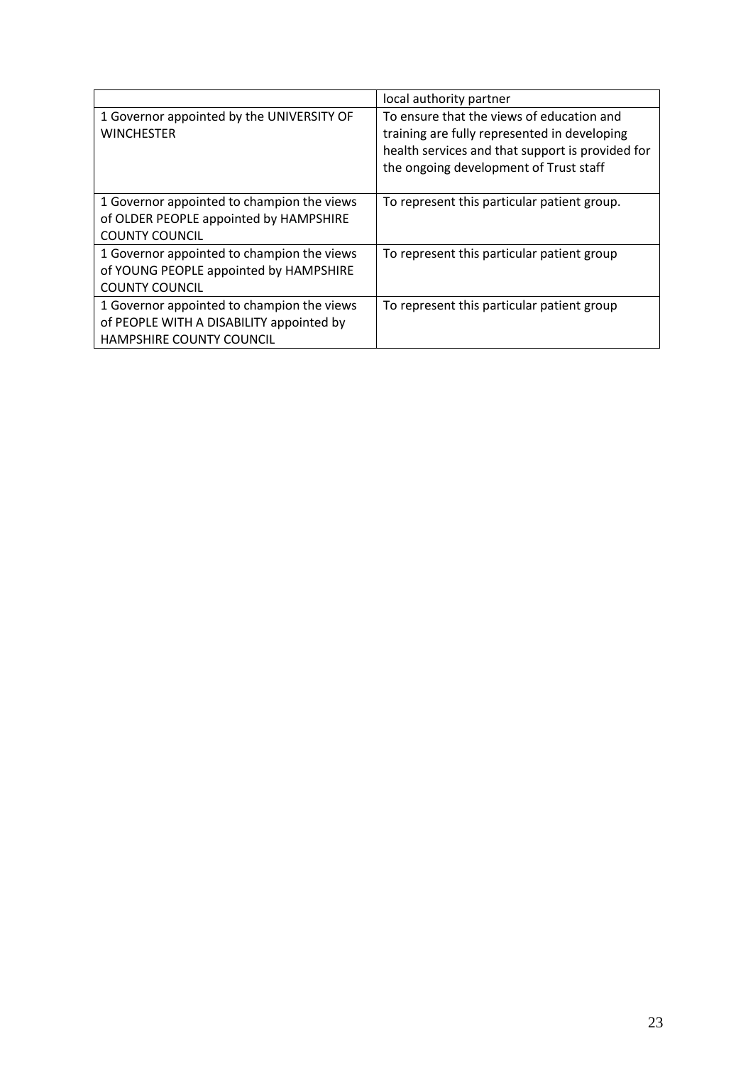| | |
|---|---|
| | local authority partner |
| 1 Governor appointed by the UNIVERSITY OF WINCHESTER | To ensure that the views of education and training are fully represented in developing health services and that support is provided for the ongoing development of Trust staff |
| 1 Governor appointed to champion the views of OLDER PEOPLE appointed by HAMPSHIRE COUNTY COUNCIL | To represent this particular patient group. |
| 1 Governor appointed to champion the views of YOUNG PEOPLE appointed by HAMPSHIRE COUNTY COUNCIL | To represent this particular patient group |
| 1 Governor appointed to champion the views of PEOPLE WITH A DISABILITY appointed by HAMPSHIRE COUNTY COUNCIL | To represent this particular patient group |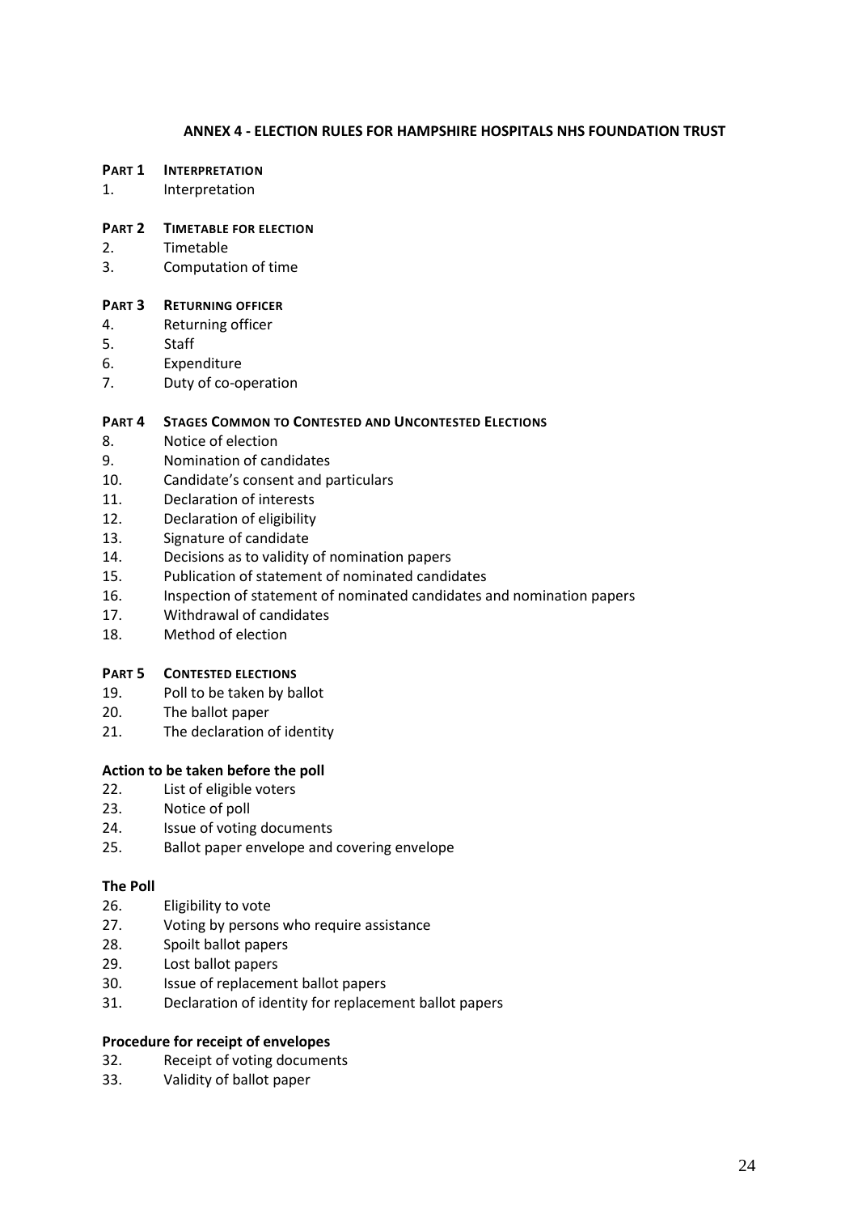## ANNEX 4 - ELECTION RULES FOR HAMPSHIRE HOSPITALS NHS FOUNDATION TRUST

**PART 1 INTERPRETATION**

1. Interpretation

**PART 2 TIMETABLE FOR ELECTION**

2. Timetable
3. Computation of time

**PART 3 RETURNING OFFICER**

4. Returning officer
5. Staff
6. Expenditure
7. Duty of co-operation

**PART 4 STAGES COMMON TO CONTESTED AND UNCONTESTED ELECTIONS**

8. Notice of election
9. Nomination of candidates
10. Candidate's consent and particulars
11. Declaration of interests
12. Declaration of eligibility
13. Signature of candidate
14. Decisions as to validity of nomination papers
15. Publication of statement of nominated candidates
16. Inspection of statement of nominated candidates and nomination papers
17. Withdrawal of candidates
18. Method of election

**PART 5 CONTESTED ELECTIONS**

19. Poll to be taken by ballot
20. The ballot paper
21. The declaration of identity

**Action to be taken before the poll**

22. List of eligible voters
23. Notice of poll
24. Issue of voting documents
25. Ballot paper envelope and covering envelope

**The Poll**

26. Eligibility to vote
27. Voting by persons who require assistance
28. Spoilt ballot papers
29. Lost ballot papers
30. Issue of replacement ballot papers
31. Declaration of identity for replacement ballot papers

**Procedure for receipt of envelopes**

32. Receipt of voting documents
33. Validity of ballot paper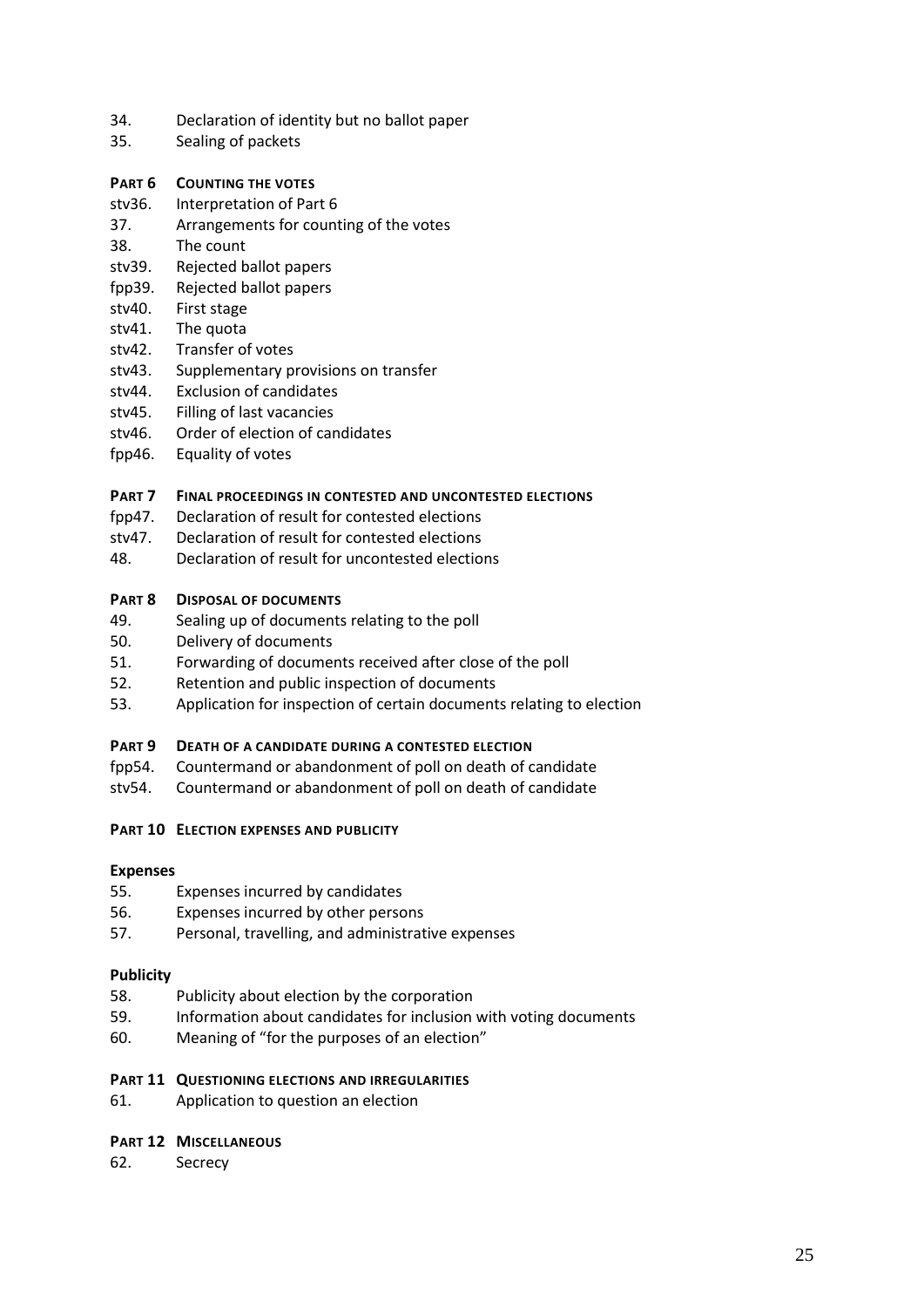34. Declaration of identity but no ballot paper
35. Sealing of packets

**PART 6 COUNTING THE VOTES**

stv36. Interpretation of Part 6
37. Arrangements for counting of the votes
38. The count
stv39. Rejected ballot papers
fpp39. Rejected ballot papers
stv40. First stage
stv41. The quota
stv42. Transfer of votes
stv43. Supplementary provisions on transfer
stv44. Exclusion of candidates
stv45. Filling of last vacancies
stv46. Order of election of candidates
fpp46. Equality of votes

**PART 7 FINAL PROCEEDINGS IN CONTESTED AND UNCONTESTED ELECTIONS**

fpp47. Declaration of result for contested elections
stv47. Declaration of result for contested elections
48. Declaration of result for uncontested elections

**PART 8 DISPOSAL OF DOCUMENTS**

49. Sealing up of documents relating to the poll
50. Delivery of documents
51. Forwarding of documents received after close of the poll
52. Retention and public inspection of documents
53. Application for inspection of certain documents relating to election

**PART 9 DEATH OF A CANDIDATE DURING A CONTESTED ELECTION**

fpp54. Countermand or abandonment of poll on death of candidate
stv54. Countermand or abandonment of poll on death of candidate

**PART 10 ELECTION EXPENSES AND PUBLICITY**

**Expenses**

55. Expenses incurred by candidates
56. Expenses incurred by other persons
57. Personal, travelling, and administrative expenses

**Publicity**

58. Publicity about election by the corporation
59. Information about candidates for inclusion with voting documents
60. Meaning of "for the purposes of an election"

**PART 11 QUESTIONING ELECTIONS AND IRREGULARITIES**

61. Application to question an election

**PART 12 MISCELLANEOUS**

62. Secrecy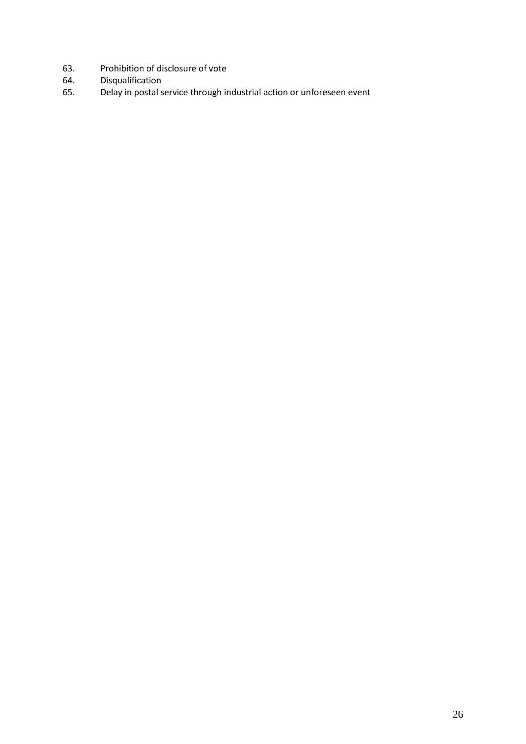63. Prohibition of disclosure of vote
64. Disqualification
65. Delay in postal service through industrial action or unforeseen event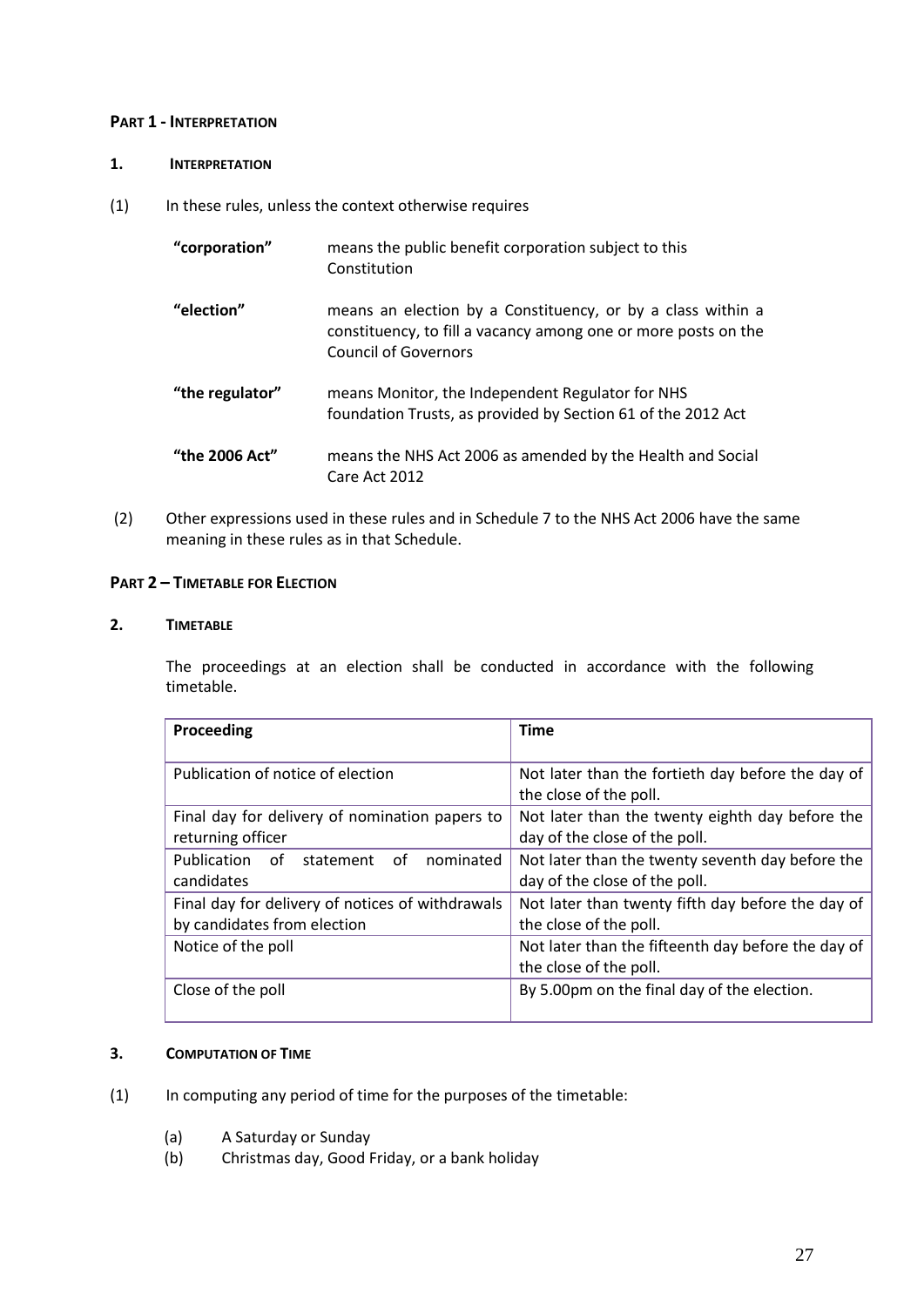## PART 1 - INTERPRETATION

### 1. INTERPRETATION

(1) In these rules, unless the context otherwise requires

| | |
|---|---|
| **"corporation"** | means the public benefit corporation subject to this Constitution |
| **"election"** | means an election by a Constituency, or by a class within a constituency, to fill a vacancy among one or more posts on the Council of Governors |
| **"the regulator"** | means Monitor, the Independent Regulator for NHS foundation Trusts, as provided by Section 61 of the 2012 Act |
| **"the 2006 Act"** | means the NHS Act 2006 as amended by the Health and Social Care Act 2012 |

(2) Other expressions used in these rules and in Schedule 7 to the NHS Act 2006 have the same meaning in these rules as in that Schedule.

## PART 2 – TIMETABLE FOR ELECTION

### 2. TIMETABLE

The proceedings at an election shall be conducted in accordance with the following timetable.

| Proceeding | Time |
|---|---|
| Publication of notice of election | Not later than the fortieth day before the day of the close of the poll. |
| Final day for delivery of nomination papers to returning officer | Not later than the twenty eighth day before the day of the close of the poll. |
| Publication of statement of nominated candidates | Not later than the twenty seventh day before the day of the close of the poll. |
| Final day for delivery of notices of withdrawals by candidates from election | Not later than twenty fifth day before the day of the close of the poll. |
| Notice of the poll | Not later than the fifteenth day before the day of the close of the poll. |
| Close of the poll | By 5.00pm on the final day of the election. |

### 3. COMPUTATION OF TIME

(1) In computing any period of time for the purposes of the timetable:

(a) A Saturday or Sunday

(b) Christmas day, Good Friday, or a bank holiday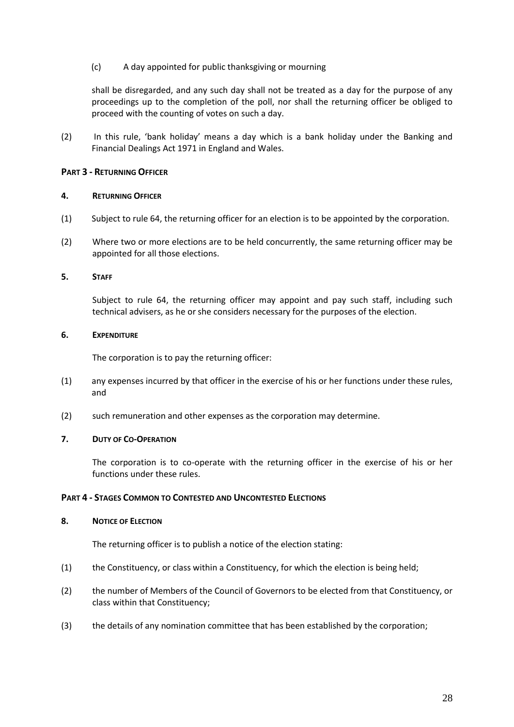(c) A day appointed for public thanksgiving or mourning

shall be disregarded, and any such day shall not be treated as a day for the purpose of any proceedings up to the completion of the poll, nor shall the returning officer be obliged to proceed with the counting of votes on such a day.

(2) In this rule, 'bank holiday' means a day which is a bank holiday under the Banking and Financial Dealings Act 1971 in England and Wales.

## PART 3 - RETURNING OFFICER

### 4. RETURNING OFFICER

(1) Subject to rule 64, the returning officer for an election is to be appointed by the corporation.

(2) Where two or more elections are to be held concurrently, the same returning officer may be appointed for all those elections.

### 5. STAFF

Subject to rule 64, the returning officer may appoint and pay such staff, including such technical advisers, as he or she considers necessary for the purposes of the election.

### 6. EXPENDITURE

The corporation is to pay the returning officer:

(1) any expenses incurred by that officer in the exercise of his or her functions under these rules, and

(2) such remuneration and other expenses as the corporation may determine.

### 7. DUTY OF CO-OPERATION

The corporation is to co-operate with the returning officer in the exercise of his or her functions under these rules.

## PART 4 - STAGES COMMON TO CONTESTED AND UNCONTESTED ELECTIONS

### 8. NOTICE OF ELECTION

The returning officer is to publish a notice of the election stating:

(1) the Constituency, or class within a Constituency, for which the election is being held;

(2) the number of Members of the Council of Governors to be elected from that Constituency, or class within that Constituency;

(3) the details of any nomination committee that has been established by the corporation;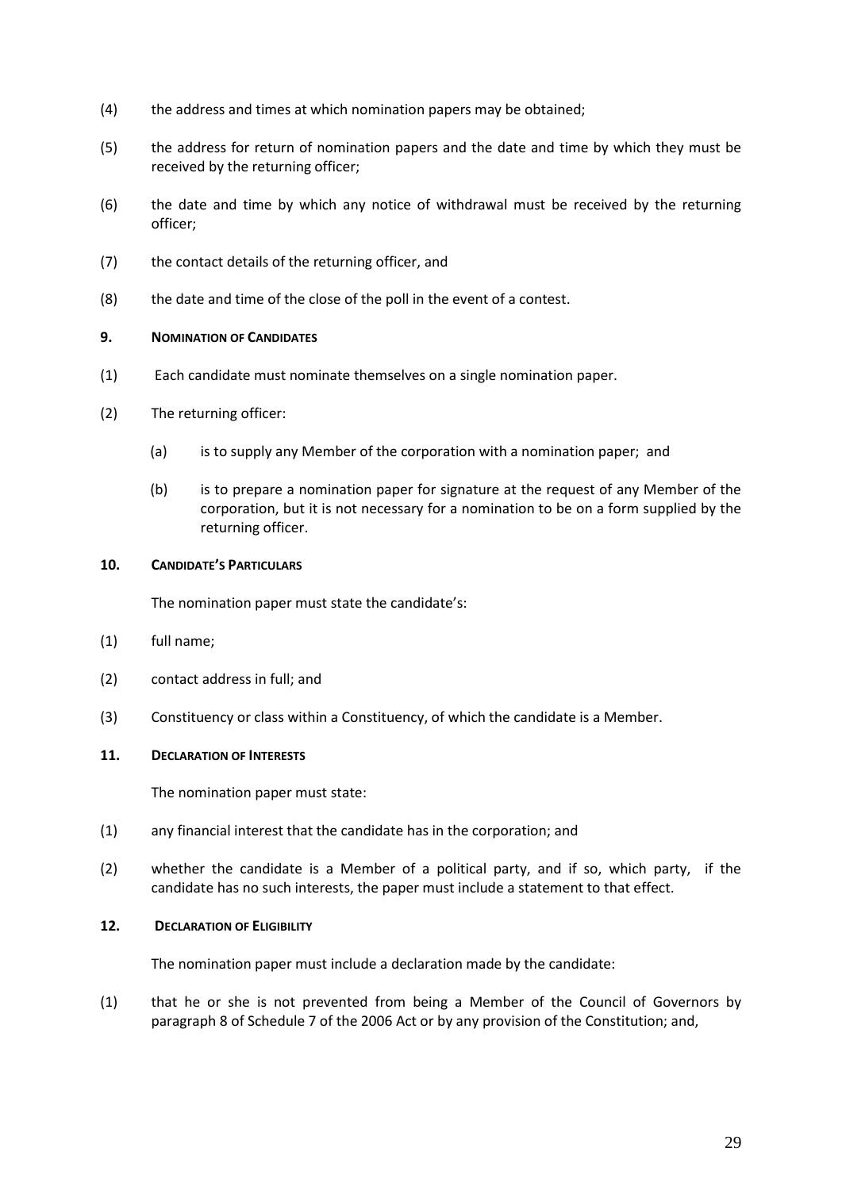(4) the address and times at which nomination papers may be obtained;

(5) the address for return of nomination papers and the date and time by which they must be received by the returning officer;

(6) the date and time by which any notice of withdrawal must be received by the returning officer;

(7) the contact details of the returning officer, and

(8) the date and time of the close of the poll in the event of a contest.

### 9. NOMINATION OF CANDIDATES

(1) Each candidate must nominate themselves on a single nomination paper.

(2) The returning officer:

  (a) is to supply any Member of the corporation with a nomination paper; and

  (b) is to prepare a nomination paper for signature at the request of any Member of the corporation, but it is not necessary for a nomination to be on a form supplied by the returning officer.

### 10. CANDIDATE'S PARTICULARS

The nomination paper must state the candidate's:

(1) full name;

(2) contact address in full; and

(3) Constituency or class within a Constituency, of which the candidate is a Member.

### 11. DECLARATION OF INTERESTS

The nomination paper must state:

(1) any financial interest that the candidate has in the corporation; and

(2) whether the candidate is a Member of a political party, and if so, which party, if the candidate has no such interests, the paper must include a statement to that effect.

### 12. DECLARATION OF ELIGIBILITY

The nomination paper must include a declaration made by the candidate:

(1) that he or she is not prevented from being a Member of the Council of Governors by paragraph 8 of Schedule 7 of the 2006 Act or by any provision of the Constitution; and,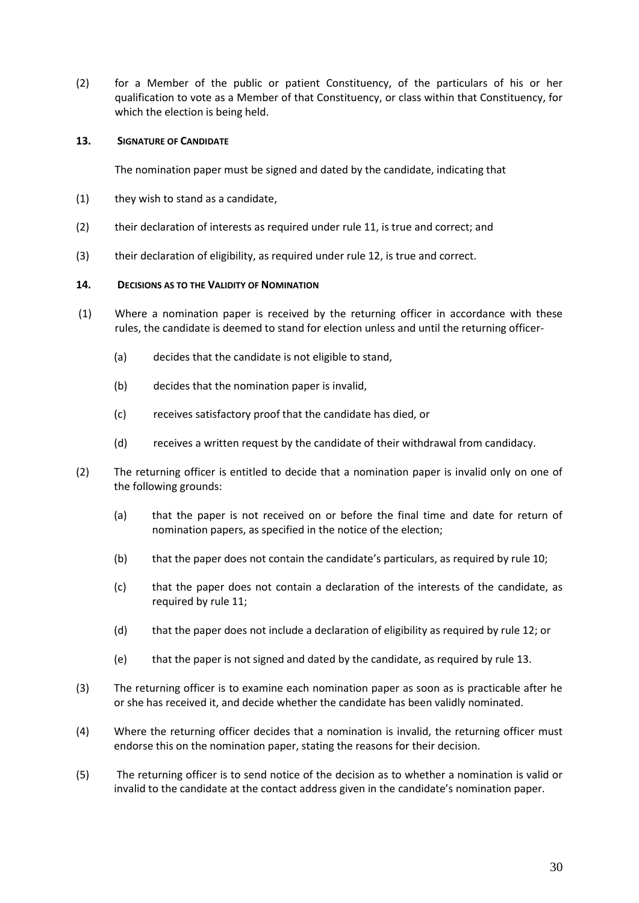(2) for a Member of the public or patient Constituency, of the particulars of his or her qualification to vote as a Member of that Constituency, or class within that Constituency, for which the election is being held.

### 13. SIGNATURE OF CANDIDATE

The nomination paper must be signed and dated by the candidate, indicating that

(1) they wish to stand as a candidate,

(2) their declaration of interests as required under rule 11, is true and correct; and

(3) their declaration of eligibility, as required under rule 12, is true and correct.

### 14. DECISIONS AS TO THE VALIDITY OF NOMINATION

(1) Where a nomination paper is received by the returning officer in accordance with these rules, the candidate is deemed to stand for election unless and until the returning officer-

   (a) decides that the candidate is not eligible to stand,

   (b) decides that the nomination paper is invalid,

   (c) receives satisfactory proof that the candidate has died, or

   (d) receives a written request by the candidate of their withdrawal from candidacy.

(2) The returning officer is entitled to decide that a nomination paper is invalid only on one of the following grounds:

   (a) that the paper is not received on or before the final time and date for return of nomination papers, as specified in the notice of the election;

   (b) that the paper does not contain the candidate's particulars, as required by rule 10;

   (c) that the paper does not contain a declaration of the interests of the candidate, as required by rule 11;

   (d) that the paper does not include a declaration of eligibility as required by rule 12; or

   (e) that the paper is not signed and dated by the candidate, as required by rule 13.

(3) The returning officer is to examine each nomination paper as soon as is practicable after he or she has received it, and decide whether the candidate has been validly nominated.

(4) Where the returning officer decides that a nomination is invalid, the returning officer must endorse this on the nomination paper, stating the reasons for their decision.

(5) The returning officer is to send notice of the decision as to whether a nomination is valid or invalid to the candidate at the contact address given in the candidate's nomination paper.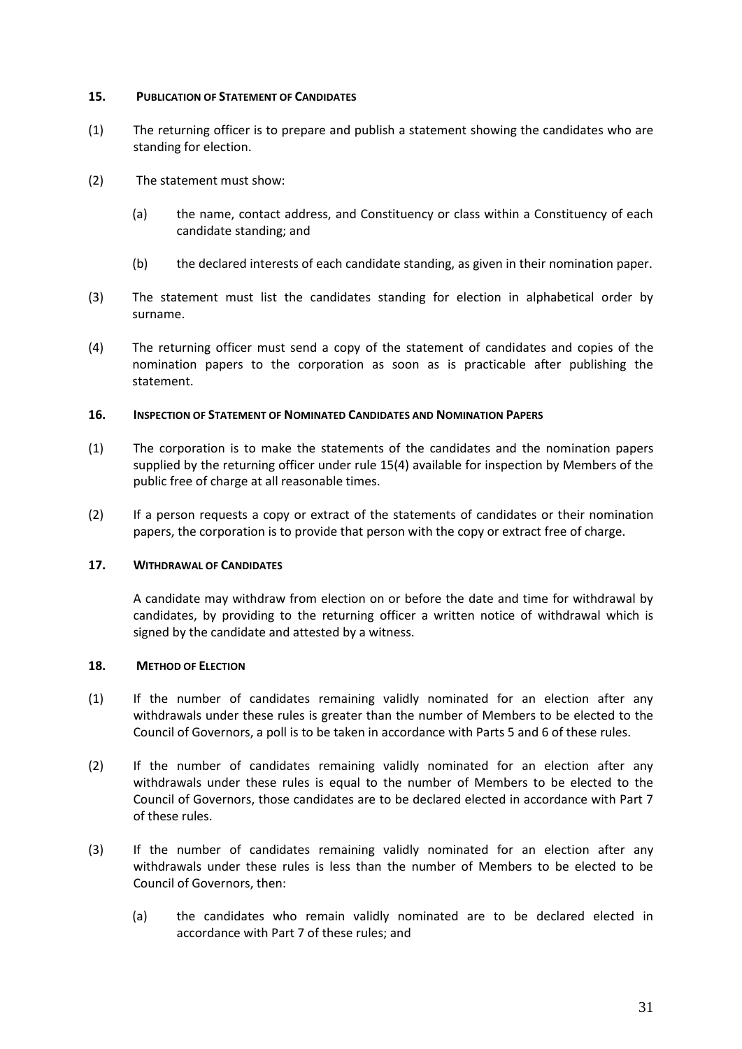## 15. PUBLICATION OF STATEMENT OF CANDIDATES

(1) The returning officer is to prepare and publish a statement showing the candidates who are standing for election.

(2) The statement must show:

(a) the name, contact address, and Constituency or class within a Constituency of each candidate standing; and

(b) the declared interests of each candidate standing, as given in their nomination paper.

(3) The statement must list the candidates standing for election in alphabetical order by surname.

(4) The returning officer must send a copy of the statement of candidates and copies of the nomination papers to the corporation as soon as is practicable after publishing the statement.

## 16. INSPECTION OF STATEMENT OF NOMINATED CANDIDATES AND NOMINATION PAPERS

(1) The corporation is to make the statements of the candidates and the nomination papers supplied by the returning officer under rule 15(4) available for inspection by Members of the public free of charge at all reasonable times.

(2) If a person requests a copy or extract of the statements of candidates or their nomination papers, the corporation is to provide that person with the copy or extract free of charge.

## 17. WITHDRAWAL OF CANDIDATES

A candidate may withdraw from election on or before the date and time for withdrawal by candidates, by providing to the returning officer a written notice of withdrawal which is signed by the candidate and attested by a witness.

## 18. METHOD OF ELECTION

(1) If the number of candidates remaining validly nominated for an election after any withdrawals under these rules is greater than the number of Members to be elected to the Council of Governors, a poll is to be taken in accordance with Parts 5 and 6 of these rules.

(2) If the number of candidates remaining validly nominated for an election after any withdrawals under these rules is equal to the number of Members to be elected to the Council of Governors, those candidates are to be declared elected in accordance with Part 7 of these rules.

(3) If the number of candidates remaining validly nominated for an election after any withdrawals under these rules is less than the number of Members to be elected to be Council of Governors, then:

(a) the candidates who remain validly nominated are to be declared elected in accordance with Part 7 of these rules; and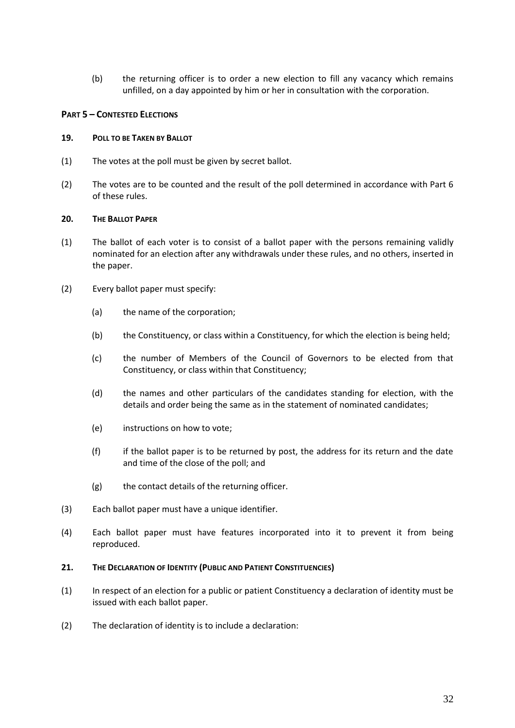(b) the returning officer is to order a new election to fill any vacancy which remains unfilled, on a day appointed by him or her in consultation with the corporation.

## PART 5 – CONTESTED ELECTIONS

### 19. POLL TO BE TAKEN BY BALLOT

(1) The votes at the poll must be given by secret ballot.

(2) The votes are to be counted and the result of the poll determined in accordance with Part 6 of these rules.

### 20. THE BALLOT PAPER

(1) The ballot of each voter is to consist of a ballot paper with the persons remaining validly nominated for an election after any withdrawals under these rules, and no others, inserted in the paper.

(2) Every ballot paper must specify:

(a) the name of the corporation;

(b) the Constituency, or class within a Constituency, for which the election is being held;

(c) the number of Members of the Council of Governors to be elected from that Constituency, or class within that Constituency;

(d) the names and other particulars of the candidates standing for election, with the details and order being the same as in the statement of nominated candidates;

(e) instructions on how to vote;

(f) if the ballot paper is to be returned by post, the address for its return and the date and time of the close of the poll; and

(g) the contact details of the returning officer.

(3) Each ballot paper must have a unique identifier.

(4) Each ballot paper must have features incorporated into it to prevent it from being reproduced.

### 21. THE DECLARATION OF IDENTITY (PUBLIC AND PATIENT CONSTITUENCIES)

(1) In respect of an election for a public or patient Constituency a declaration of identity must be issued with each ballot paper.

(2) The declaration of identity is to include a declaration: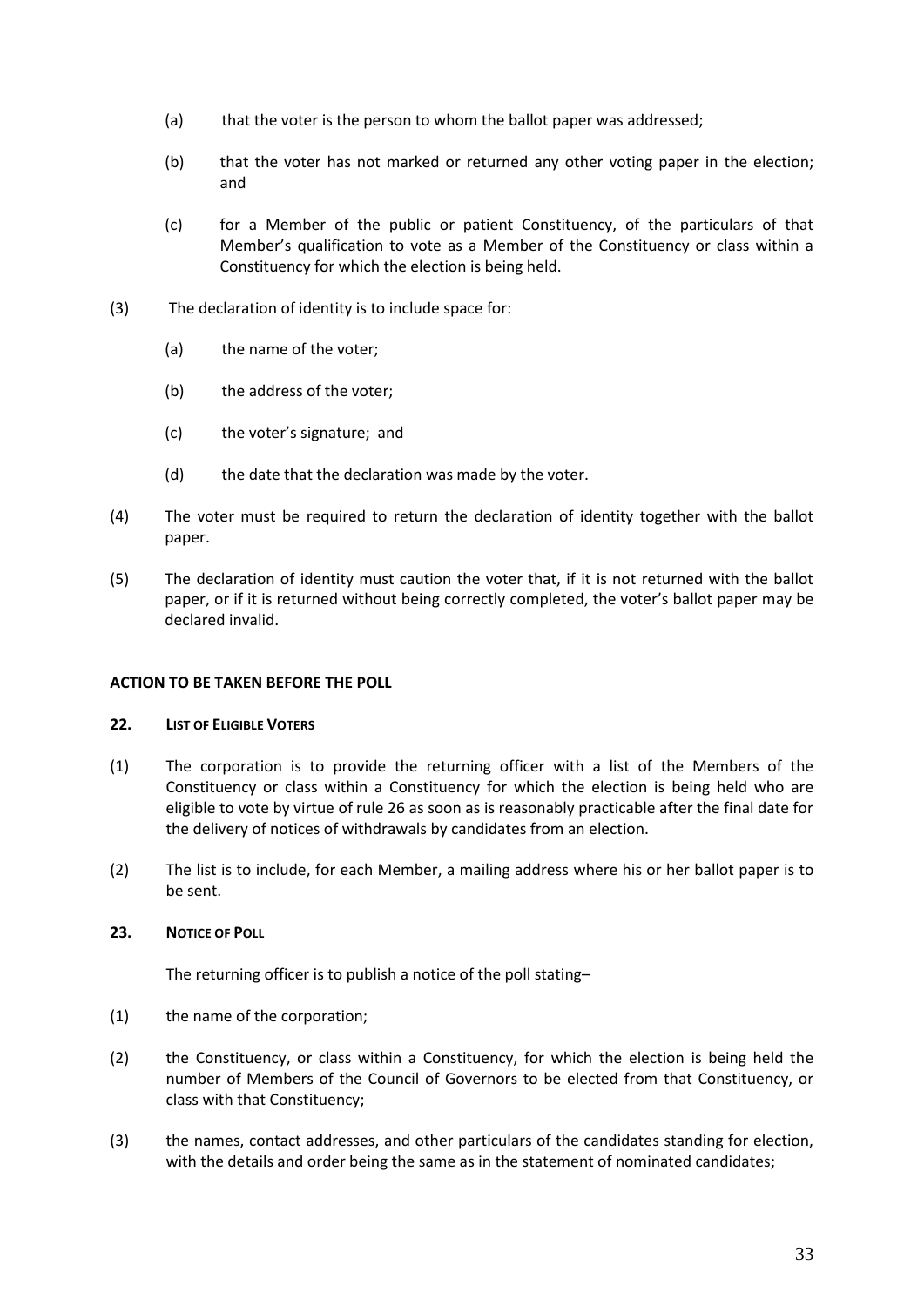(a) that the voter is the person to whom the ballot paper was addressed;

(b) that the voter has not marked or returned any other voting paper in the election; and

(c) for a Member of the public or patient Constituency, of the particulars of that Member's qualification to vote as a Member of the Constituency or class within a Constituency for which the election is being held.

(3) The declaration of identity is to include space for:

(a) the name of the voter;

(b) the address of the voter;

(c) the voter's signature; and

(d) the date that the declaration was made by the voter.

(4) The voter must be required to return the declaration of identity together with the ballot paper.

(5) The declaration of identity must caution the voter that, if it is not returned with the ballot paper, or if it is returned without being correctly completed, the voter's ballot paper may be declared invalid.

**ACTION TO BE TAKEN BEFORE THE POLL**

**22. LIST OF ELIGIBLE VOTERS**

(1) The corporation is to provide the returning officer with a list of the Members of the Constituency or class within a Constituency for which the election is being held who are eligible to vote by virtue of rule 26 as soon as is reasonably practicable after the final date for the delivery of notices of withdrawals by candidates from an election.

(2) The list is to include, for each Member, a mailing address where his or her ballot paper is to be sent.

**23. NOTICE OF POLL**

The returning officer is to publish a notice of the poll stating–

(1) the name of the corporation;

(2) the Constituency, or class within a Constituency, for which the election is being held the number of Members of the Council of Governors to be elected from that Constituency, or class with that Constituency;

(3) the names, contact addresses, and other particulars of the candidates standing for election, with the details and order being the same as in the statement of nominated candidates;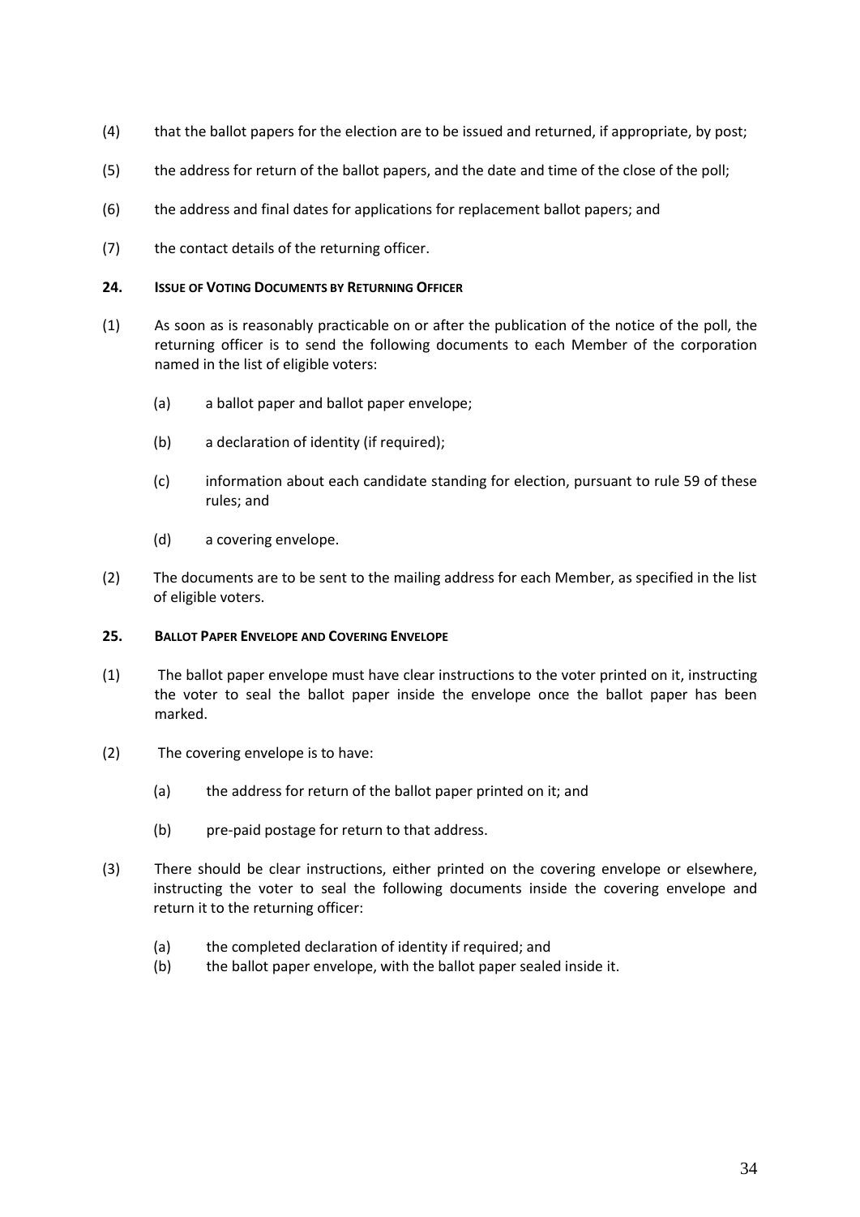(4) that the ballot papers for the election are to be issued and returned, if appropriate, by post;

(5) the address for return of the ballot papers, and the date and time of the close of the poll;

(6) the address and final dates for applications for replacement ballot papers; and

(7) the contact details of the returning officer.

### 24. ISSUE OF VOTING DOCUMENTS BY RETURNING OFFICER

(1) As soon as is reasonably practicable on or after the publication of the notice of the poll, the returning officer is to send the following documents to each Member of the corporation named in the list of eligible voters:

   (a) a ballot paper and ballot paper envelope;

   (b) a declaration of identity (if required);

   (c) information about each candidate standing for election, pursuant to rule 59 of these rules; and

   (d) a covering envelope.

(2) The documents are to be sent to the mailing address for each Member, as specified in the list of eligible voters.

### 25. BALLOT PAPER ENVELOPE AND COVERING ENVELOPE

(1) The ballot paper envelope must have clear instructions to the voter printed on it, instructing the voter to seal the ballot paper inside the envelope once the ballot paper has been marked.

(2) The covering envelope is to have:

   (a) the address for return of the ballot paper printed on it; and

   (b) pre-paid postage for return to that address.

(3) There should be clear instructions, either printed on the covering envelope or elsewhere, instructing the voter to seal the following documents inside the covering envelope and return it to the returning officer:

   (a) the completed declaration of identity if required; and
   (b) the ballot paper envelope, with the ballot paper sealed inside it.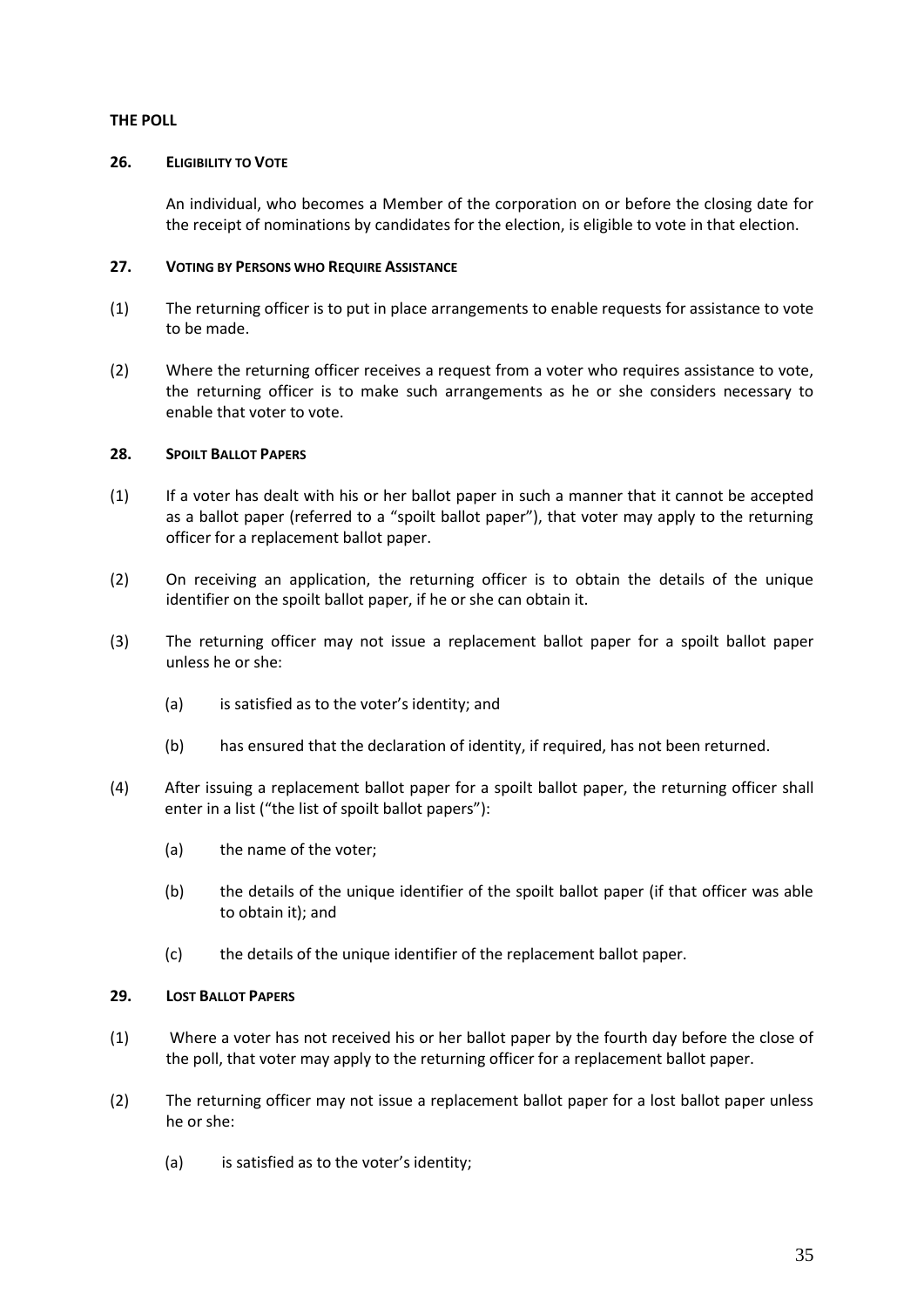**THE POLL**

**26. ELIGIBILITY TO VOTE**

An individual, who becomes a Member of the corporation on or before the closing date for the receipt of nominations by candidates for the election, is eligible to vote in that election.

**27. VOTING BY PERSONS WHO REQUIRE ASSISTANCE**

(1) The returning officer is to put in place arrangements to enable requests for assistance to vote to be made.

(2) Where the returning officer receives a request from a voter who requires assistance to vote, the returning officer is to make such arrangements as he or she considers necessary to enable that voter to vote.

**28. SPOILT BALLOT PAPERS**

(1) If a voter has dealt with his or her ballot paper in such a manner that it cannot be accepted as a ballot paper (referred to a "spoilt ballot paper"), that voter may apply to the returning officer for a replacement ballot paper.

(2) On receiving an application, the returning officer is to obtain the details of the unique identifier on the spoilt ballot paper, if he or she can obtain it.

(3) The returning officer may not issue a replacement ballot paper for a spoilt ballot paper unless he or she:

  (a) is satisfied as to the voter's identity; and

  (b) has ensured that the declaration of identity, if required, has not been returned.

(4) After issuing a replacement ballot paper for a spoilt ballot paper, the returning officer shall enter in a list ("the list of spoilt ballot papers"):

  (a) the name of the voter;

  (b) the details of the unique identifier of the spoilt ballot paper (if that officer was able to obtain it); and

  (c) the details of the unique identifier of the replacement ballot paper.

**29. LOST BALLOT PAPERS**

(1) Where a voter has not received his or her ballot paper by the fourth day before the close of the poll, that voter may apply to the returning officer for a replacement ballot paper.

(2) The returning officer may not issue a replacement ballot paper for a lost ballot paper unless he or she:

  (a) is satisfied as to the voter's identity;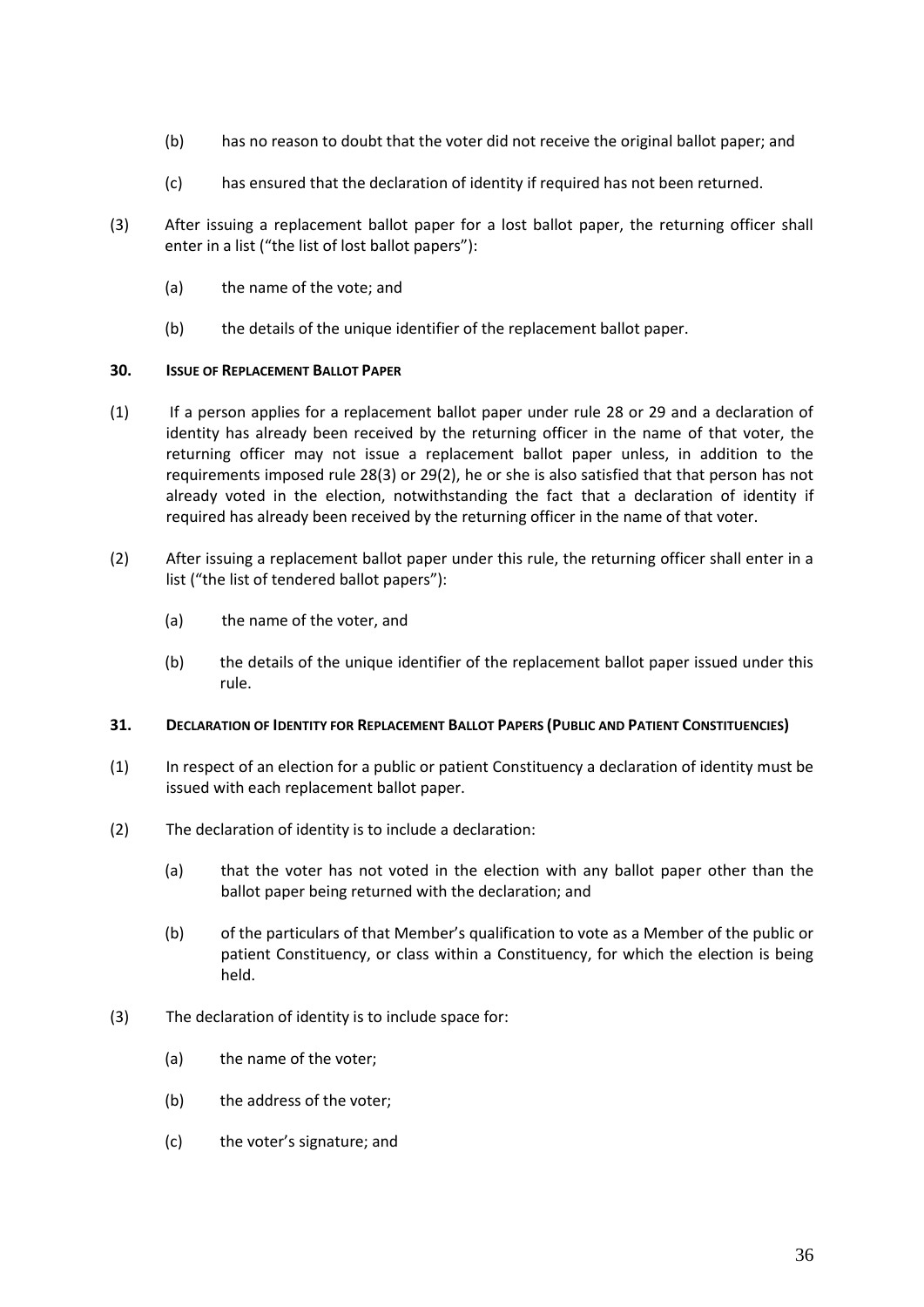(b) has no reason to doubt that the voter did not receive the original ballot paper; and

(c) has ensured that the declaration of identity if required has not been returned.

(3) After issuing a replacement ballot paper for a lost ballot paper, the returning officer shall enter in a list ("the list of lost ballot papers"):

(a) the name of the vote; and

(b) the details of the unique identifier of the replacement ballot paper.

**30. ISSUE OF REPLACEMENT BALLOT PAPER**

(1) If a person applies for a replacement ballot paper under rule 28 or 29 and a declaration of identity has already been received by the returning officer in the name of that voter, the returning officer may not issue a replacement ballot paper unless, in addition to the requirements imposed rule 28(3) or 29(2), he or she is also satisfied that that person has not already voted in the election, notwithstanding the fact that a declaration of identity if required has already been received by the returning officer in the name of that voter.

(2) After issuing a replacement ballot paper under this rule, the returning officer shall enter in a list ("the list of tendered ballot papers"):

(a) the name of the voter, and

(b) the details of the unique identifier of the replacement ballot paper issued under this rule.

**31. DECLARATION OF IDENTITY FOR REPLACEMENT BALLOT PAPERS (PUBLIC AND PATIENT CONSTITUENCIES)**

(1) In respect of an election for a public or patient Constituency a declaration of identity must be issued with each replacement ballot paper.

(2) The declaration of identity is to include a declaration:

(a) that the voter has not voted in the election with any ballot paper other than the ballot paper being returned with the declaration; and

(b) of the particulars of that Member's qualification to vote as a Member of the public or patient Constituency, or class within a Constituency, for which the election is being held.

(3) The declaration of identity is to include space for:

(a) the name of the voter;

(b) the address of the voter;

(c) the voter's signature; and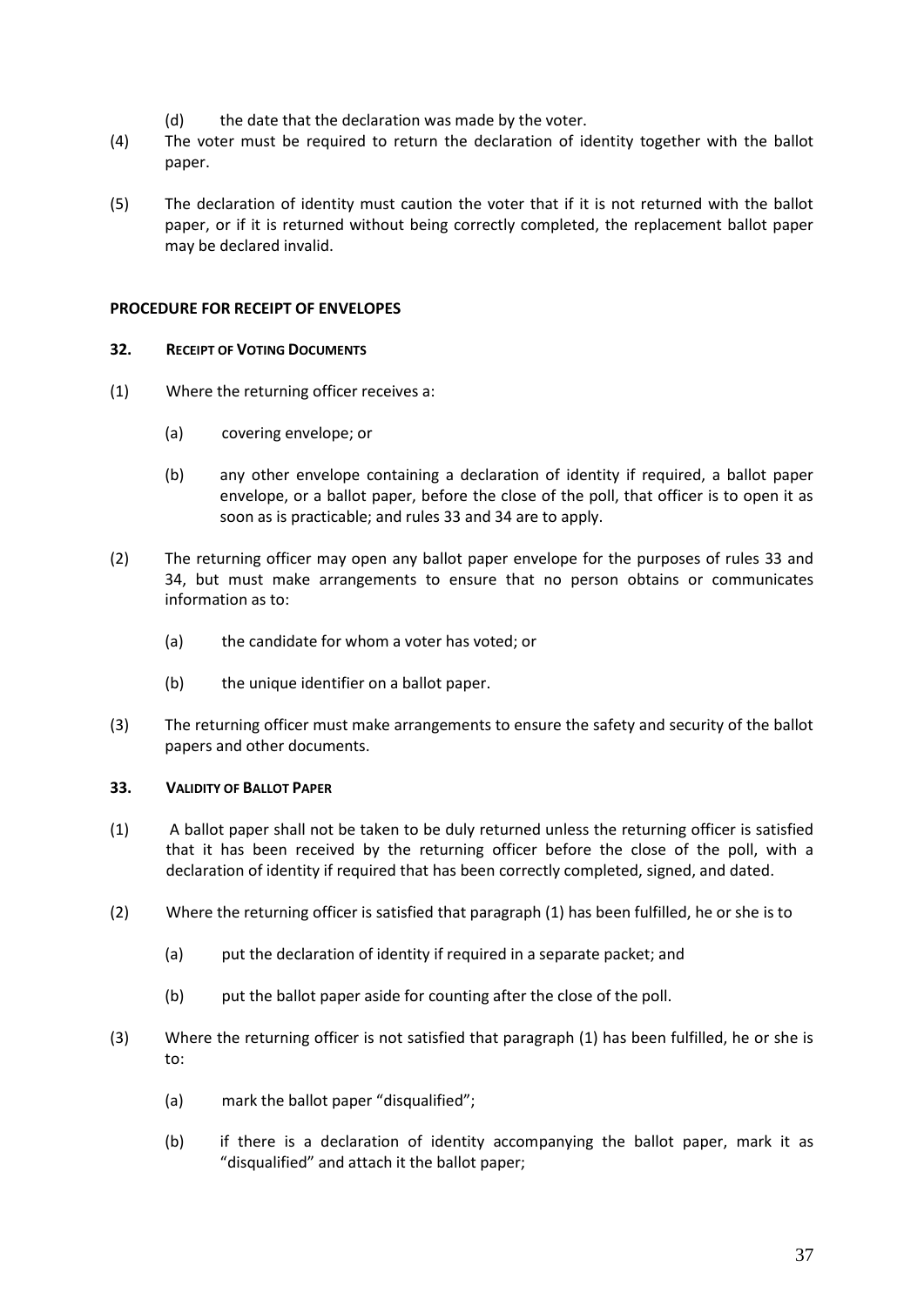(d) the date that the declaration was made by the voter.

(4) The voter must be required to return the declaration of identity together with the ballot paper.

(5) The declaration of identity must caution the voter that if it is not returned with the ballot paper, or if it is returned without being correctly completed, the replacement ballot paper may be declared invalid.

**PROCEDURE FOR RECEIPT OF ENVELOPES**

**32. RECEIPT OF VOTING DOCUMENTS**

(1) Where the returning officer receives a:

(a) covering envelope; or

(b) any other envelope containing a declaration of identity if required, a ballot paper envelope, or a ballot paper, before the close of the poll, that officer is to open it as soon as is practicable; and rules 33 and 34 are to apply.

(2) The returning officer may open any ballot paper envelope for the purposes of rules 33 and 34, but must make arrangements to ensure that no person obtains or communicates information as to:

(a) the candidate for whom a voter has voted; or

(b) the unique identifier on a ballot paper.

(3) The returning officer must make arrangements to ensure the safety and security of the ballot papers and other documents.

**33. VALIDITY OF BALLOT PAPER**

(1) A ballot paper shall not be taken to be duly returned unless the returning officer is satisfied that it has been received by the returning officer before the close of the poll, with a declaration of identity if required that has been correctly completed, signed, and dated.

(2) Where the returning officer is satisfied that paragraph (1) has been fulfilled, he or she is to

(a) put the declaration of identity if required in a separate packet; and

(b) put the ballot paper aside for counting after the close of the poll.

(3) Where the returning officer is not satisfied that paragraph (1) has been fulfilled, he or she is to:

(a) mark the ballot paper "disqualified";

(b) if there is a declaration of identity accompanying the ballot paper, mark it as "disqualified" and attach it the ballot paper;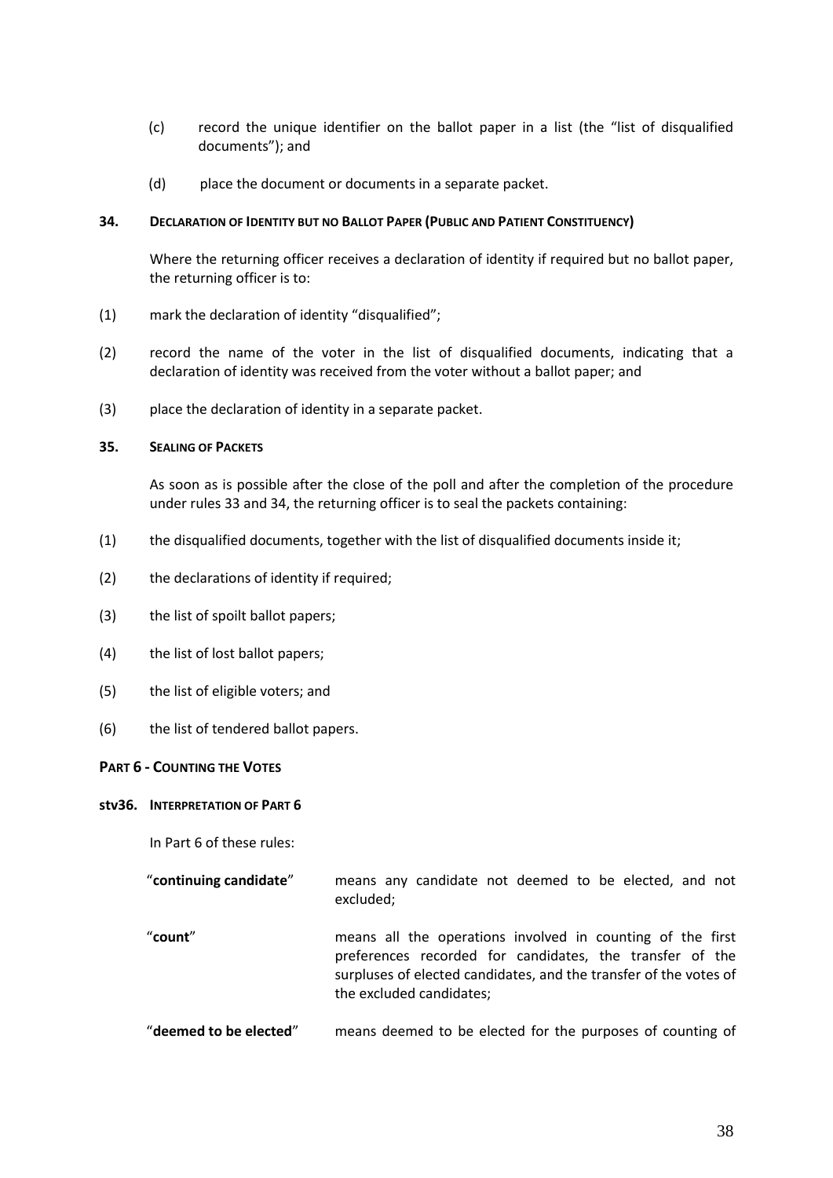(c) record the unique identifier on the ballot paper in a list (the "list of disqualified documents"); and

(d) place the document or documents in a separate packet.

**34. DECLARATION OF IDENTITY BUT NO BALLOT PAPER (PUBLIC AND PATIENT CONSTITUENCY)**

Where the returning officer receives a declaration of identity if required but no ballot paper, the returning officer is to:

(1) mark the declaration of identity "disqualified";

(2) record the name of the voter in the list of disqualified documents, indicating that a declaration of identity was received from the voter without a ballot paper; and

(3) place the declaration of identity in a separate packet.

**35. SEALING OF PACKETS**

As soon as is possible after the close of the poll and after the completion of the procedure under rules 33 and 34, the returning officer is to seal the packets containing:

(1) the disqualified documents, together with the list of disqualified documents inside it;

(2) the declarations of identity if required;

(3) the list of spoilt ballot papers;

(4) the list of lost ballot papers;

(5) the list of eligible voters; and

(6) the list of tendered ballot papers.

**PART 6 - COUNTING THE VOTES**

**stv36. INTERPRETATION OF PART 6**

In Part 6 of these rules:

"**continuing candidate**" means any candidate not deemed to be elected, and not excluded;

"**count**" means all the operations involved in counting of the first preferences recorded for candidates, the transfer of the surpluses of elected candidates, and the transfer of the votes of the excluded candidates;

"**deemed to be elected**" means deemed to be elected for the purposes of counting of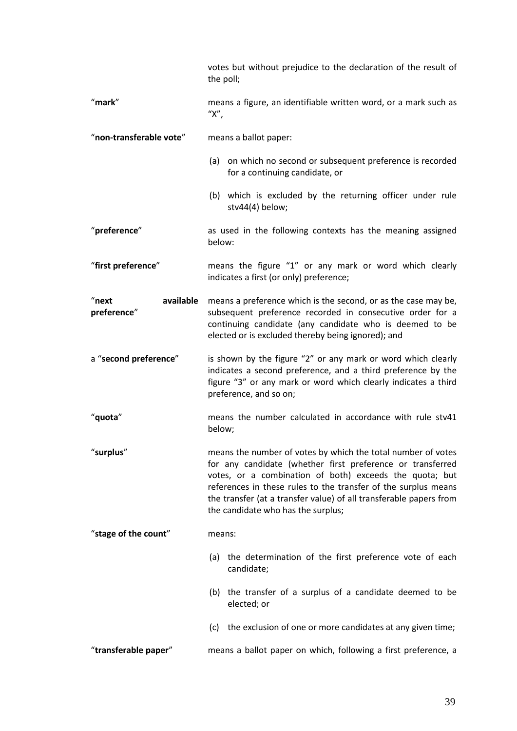votes but without prejudice to the declaration of the result of the poll;

"**mark**" means a figure, an identifiable written word, or a mark such as "X",

"**non-transferable vote**" means a ballot paper:

(a) on which no second or subsequent preference is recorded for a continuing candidate, or

(b) which is excluded by the returning officer under rule stv44(4) below;

"**preference**" as used in the following contexts has the meaning assigned below:

"**first preference**" means the figure "1" or any mark or word which clearly indicates a first (or only) preference;

"**next available preference**" means a preference which is the second, or as the case may be, subsequent preference recorded in consecutive order for a continuing candidate (any candidate who is deemed to be elected or is excluded thereby being ignored); and

a "**second preference**" is shown by the figure "2" or any mark or word which clearly indicates a second preference, and a third preference by the figure "3" or any mark or word which clearly indicates a third preference, and so on;

"**quota**" means the number calculated in accordance with rule stv41 below;

"**surplus**" means the number of votes by which the total number of votes for any candidate (whether first preference or transferred votes, or a combination of both) exceeds the quota; but references in these rules to the transfer of the surplus means the transfer (at a transfer value) of all transferable papers from the candidate who has the surplus;

"**stage of the count**" means:

(a) the determination of the first preference vote of each candidate;

(b) the transfer of a surplus of a candidate deemed to be elected; or

(c) the exclusion of one or more candidates at any given time;

"**transferable paper**" means a ballot paper on which, following a first preference, a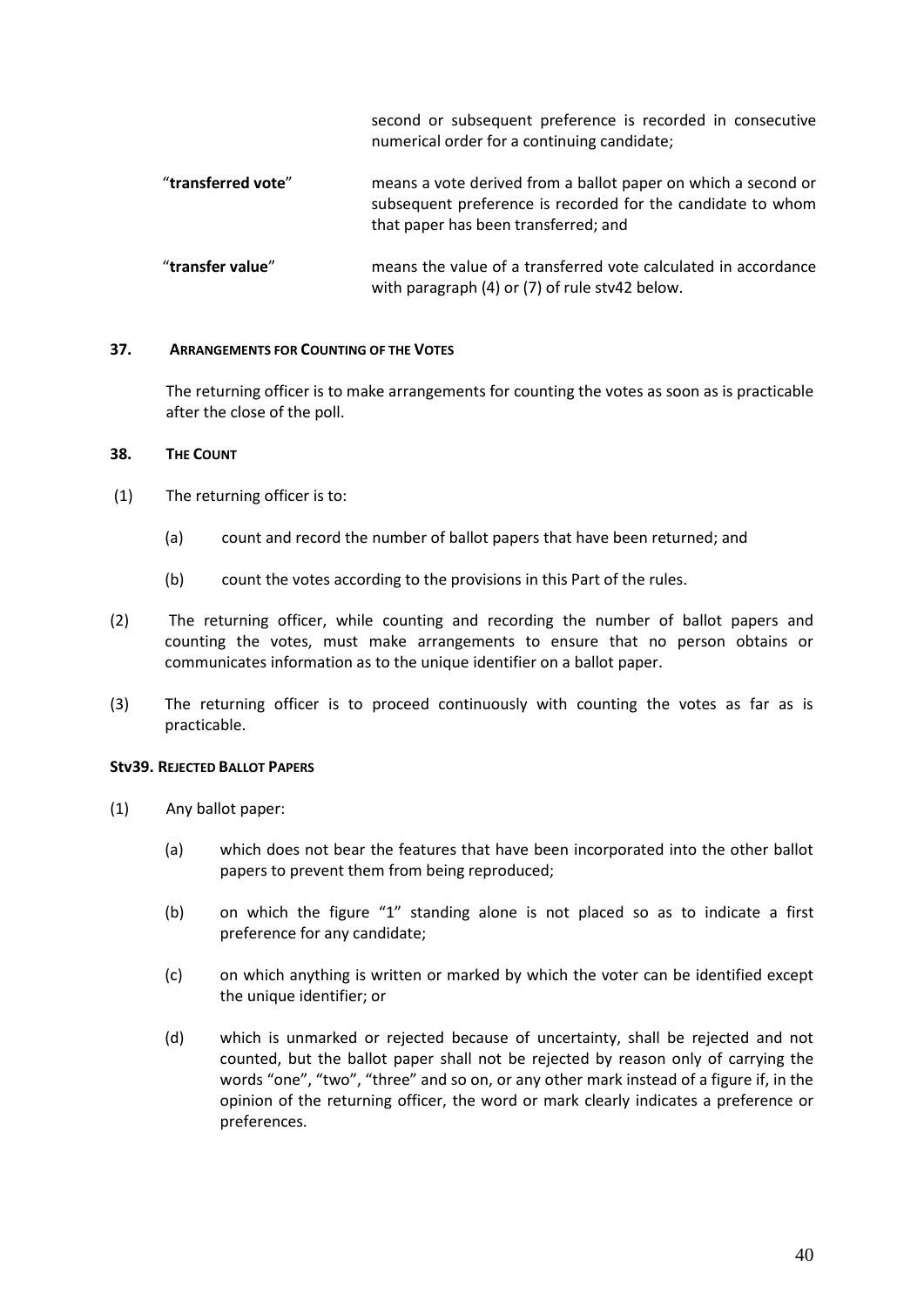second or subsequent preference is recorded in consecutive numerical order for a continuing candidate;

| | |
|---|---|
| "**transferred vote**" | means a vote derived from a ballot paper on which a second or subsequent preference is recorded for the candidate to whom that paper has been transferred; and |
| "**transfer value**" | means the value of a transferred vote calculated in accordance with paragraph (4) or (7) of rule stv42 below. |

### 37. ARRANGEMENTS FOR COUNTING OF THE VOTES

The returning officer is to make arrangements for counting the votes as soon as is practicable after the close of the poll.

### 38. THE COUNT

(1) The returning officer is to:

(a) count and record the number of ballot papers that have been returned; and

(b) count the votes according to the provisions in this Part of the rules.

(2) The returning officer, while counting and recording the number of ballot papers and counting the votes, must make arrangements to ensure that no person obtains or communicates information as to the unique identifier on a ballot paper.

(3) The returning officer is to proceed continuously with counting the votes as far as is practicable.

### Stv39. REJECTED BALLOT PAPERS

(1) Any ballot paper:

(a) which does not bear the features that have been incorporated into the other ballot papers to prevent them from being reproduced;

(b) on which the figure "1" standing alone is not placed so as to indicate a first preference for any candidate;

(c) on which anything is written or marked by which the voter can be identified except the unique identifier; or

(d) which is unmarked or rejected because of uncertainty, shall be rejected and not counted, but the ballot paper shall not be rejected by reason only of carrying the words "one", "two", "three" and so on, or any other mark instead of a figure if, in the opinion of the returning officer, the word or mark clearly indicates a preference or preferences.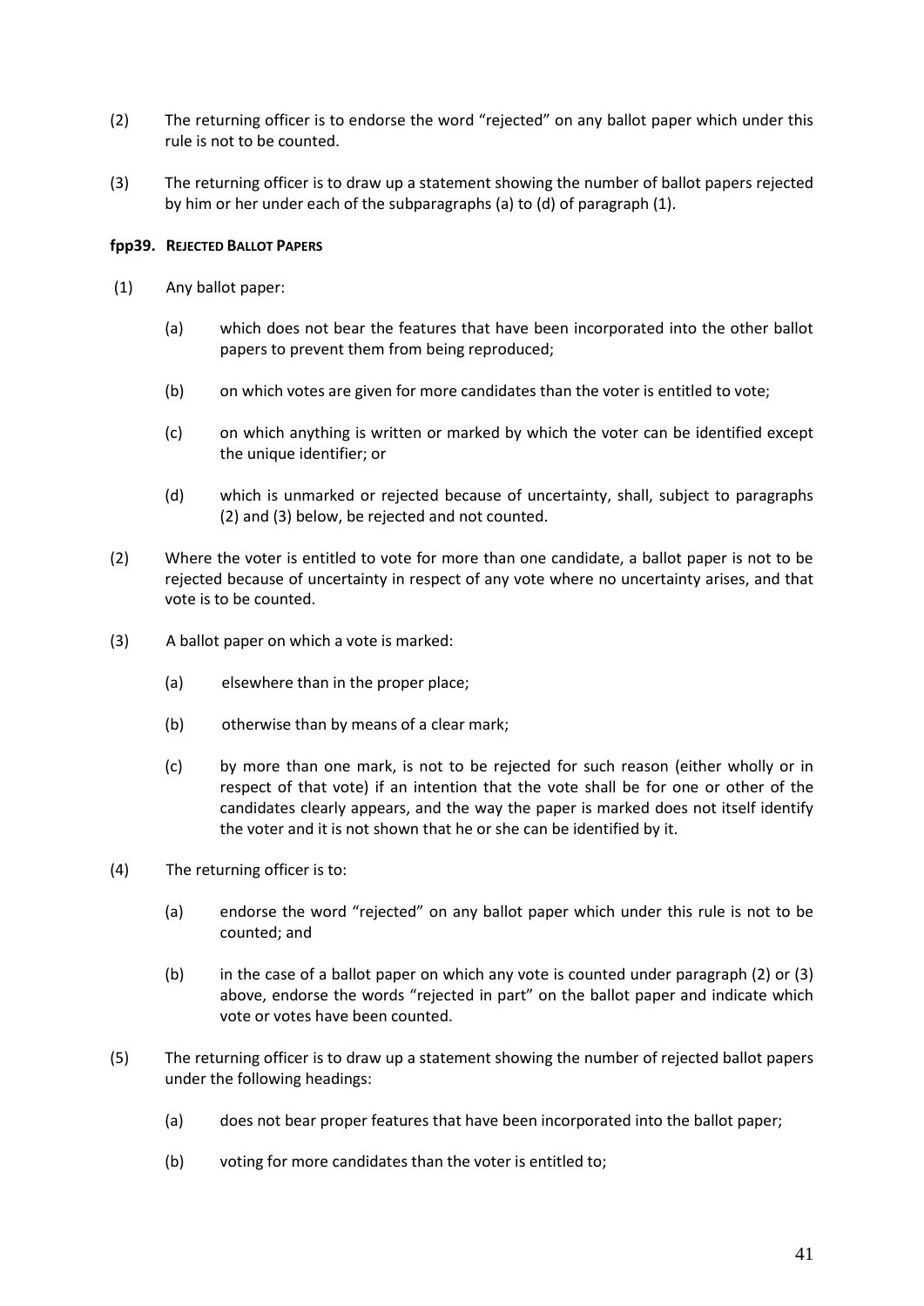(2) The returning officer is to endorse the word "rejected" on any ballot paper which under this rule is not to be counted.

(3) The returning officer is to draw up a statement showing the number of ballot papers rejected by him or her under each of the subparagraphs (a) to (d) of paragraph (1).

**fpp39. REJECTED BALLOT PAPERS**

(1) Any ballot paper:

(a) which does not bear the features that have been incorporated into the other ballot papers to prevent them from being reproduced;

(b) on which votes are given for more candidates than the voter is entitled to vote;

(c) on which anything is written or marked by which the voter can be identified except the unique identifier; or

(d) which is unmarked or rejected because of uncertainty, shall, subject to paragraphs (2) and (3) below, be rejected and not counted.

(2) Where the voter is entitled to vote for more than one candidate, a ballot paper is not to be rejected because of uncertainty in respect of any vote where no uncertainty arises, and that vote is to be counted.

(3) A ballot paper on which a vote is marked:

(a) elsewhere than in the proper place;

(b) otherwise than by means of a clear mark;

(c) by more than one mark, is not to be rejected for such reason (either wholly or in respect of that vote) if an intention that the vote shall be for one or other of the candidates clearly appears, and the way the paper is marked does not itself identify the voter and it is not shown that he or she can be identified by it.

(4) The returning officer is to:

(a) endorse the word "rejected" on any ballot paper which under this rule is not to be counted; and

(b) in the case of a ballot paper on which any vote is counted under paragraph (2) or (3) above, endorse the words "rejected in part" on the ballot paper and indicate which vote or votes have been counted.

(5) The returning officer is to draw up a statement showing the number of rejected ballot papers under the following headings:

(a) does not bear proper features that have been incorporated into the ballot paper;

(b) voting for more candidates than the voter is entitled to;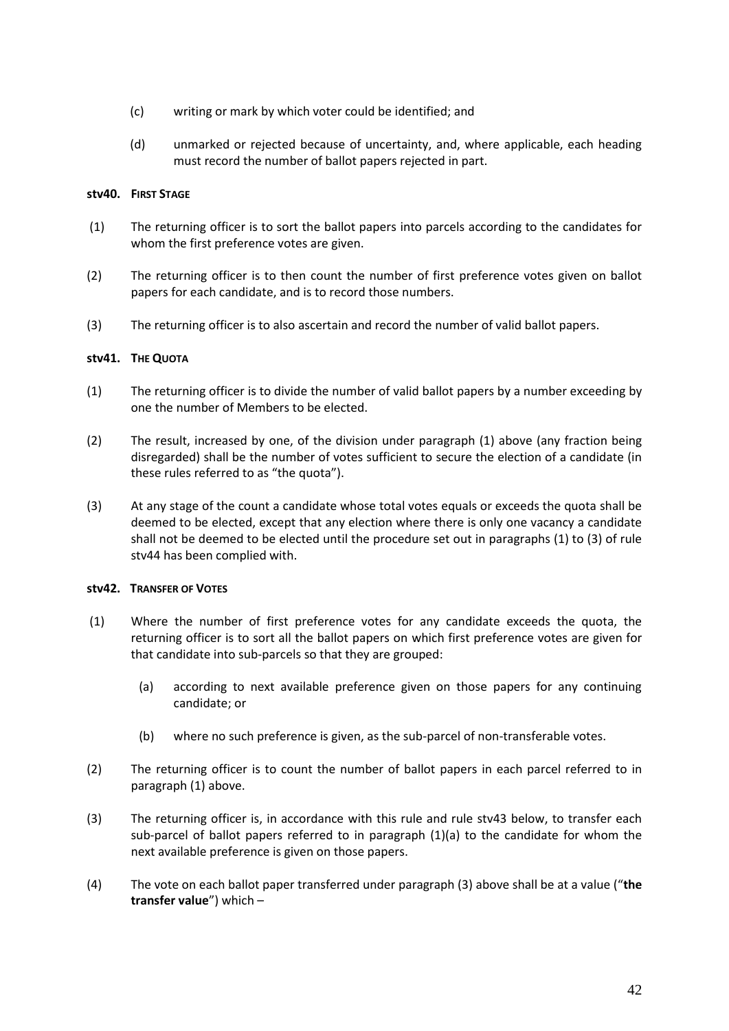(c) writing or mark by which voter could be identified; and

(d) unmarked or rejected because of uncertainty, and, where applicable, each heading must record the number of ballot papers rejected in part.

**stv40. FIRST STAGE**

(1) The returning officer is to sort the ballot papers into parcels according to the candidates for whom the first preference votes are given.

(2) The returning officer is to then count the number of first preference votes given on ballot papers for each candidate, and is to record those numbers.

(3) The returning officer is to also ascertain and record the number of valid ballot papers.

**stv41. THE QUOTA**

(1) The returning officer is to divide the number of valid ballot papers by a number exceeding by one the number of Members to be elected.

(2) The result, increased by one, of the division under paragraph (1) above (any fraction being disregarded) shall be the number of votes sufficient to secure the election of a candidate (in these rules referred to as "the quota").

(3) At any stage of the count a candidate whose total votes equals or exceeds the quota shall be deemed to be elected, except that any election where there is only one vacancy a candidate shall not be deemed to be elected until the procedure set out in paragraphs (1) to (3) of rule stv44 has been complied with.

**stv42. TRANSFER OF VOTES**

(1) Where the number of first preference votes for any candidate exceeds the quota, the returning officer is to sort all the ballot papers on which first preference votes are given for that candidate into sub-parcels so that they are grouped:

(a) according to next available preference given on those papers for any continuing candidate; or

(b) where no such preference is given, as the sub-parcel of non-transferable votes.

(2) The returning officer is to count the number of ballot papers in each parcel referred to in paragraph (1) above.

(3) The returning officer is, in accordance with this rule and rule stv43 below, to transfer each sub-parcel of ballot papers referred to in paragraph (1)(a) to the candidate for whom the next available preference is given on those papers.

(4) The vote on each ballot paper transferred under paragraph (3) above shall be at a value ("**the transfer value**") which –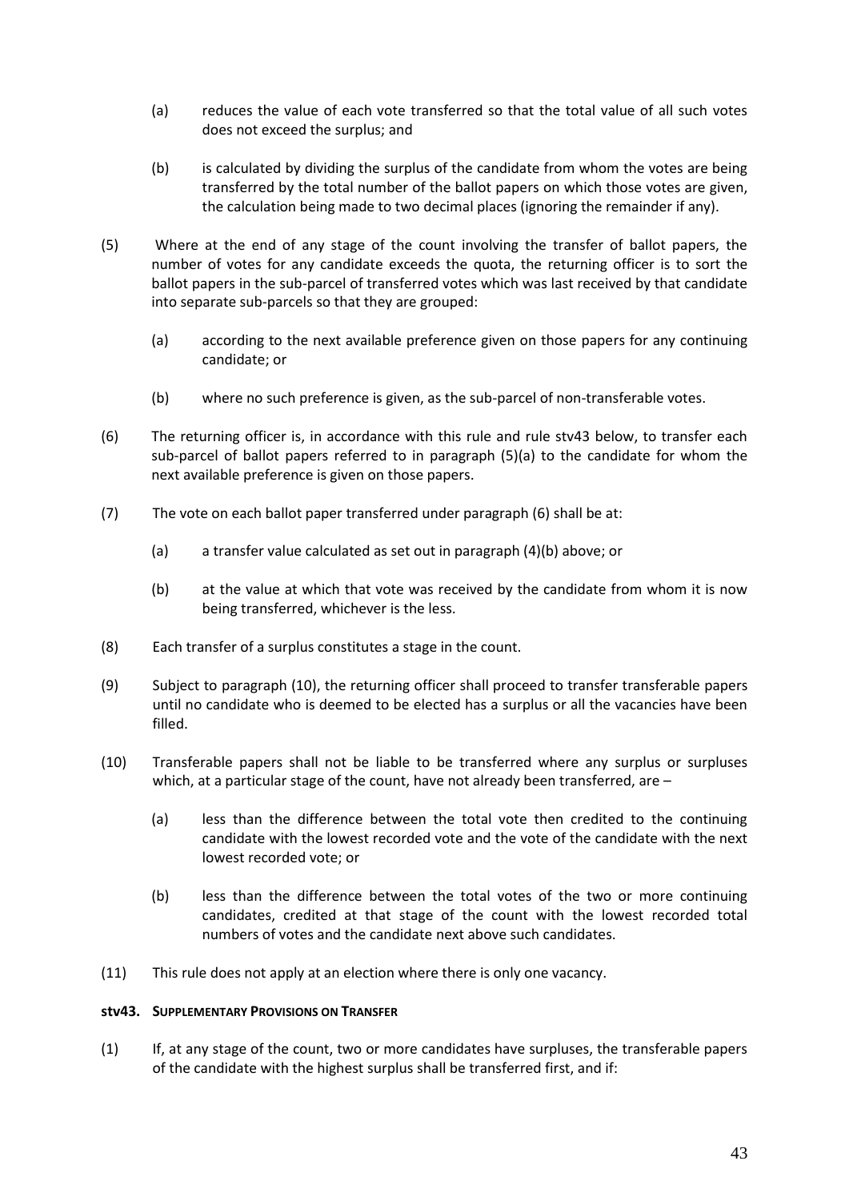(a) reduces the value of each vote transferred so that the total value of all such votes does not exceed the surplus; and

(b) is calculated by dividing the surplus of the candidate from whom the votes are being transferred by the total number of the ballot papers on which those votes are given, the calculation being made to two decimal places (ignoring the remainder if any).

(5) Where at the end of any stage of the count involving the transfer of ballot papers, the number of votes for any candidate exceeds the quota, the returning officer is to sort the ballot papers in the sub-parcel of transferred votes which was last received by that candidate into separate sub-parcels so that they are grouped:

(a) according to the next available preference given on those papers for any continuing candidate; or

(b) where no such preference is given, as the sub-parcel of non-transferable votes.

(6) The returning officer is, in accordance with this rule and rule stv43 below, to transfer each sub-parcel of ballot papers referred to in paragraph (5)(a) to the candidate for whom the next available preference is given on those papers.

(7) The vote on each ballot paper transferred under paragraph (6) shall be at:

(a) a transfer value calculated as set out in paragraph (4)(b) above; or

(b) at the value at which that vote was received by the candidate from whom it is now being transferred, whichever is the less.

(8) Each transfer of a surplus constitutes a stage in the count.

(9) Subject to paragraph (10), the returning officer shall proceed to transfer transferable papers until no candidate who is deemed to be elected has a surplus or all the vacancies have been filled.

(10) Transferable papers shall not be liable to be transferred where any surplus or surpluses which, at a particular stage of the count, have not already been transferred, are –

(a) less than the difference between the total vote then credited to the continuing candidate with the lowest recorded vote and the vote of the candidate with the next lowest recorded vote; or

(b) less than the difference between the total votes of the two or more continuing candidates, credited at that stage of the count with the lowest recorded total numbers of votes and the candidate next above such candidates.

(11) This rule does not apply at an election where there is only one vacancy.

**stv43. Supplementary Provisions on Transfer**

(1) If, at any stage of the count, two or more candidates have surpluses, the transferable papers of the candidate with the highest surplus shall be transferred first, and if: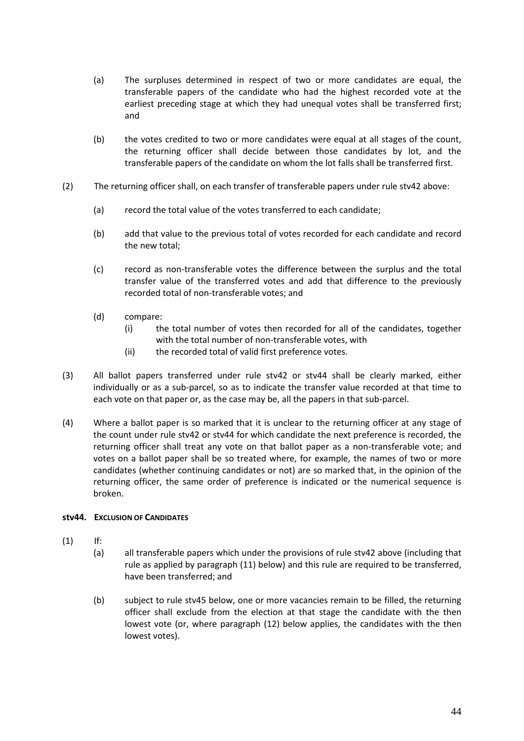(a) The surpluses determined in respect of two or more candidates are equal, the transferable papers of the candidate who had the highest recorded vote at the earliest preceding stage at which they had unequal votes shall be transferred first; and

(b) the votes credited to two or more candidates were equal at all stages of the count, the returning officer shall decide between those candidates by lot, and the transferable papers of the candidate on whom the lot falls shall be transferred first.

(2) The returning officer shall, on each transfer of transferable papers under rule stv42 above:

(a) record the total value of the votes transferred to each candidate;

(b) add that value to the previous total of votes recorded for each candidate and record the new total;

(c) record as non-transferable votes the difference between the surplus and the total transfer value of the transferred votes and add that difference to the previously recorded total of non-transferable votes; and

(d) compare:
   (i) the total number of votes then recorded for all of the candidates, together with the total number of non-transferable votes, with
   (ii) the recorded total of valid first preference votes.

(3) All ballot papers transferred under rule stv42 or stv44 shall be clearly marked, either individually or as a sub-parcel, so as to indicate the transfer value recorded at that time to each vote on that paper or, as the case may be, all the papers in that sub-parcel.

(4) Where a ballot paper is so marked that it is unclear to the returning officer at any stage of the count under rule stv42 or stv44 for which candidate the next preference is recorded, the returning officer shall treat any vote on that ballot paper as a non-transferable vote; and votes on a ballot paper shall be so treated where, for example, the names of two or more candidates (whether continuing candidates or not) are so marked that, in the opinion of the returning officer, the same order of preference is indicated or the numerical sequence is broken.

**stv44. EXCLUSION OF CANDIDATES**

(1) If:

(a) all transferable papers which under the provisions of rule stv42 above (including that rule as applied by paragraph (11) below) and this rule are required to be transferred, have been transferred; and

(b) subject to rule stv45 below, one or more vacancies remain to be filled, the returning officer shall exclude from the election at that stage the candidate with the then lowest vote (or, where paragraph (12) below applies, the candidates with the then lowest votes).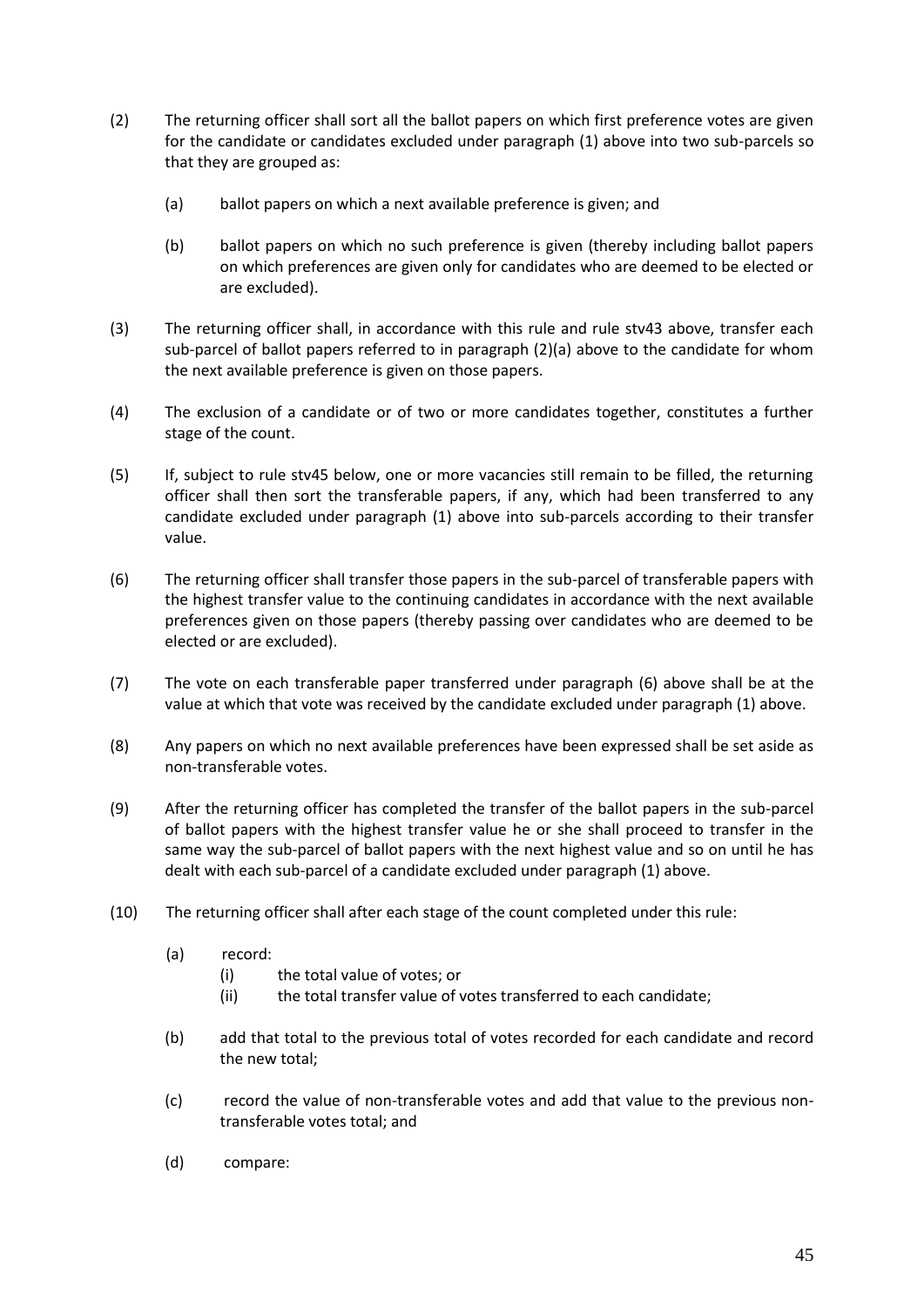(2) The returning officer shall sort all the ballot papers on which first preference votes are given for the candidate or candidates excluded under paragraph (1) above into two sub-parcels so that they are grouped as:

   (a) ballot papers on which a next available preference is given; and

   (b) ballot papers on which no such preference is given (thereby including ballot papers on which preferences are given only for candidates who are deemed to be elected or are excluded).

(3) The returning officer shall, in accordance with this rule and rule stv43 above, transfer each sub-parcel of ballot papers referred to in paragraph (2)(a) above to the candidate for whom the next available preference is given on those papers.

(4) The exclusion of a candidate or of two or more candidates together, constitutes a further stage of the count.

(5) If, subject to rule stv45 below, one or more vacancies still remain to be filled, the returning officer shall then sort the transferable papers, if any, which had been transferred to any candidate excluded under paragraph (1) above into sub-parcels according to their transfer value.

(6) The returning officer shall transfer those papers in the sub-parcel of transferable papers with the highest transfer value to the continuing candidates in accordance with the next available preferences given on those papers (thereby passing over candidates who are deemed to be elected or are excluded).

(7) The vote on each transferable paper transferred under paragraph (6) above shall be at the value at which that vote was received by the candidate excluded under paragraph (1) above.

(8) Any papers on which no next available preferences have been expressed shall be set aside as non-transferable votes.

(9) After the returning officer has completed the transfer of the ballot papers in the sub-parcel of ballot papers with the highest transfer value he or she shall proceed to transfer in the same way the sub-parcel of ballot papers with the next highest value and so on until he has dealt with each sub-parcel of a candidate excluded under paragraph (1) above.

(10) The returning officer shall after each stage of the count completed under this rule:

   (a) record:
      (i) the total value of votes; or
      (ii) the total transfer value of votes transferred to each candidate;

   (b) add that total to the previous total of votes recorded for each candidate and record the new total;

   (c) record the value of non-transferable votes and add that value to the previous non-transferable votes total; and

   (d) compare: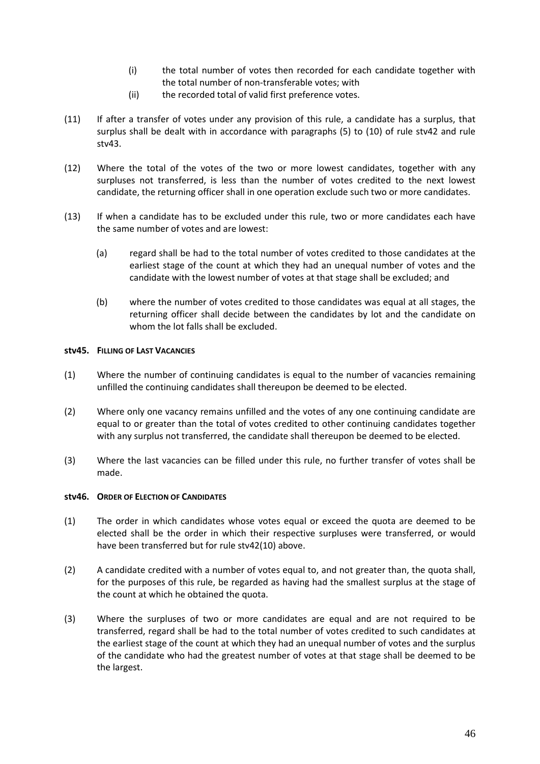(i) the total number of votes then recorded for each candidate together with the total number of non-transferable votes; with

(ii) the recorded total of valid first preference votes.

(11) If after a transfer of votes under any provision of this rule, a candidate has a surplus, that surplus shall be dealt with in accordance with paragraphs (5) to (10) of rule stv42 and rule stv43.

(12) Where the total of the votes of the two or more lowest candidates, together with any surpluses not transferred, is less than the number of votes credited to the next lowest candidate, the returning officer shall in one operation exclude such two or more candidates.

(13) If when a candidate has to be excluded under this rule, two or more candidates each have the same number of votes and are lowest:

(a) regard shall be had to the total number of votes credited to those candidates at the earliest stage of the count at which they had an unequal number of votes and the candidate with the lowest number of votes at that stage shall be excluded; and

(b) where the number of votes credited to those candidates was equal at all stages, the returning officer shall decide between the candidates by lot and the candidate on whom the lot falls shall be excluded.

#### stv45. Filling of Last Vacancies

(1) Where the number of continuing candidates is equal to the number of vacancies remaining unfilled the continuing candidates shall thereupon be deemed to be elected.

(2) Where only one vacancy remains unfilled and the votes of any one continuing candidate are equal to or greater than the total of votes credited to other continuing candidates together with any surplus not transferred, the candidate shall thereupon be deemed to be elected.

(3) Where the last vacancies can be filled under this rule, no further transfer of votes shall be made.

#### stv46. Order of Election of Candidates

(1) The order in which candidates whose votes equal or exceed the quota are deemed to be elected shall be the order in which their respective surpluses were transferred, or would have been transferred but for rule stv42(10) above.

(2) A candidate credited with a number of votes equal to, and not greater than, the quota shall, for the purposes of this rule, be regarded as having had the smallest surplus at the stage of the count at which he obtained the quota.

(3) Where the surpluses of two or more candidates are equal and are not required to be transferred, regard shall be had to the total number of votes credited to such candidates at the earliest stage of the count at which they had an unequal number of votes and the surplus of the candidate who had the greatest number of votes at that stage shall be deemed to be the largest.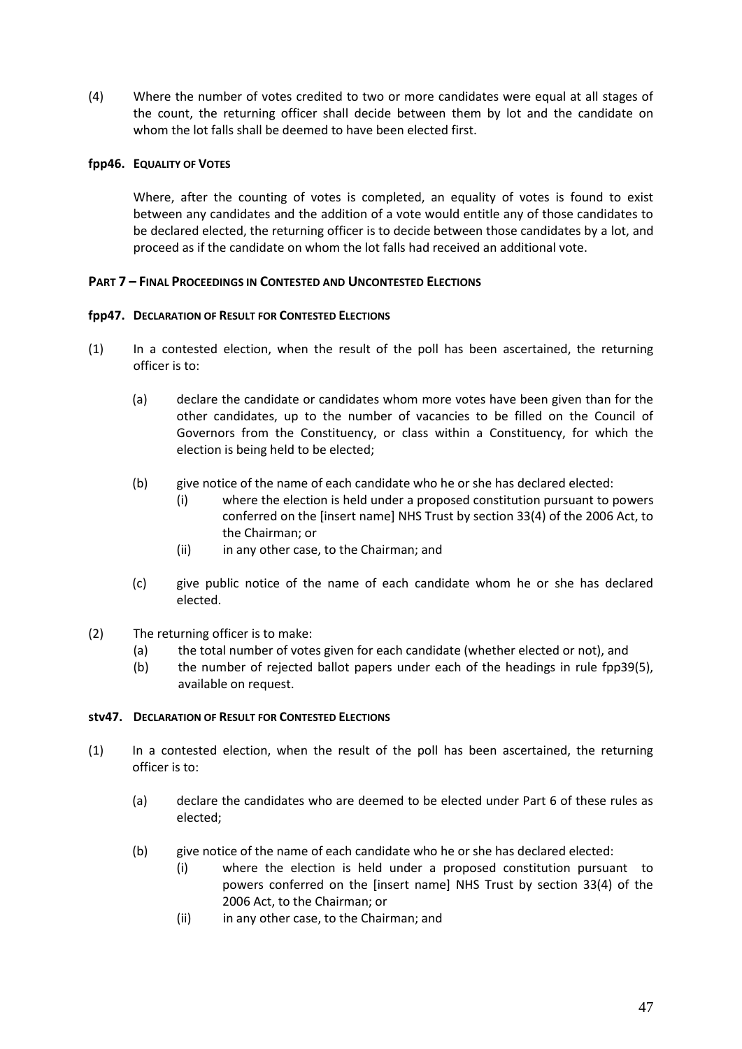(4) Where the number of votes credited to two or more candidates were equal at all stages of the count, the returning officer shall decide between them by lot and the candidate on whom the lot falls shall be deemed to have been elected first.

**fpp46. EQUALITY OF VOTES**

Where, after the counting of votes is completed, an equality of votes is found to exist between any candidates and the addition of a vote would entitle any of those candidates to be declared elected, the returning officer is to decide between those candidates by a lot, and proceed as if the candidate on whom the lot falls had received an additional vote.

**PART 7 – FINAL PROCEEDINGS IN CONTESTED AND UNCONTESTED ELECTIONS**

**fpp47. DECLARATION OF RESULT FOR CONTESTED ELECTIONS**

(1) In a contested election, when the result of the poll has been ascertained, the returning officer is to:

- (a) declare the candidate or candidates whom more votes have been given than for the other candidates, up to the number of vacancies to be filled on the Council of Governors from the Constituency, or class within a Constituency, for which the election is being held to be elected;
- (b) give notice of the name of each candidate who he or she has declared elected:
  - (i) where the election is held under a proposed constitution pursuant to powers conferred on the [insert name] NHS Trust by section 33(4) of the 2006 Act, to the Chairman; or
  - (ii) in any other case, to the Chairman; and
- (c) give public notice of the name of each candidate whom he or she has declared elected.

(2) The returning officer is to make:

- (a) the total number of votes given for each candidate (whether elected or not), and
- (b) the number of rejected ballot papers under each of the headings in rule fpp39(5), available on request.

**stv47. DECLARATION OF RESULT FOR CONTESTED ELECTIONS**

(1) In a contested election, when the result of the poll has been ascertained, the returning officer is to:

- (a) declare the candidates who are deemed to be elected under Part 6 of these rules as elected;
- (b) give notice of the name of each candidate who he or she has declared elected:
  - (i) where the election is held under a proposed constitution pursuant to powers conferred on the [insert name] NHS Trust by section 33(4) of the 2006 Act, to the Chairman; or
  - (ii) in any other case, to the Chairman; and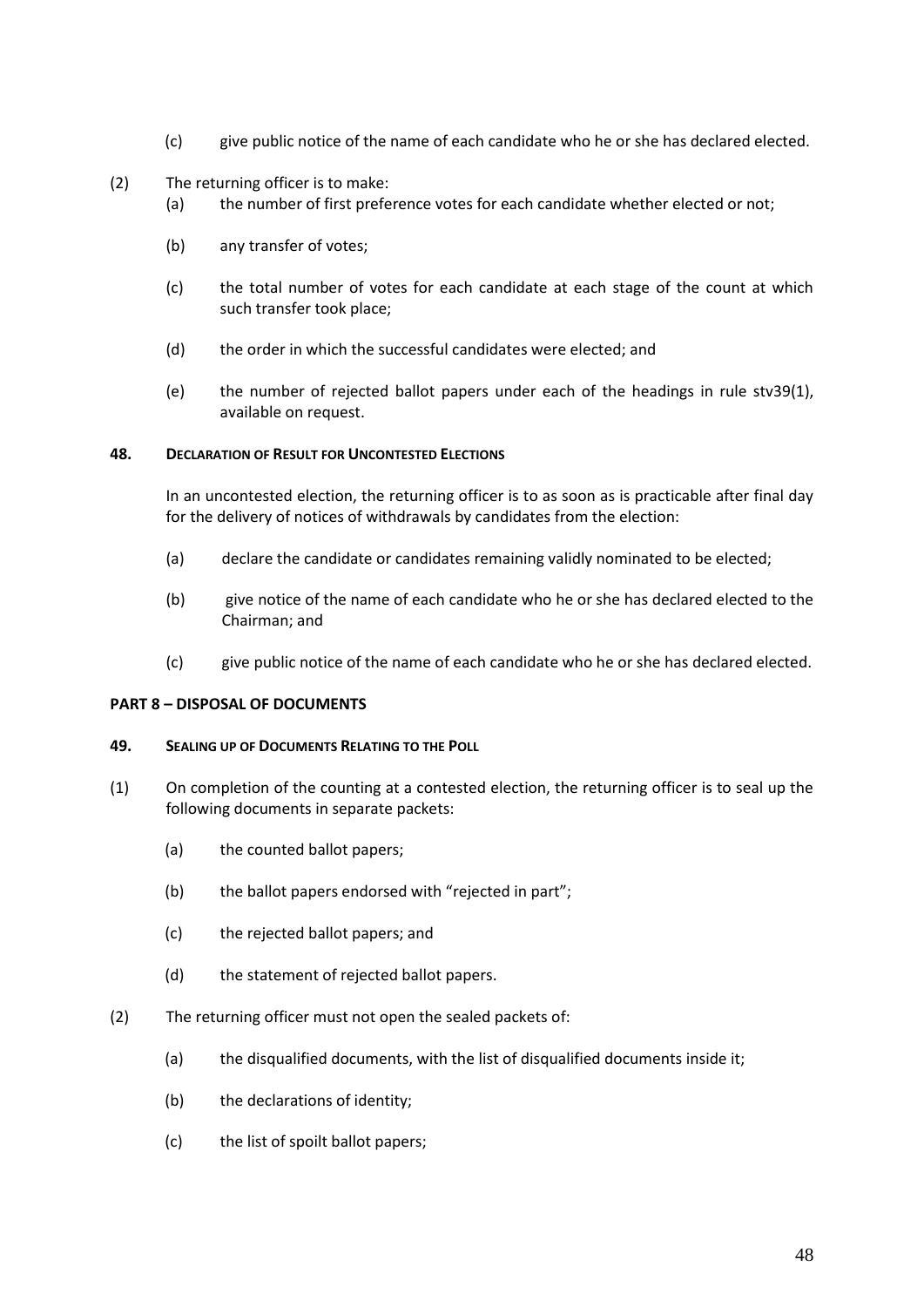(c) give public notice of the name of each candidate who he or she has declared elected.

(2) The returning officer is to make:

(a) the number of first preference votes for each candidate whether elected or not;

(b) any transfer of votes;

(c) the total number of votes for each candidate at each stage of the count at which such transfer took place;

(d) the order in which the successful candidates were elected; and

(e) the number of rejected ballot papers under each of the headings in rule stv39(1), available on request.

**48. DECLARATION OF RESULT FOR UNCONTESTED ELECTIONS**

In an uncontested election, the returning officer is to as soon as is practicable after final day for the delivery of notices of withdrawals by candidates from the election:

(a) declare the candidate or candidates remaining validly nominated to be elected;

(b) give notice of the name of each candidate who he or she has declared elected to the Chairman; and

(c) give public notice of the name of each candidate who he or she has declared elected.

**PART 8 – DISPOSAL OF DOCUMENTS**

**49. SEALING UP OF DOCUMENTS RELATING TO THE POLL**

(1) On completion of the counting at a contested election, the returning officer is to seal up the following documents in separate packets:

(a) the counted ballot papers;

(b) the ballot papers endorsed with "rejected in part";

(c) the rejected ballot papers; and

(d) the statement of rejected ballot papers.

(2) The returning officer must not open the sealed packets of:

(a) the disqualified documents, with the list of disqualified documents inside it;

(b) the declarations of identity;

(c) the list of spoilt ballot papers;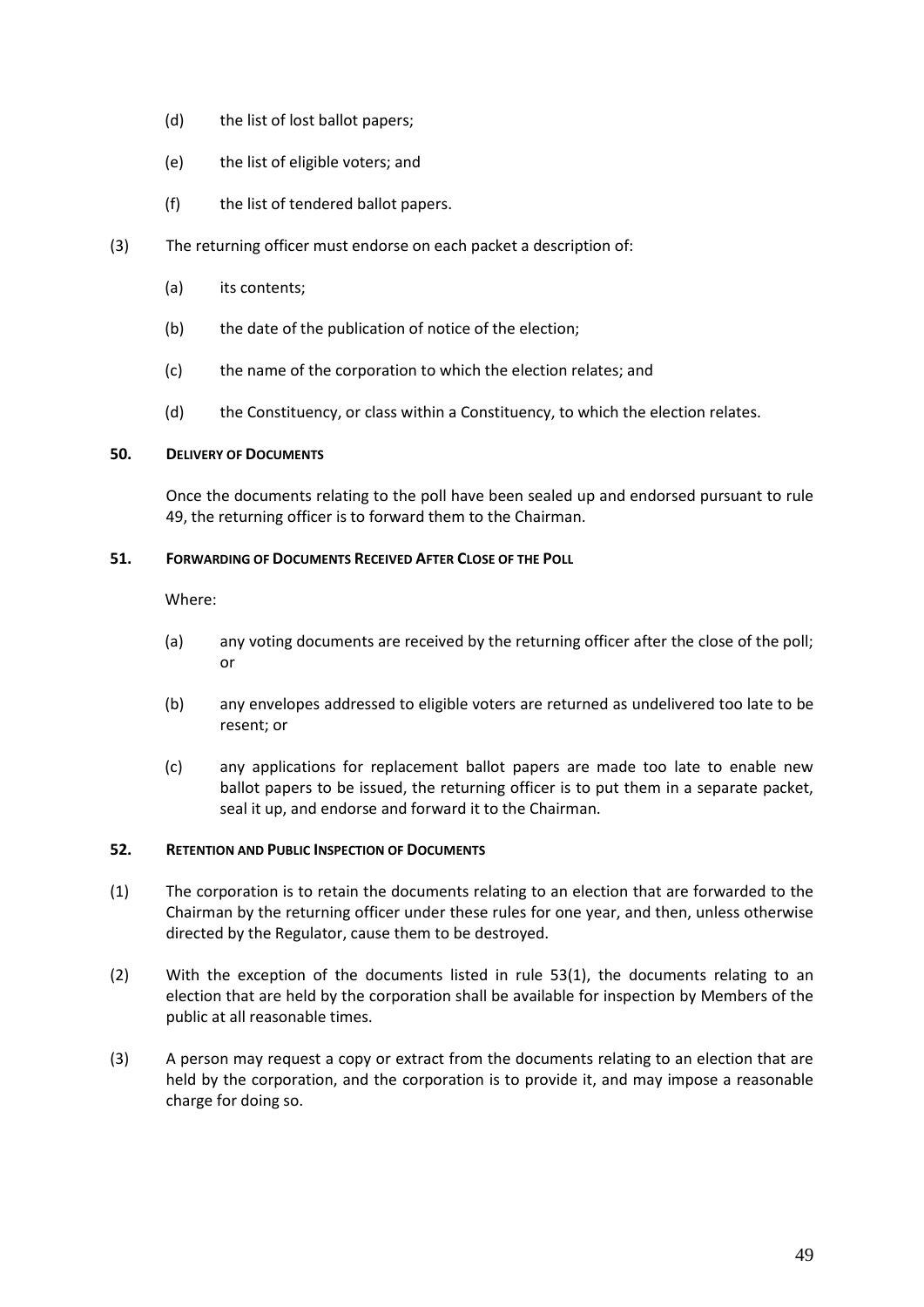(d) the list of lost ballot papers;

(e) the list of eligible voters; and

(f) the list of tendered ballot papers.

(3) The returning officer must endorse on each packet a description of:

(a) its contents;

(b) the date of the publication of notice of the election;

(c) the name of the corporation to which the election relates; and

(d) the Constituency, or class within a Constituency, to which the election relates.

#### 50. DELIVERY OF DOCUMENTS

Once the documents relating to the poll have been sealed up and endorsed pursuant to rule 49, the returning officer is to forward them to the Chairman.

#### 51. FORWARDING OF DOCUMENTS RECEIVED AFTER CLOSE OF THE POLL

Where:

(a) any voting documents are received by the returning officer after the close of the poll; or

(b) any envelopes addressed to eligible voters are returned as undelivered too late to be resent; or

(c) any applications for replacement ballot papers are made too late to enable new ballot papers to be issued, the returning officer is to put them in a separate packet, seal it up, and endorse and forward it to the Chairman.

#### 52. RETENTION AND PUBLIC INSPECTION OF DOCUMENTS

(1) The corporation is to retain the documents relating to an election that are forwarded to the Chairman by the returning officer under these rules for one year, and then, unless otherwise directed by the Regulator, cause them to be destroyed.

(2) With the exception of the documents listed in rule 53(1), the documents relating to an election that are held by the corporation shall be available for inspection by Members of the public at all reasonable times.

(3) A person may request a copy or extract from the documents relating to an election that are held by the corporation, and the corporation is to provide it, and may impose a reasonable charge for doing so.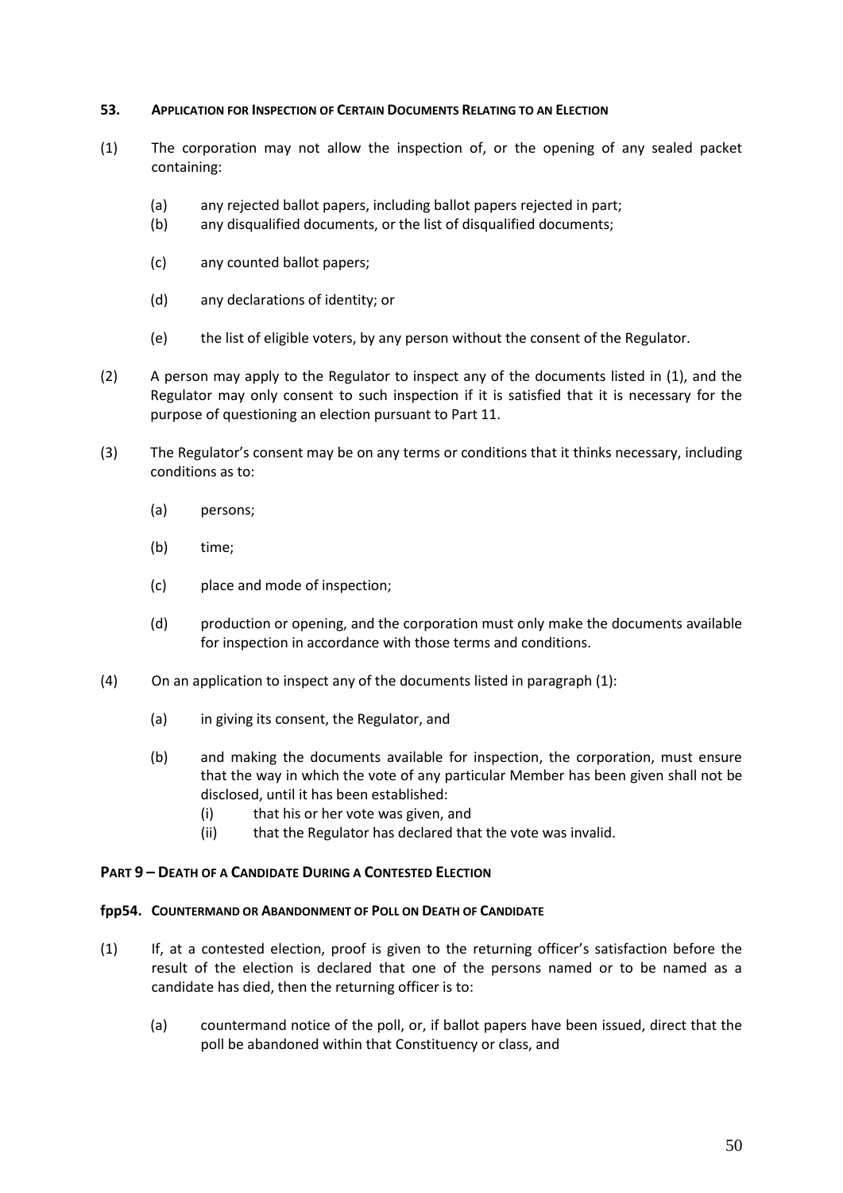### 53. Application for Inspection of Certain Documents Relating to an Election

(1) The corporation may not allow the inspection of, or the opening of any sealed packet containing:

- (a) any rejected ballot papers, including ballot papers rejected in part;
- (b) any disqualified documents, or the list of disqualified documents;
- (c) any counted ballot papers;
- (d) any declarations of identity; or
- (e) the list of eligible voters, by any person without the consent of the Regulator.

(2) A person may apply to the Regulator to inspect any of the documents listed in (1), and the Regulator may only consent to such inspection if it is satisfied that it is necessary for the purpose of questioning an election pursuant to Part 11.

(3) The Regulator's consent may be on any terms or conditions that it thinks necessary, including conditions as to:

- (a) persons;
- (b) time;
- (c) place and mode of inspection;
- (d) production or opening, and the corporation must only make the documents available for inspection in accordance with those terms and conditions.

(4) On an application to inspect any of the documents listed in paragraph (1):

- (a) in giving its consent, the Regulator, and
- (b) and making the documents available for inspection, the corporation, must ensure that the way in which the vote of any particular Member has been given shall not be disclosed, until it has been established:
  - (i) that his or her vote was given, and
  - (ii) that the Regulator has declared that the vote was invalid.

## Part 9 – Death of a Candidate During a Contested Election

### fpp54. Countermand or Abandonment of Poll on Death of Candidate

(1) If, at a contested election, proof is given to the returning officer's satisfaction before the result of the election is declared that one of the persons named or to be named as a candidate has died, then the returning officer is to:

- (a) countermand notice of the poll, or, if ballot papers have been issued, direct that the poll be abandoned within that Constituency or class, and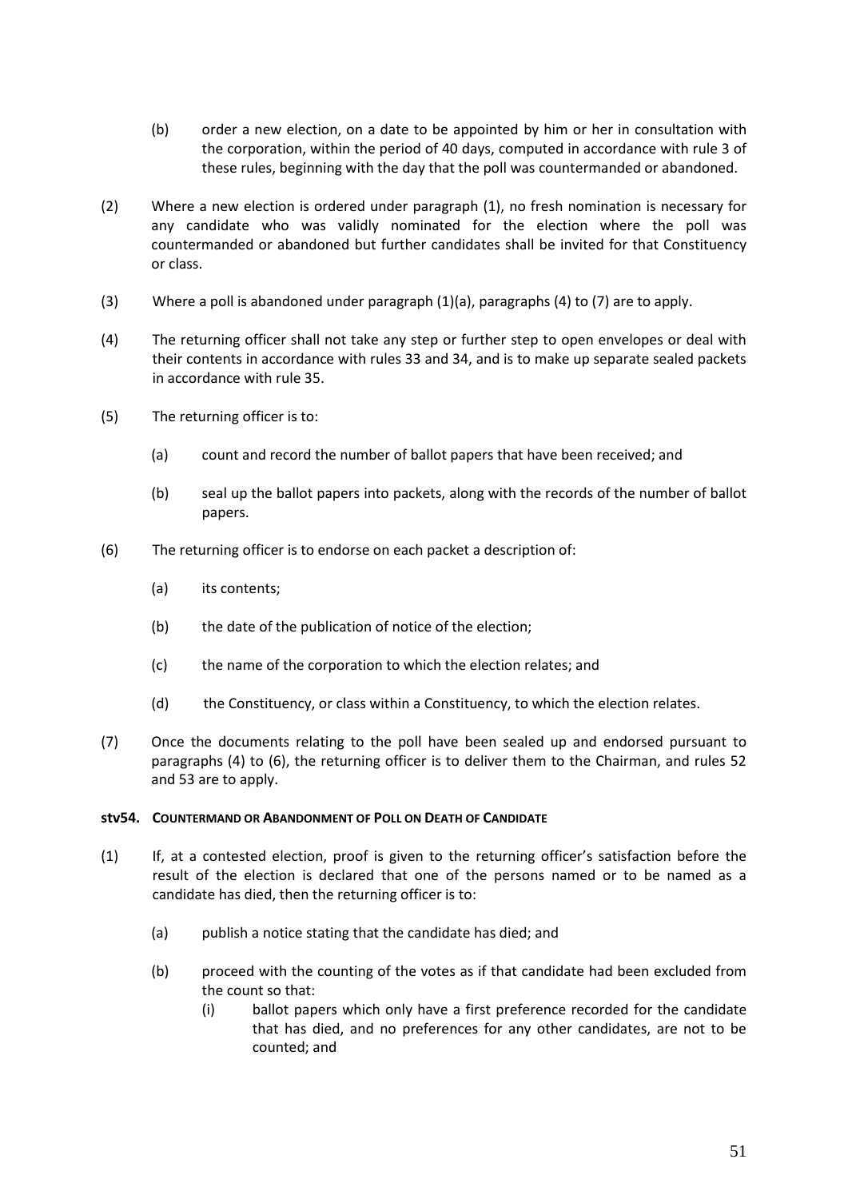(b) order a new election, on a date to be appointed by him or her in consultation with the corporation, within the period of 40 days, computed in accordance with rule 3 of these rules, beginning with the day that the poll was countermanded or abandoned.

(2) Where a new election is ordered under paragraph (1), no fresh nomination is necessary for any candidate who was validly nominated for the election where the poll was countermanded or abandoned but further candidates shall be invited for that Constituency or class.

(3) Where a poll is abandoned under paragraph (1)(a), paragraphs (4) to (7) are to apply.

(4) The returning officer shall not take any step or further step to open envelopes or deal with their contents in accordance with rules 33 and 34, and is to make up separate sealed packets in accordance with rule 35.

(5) The returning officer is to:

- (a) count and record the number of ballot papers that have been received; and
- (b) seal up the ballot papers into packets, along with the records of the number of ballot papers.

(6) The returning officer is to endorse on each packet a description of:

- (a) its contents;
- (b) the date of the publication of notice of the election;
- (c) the name of the corporation to which the election relates; and
- (d) the Constituency, or class within a Constituency, to which the election relates.

(7) Once the documents relating to the poll have been sealed up and endorsed pursuant to paragraphs (4) to (6), the returning officer is to deliver them to the Chairman, and rules 52 and 53 are to apply.

#### stv54. COUNTERMAND OR ABANDONMENT OF POLL ON DEATH OF CANDIDATE

(1) If, at a contested election, proof is given to the returning officer's satisfaction before the result of the election is declared that one of the persons named or to be named as a candidate has died, then the returning officer is to:

- (a) publish a notice stating that the candidate has died; and
- (b) proceed with the counting of the votes as if that candidate had been excluded from the count so that:
  - (i) ballot papers which only have a first preference recorded for the candidate that has died, and no preferences for any other candidates, are not to be counted; and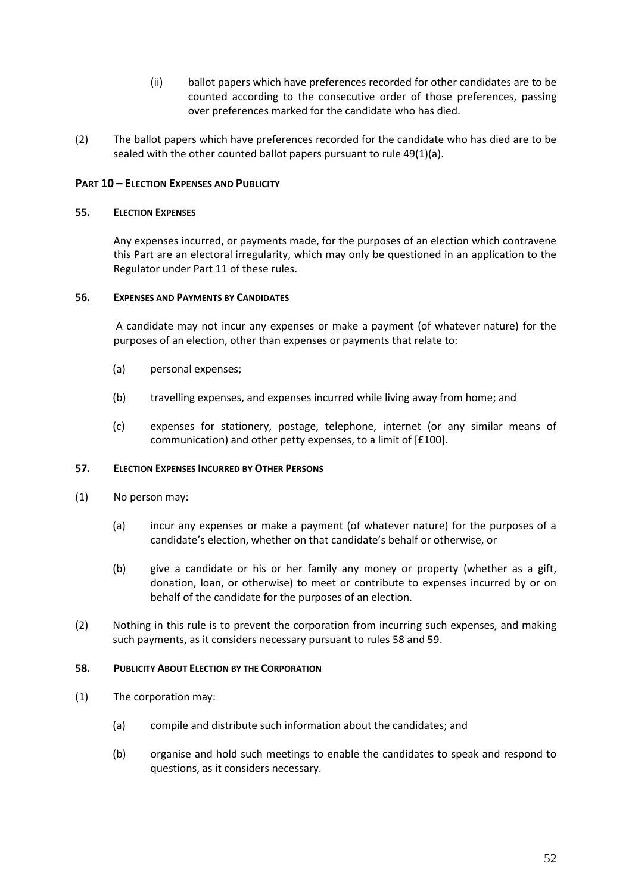(ii) ballot papers which have preferences recorded for other candidates are to be counted according to the consecutive order of those preferences, passing over preferences marked for the candidate who has died.

(2) The ballot papers which have preferences recorded for the candidate who has died are to be sealed with the other counted ballot papers pursuant to rule 49(1)(a).

## PART 10 – ELECTION EXPENSES AND PUBLICITY

### 55. ELECTION EXPENSES

Any expenses incurred, or payments made, for the purposes of an election which contravene this Part are an electoral irregularity, which may only be questioned in an application to the Regulator under Part 11 of these rules.

### 56. EXPENSES AND PAYMENTS BY CANDIDATES

A candidate may not incur any expenses or make a payment (of whatever nature) for the purposes of an election, other than expenses or payments that relate to:

(a) personal expenses;

(b) travelling expenses, and expenses incurred while living away from home; and

(c) expenses for stationery, postage, telephone, internet (or any similar means of communication) and other petty expenses, to a limit of [£100].

### 57. ELECTION EXPENSES INCURRED BY OTHER PERSONS

(1) No person may:

(a) incur any expenses or make a payment (of whatever nature) for the purposes of a candidate's election, whether on that candidate's behalf or otherwise, or

(b) give a candidate or his or her family any money or property (whether as a gift, donation, loan, or otherwise) to meet or contribute to expenses incurred by or on behalf of the candidate for the purposes of an election.

(2) Nothing in this rule is to prevent the corporation from incurring such expenses, and making such payments, as it considers necessary pursuant to rules 58 and 59.

### 58. PUBLICITY ABOUT ELECTION BY THE CORPORATION

(1) The corporation may:

(a) compile and distribute such information about the candidates; and

(b) organise and hold such meetings to enable the candidates to speak and respond to questions, as it considers necessary.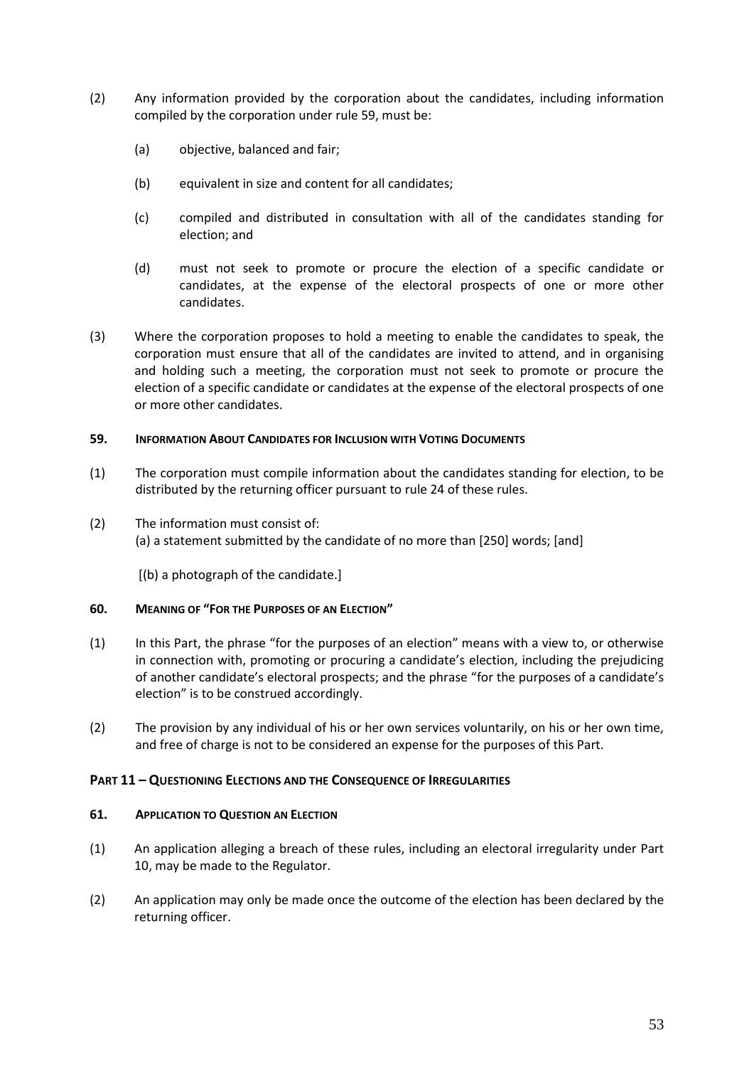(2) Any information provided by the corporation about the candidates, including information compiled by the corporation under rule 59, must be:

(a) objective, balanced and fair;

(b) equivalent in size and content for all candidates;

(c) compiled and distributed in consultation with all of the candidates standing for election; and

(d) must not seek to promote or procure the election of a specific candidate or candidates, at the expense of the electoral prospects of one or more other candidates.

(3) Where the corporation proposes to hold a meeting to enable the candidates to speak, the corporation must ensure that all of the candidates are invited to attend, and in organising and holding such a meeting, the corporation must not seek to promote or procure the election of a specific candidate or candidates at the expense of the electoral prospects of one or more other candidates.

### 59. Information About Candidates for Inclusion with Voting Documents

(1) The corporation must compile information about the candidates standing for election, to be distributed by the returning officer pursuant to rule 24 of these rules.

(2) The information must consist of:
(a) a statement submitted by the candidate of no more than [250] words; [and]

[(b) a photograph of the candidate.]

### 60. Meaning of "For the Purposes of an Election"

(1) In this Part, the phrase "for the purposes of an election" means with a view to, or otherwise in connection with, promoting or procuring a candidate's election, including the prejudicing of another candidate's electoral prospects; and the phrase "for the purposes of a candidate's election" is to be construed accordingly.

(2) The provision by any individual of his or her own services voluntarily, on his or her own time, and free of charge is not to be considered an expense for the purposes of this Part.

## Part 11 – Questioning Elections and the Consequence of Irregularities

### 61. Application to Question an Election

(1) An application alleging a breach of these rules, including an electoral irregularity under Part 10, may be made to the Regulator.

(2) An application may only be made once the outcome of the election has been declared by the returning officer.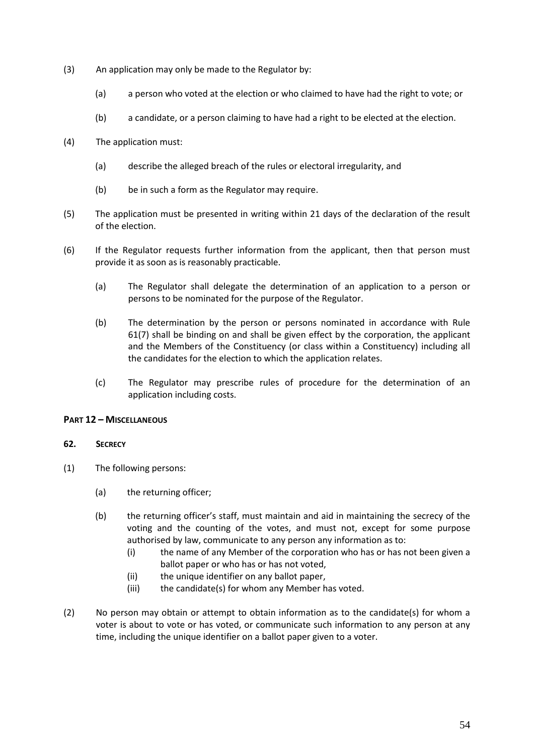(3) An application may only be made to the Regulator by:

   (a) a person who voted at the election or who claimed to have had the right to vote; or

   (b) a candidate, or a person claiming to have had a right to be elected at the election.

(4) The application must:

   (a) describe the alleged breach of the rules or electoral irregularity, and

   (b) be in such a form as the Regulator may require.

(5) The application must be presented in writing within 21 days of the declaration of the result of the election.

(6) If the Regulator requests further information from the applicant, then that person must provide it as soon as is reasonably practicable.

   (a) The Regulator shall delegate the determination of an application to a person or persons to be nominated for the purpose of the Regulator.

   (b) The determination by the person or persons nominated in accordance with Rule 61(7) shall be binding on and shall be given effect by the corporation, the applicant and the Members of the Constituency (or class within a Constituency) including all the candidates for the election to which the application relates.

   (c) The Regulator may prescribe rules of procedure for the determination of an application including costs.

**PART 12 – MISCELLANEOUS**

**62. SECRECY**

(1) The following persons:

   (a) the returning officer;

   (b) the returning officer's staff, must maintain and aid in maintaining the secrecy of the voting and the counting of the votes, and must not, except for some purpose authorised by law, communicate to any person any information as to:
      (i) the name of any Member of the corporation who has or has not been given a ballot paper or who has or has not voted,
      (ii) the unique identifier on any ballot paper,
      (iii) the candidate(s) for whom any Member has voted.

(2) No person may obtain or attempt to obtain information as to the candidate(s) for whom a voter is about to vote or has voted, or communicate such information to any person at any time, including the unique identifier on a ballot paper given to a voter.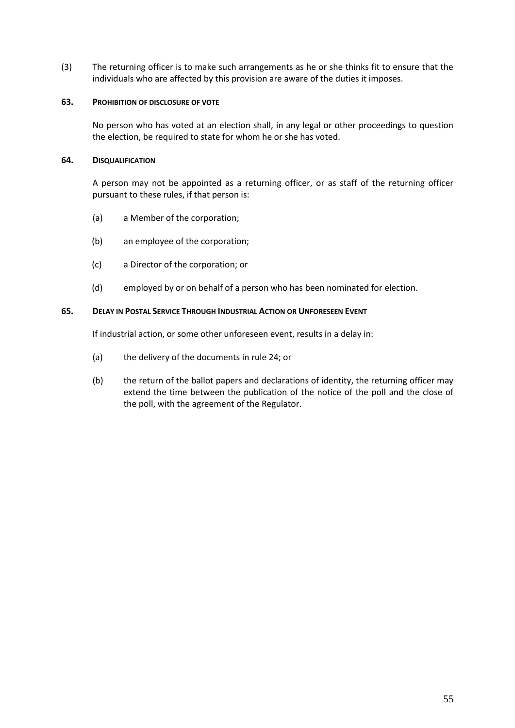(3) The returning officer is to make such arrangements as he or she thinks fit to ensure that the individuals who are affected by this provision are aware of the duties it imposes.

### 63. PROHIBITION OF DISCLOSURE OF VOTE

No person who has voted at an election shall, in any legal or other proceedings to question the election, be required to state for whom he or she has voted.

### 64. DISQUALIFICATION

A person may not be appointed as a returning officer, or as staff of the returning officer pursuant to these rules, if that person is:

(a) a Member of the corporation;

(b) an employee of the corporation;

(c) a Director of the corporation; or

(d) employed by or on behalf of a person who has been nominated for election.

### 65. DELAY IN POSTAL SERVICE THROUGH INDUSTRIAL ACTION OR UNFORESEEN EVENT

If industrial action, or some other unforeseen event, results in a delay in:

(a) the delivery of the documents in rule 24; or

(b) the return of the ballot papers and declarations of identity, the returning officer may extend the time between the publication of the notice of the poll and the close of the poll, with the agreement of the Regulator.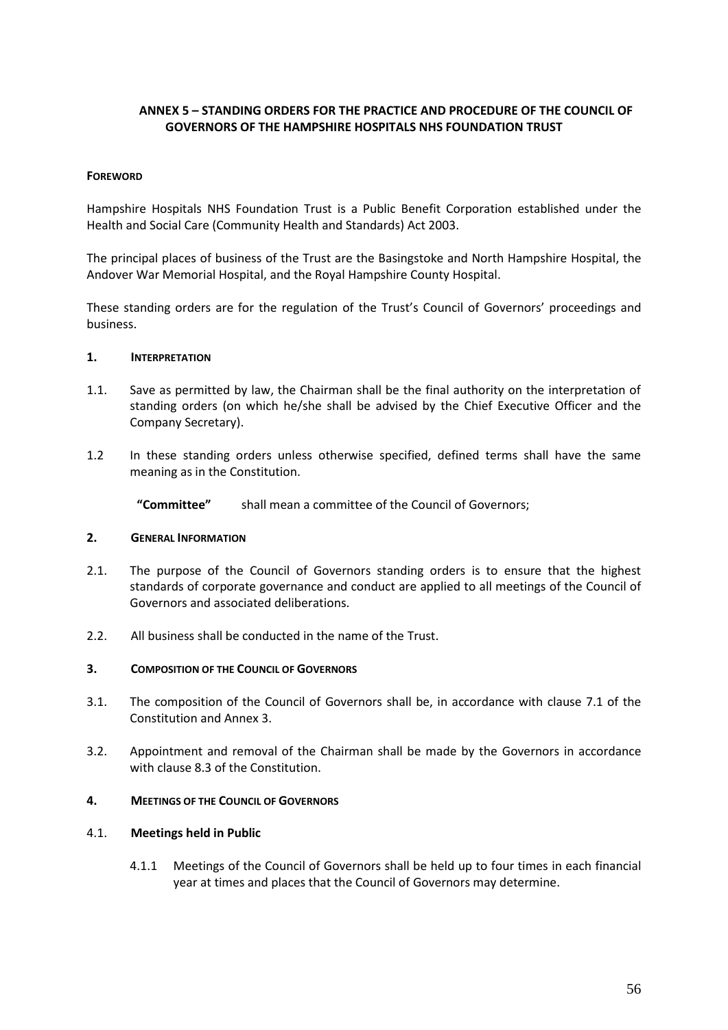## ANNEX 5 – STANDING ORDERS FOR THE PRACTICE AND PROCEDURE OF THE COUNCIL OF GOVERNORS OF THE HAMPSHIRE HOSPITALS NHS FOUNDATION TRUST

### FOREWORD

Hampshire Hospitals NHS Foundation Trust is a Public Benefit Corporation established under the Health and Social Care (Community Health and Standards) Act 2003.

The principal places of business of the Trust are the Basingstoke and North Hampshire Hospital, the Andover War Memorial Hospital, and the Royal Hampshire County Hospital.

These standing orders are for the regulation of the Trust's Council of Governors' proceedings and business.

### 1. INTERPRETATION

1.1. Save as permitted by law, the Chairman shall be the final authority on the interpretation of standing orders (on which he/she shall be advised by the Chief Executive Officer and the Company Secretary).

1.2 In these standing orders unless otherwise specified, defined terms shall have the same meaning as in the Constitution.

**"Committee"** shall mean a committee of the Council of Governors;

### 2. GENERAL INFORMATION

2.1. The purpose of the Council of Governors standing orders is to ensure that the highest standards of corporate governance and conduct are applied to all meetings of the Council of Governors and associated deliberations.

2.2. All business shall be conducted in the name of the Trust.

### 3. COMPOSITION OF THE COUNCIL OF GOVERNORS

3.1. The composition of the Council of Governors shall be, in accordance with clause 7.1 of the Constitution and Annex 3.

3.2. Appointment and removal of the Chairman shall be made by the Governors in accordance with clause 8.3 of the Constitution.

### 4. MEETINGS OF THE COUNCIL OF GOVERNORS

#### 4.1. Meetings held in Public

4.1.1 Meetings of the Council of Governors shall be held up to four times in each financial year at times and places that the Council of Governors may determine.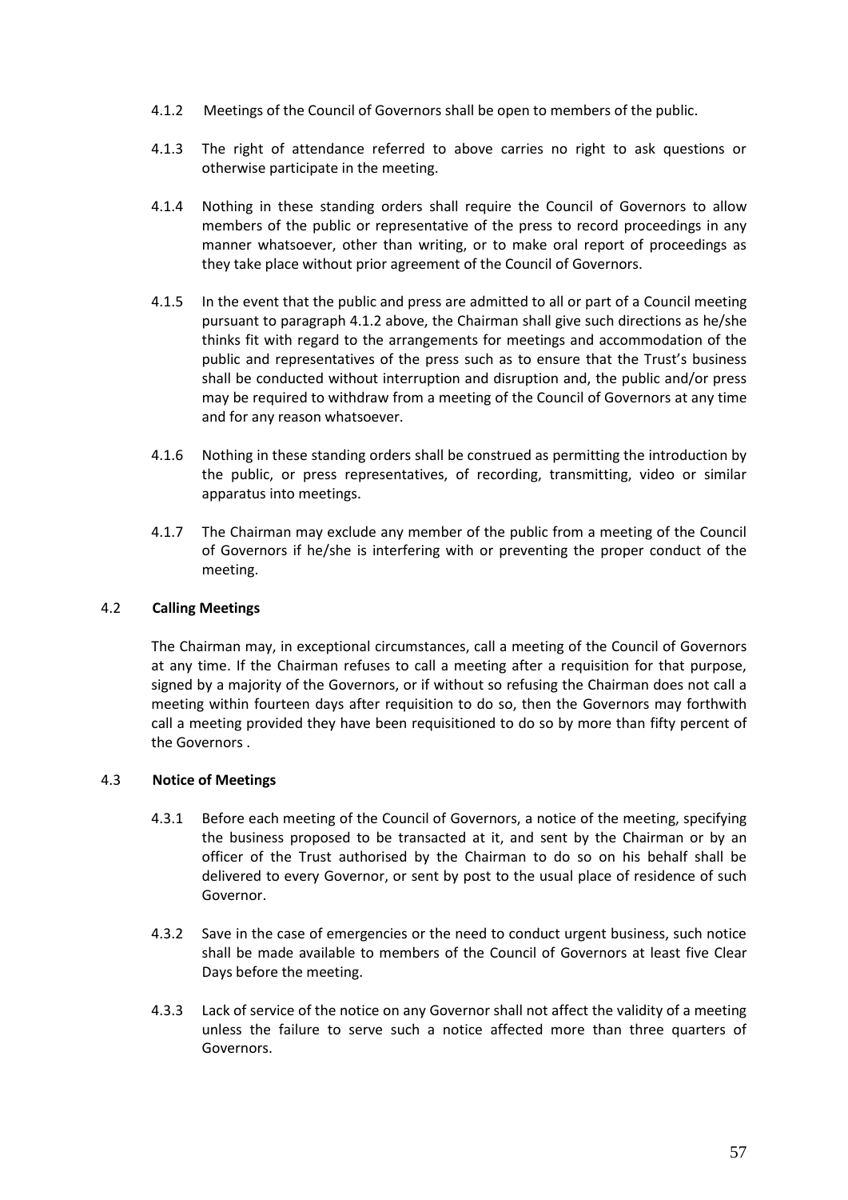4.1.2 Meetings of the Council of Governors shall be open to members of the public.

4.1.3 The right of attendance referred to above carries no right to ask questions or otherwise participate in the meeting.

4.1.4 Nothing in these standing orders shall require the Council of Governors to allow members of the public or representative of the press to record proceedings in any manner whatsoever, other than writing, or to make oral report of proceedings as they take place without prior agreement of the Council of Governors.

4.1.5 In the event that the public and press are admitted to all or part of a Council meeting pursuant to paragraph 4.1.2 above, the Chairman shall give such directions as he/she thinks fit with regard to the arrangements for meetings and accommodation of the public and representatives of the press such as to ensure that the Trust's business shall be conducted without interruption and disruption and, the public and/or press may be required to withdraw from a meeting of the Council of Governors at any time and for any reason whatsoever.

4.1.6 Nothing in these standing orders shall be construed as permitting the introduction by the public, or press representatives, of recording, transmitting, video or similar apparatus into meetings.

4.1.7 The Chairman may exclude any member of the public from a meeting of the Council of Governors if he/she is interfering with or preventing the proper conduct of the meeting.

## 4.2 Calling Meetings

The Chairman may, in exceptional circumstances, call a meeting of the Council of Governors at any time. If the Chairman refuses to call a meeting after a requisition for that purpose, signed by a majority of the Governors, or if without so refusing the Chairman does not call a meeting within fourteen days after requisition to do so, then the Governors may forthwith call a meeting provided they have been requisitioned to do so by more than fifty percent of the Governors .

## 4.3 Notice of Meetings

4.3.1 Before each meeting of the Council of Governors, a notice of the meeting, specifying the business proposed to be transacted at it, and sent by the Chairman or by an officer of the Trust authorised by the Chairman to do so on his behalf shall be delivered to every Governor, or sent by post to the usual place of residence of such Governor.

4.3.2 Save in the case of emergencies or the need to conduct urgent business, such notice shall be made available to members of the Council of Governors at least five Clear Days before the meeting.

4.3.3 Lack of service of the notice on any Governor shall not affect the validity of a meeting unless the failure to serve such a notice affected more than three quarters of Governors.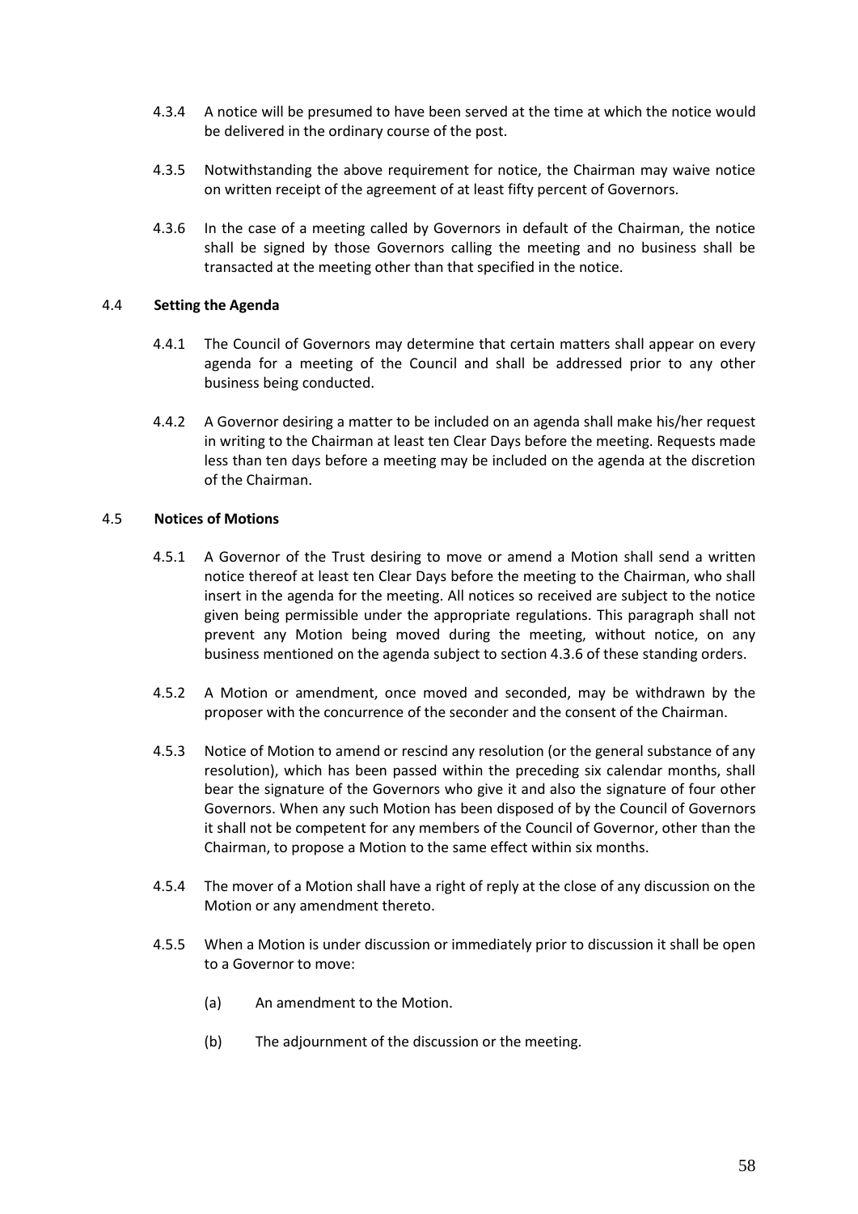4.3.4 A notice will be presumed to have been served at the time at which the notice would be delivered in the ordinary course of the post.

4.3.5 Notwithstanding the above requirement for notice, the Chairman may waive notice on written receipt of the agreement of at least fifty percent of Governors.

4.3.6 In the case of a meeting called by Governors in default of the Chairman, the notice shall be signed by those Governors calling the meeting and no business shall be transacted at the meeting other than that specified in the notice.

4.4 **Setting the Agenda**

4.4.1 The Council of Governors may determine that certain matters shall appear on every agenda for a meeting of the Council and shall be addressed prior to any other business being conducted.

4.4.2 A Governor desiring a matter to be included on an agenda shall make his/her request in writing to the Chairman at least ten Clear Days before the meeting. Requests made less than ten days before a meeting may be included on the agenda at the discretion of the Chairman.

4.5 **Notices of Motions**

4.5.1 A Governor of the Trust desiring to move or amend a Motion shall send a written notice thereof at least ten Clear Days before the meeting to the Chairman, who shall insert in the agenda for the meeting. All notices so received are subject to the notice given being permissible under the appropriate regulations. This paragraph shall not prevent any Motion being moved during the meeting, without notice, on any business mentioned on the agenda subject to section 4.3.6 of these standing orders.

4.5.2 A Motion or amendment, once moved and seconded, may be withdrawn by the proposer with the concurrence of the seconder and the consent of the Chairman.

4.5.3 Notice of Motion to amend or rescind any resolution (or the general substance of any resolution), which has been passed within the preceding six calendar months, shall bear the signature of the Governors who give it and also the signature of four other Governors. When any such Motion has been disposed of by the Council of Governors it shall not be competent for any members of the Council of Governor, other than the Chairman, to propose a Motion to the same effect within six months.

4.5.4 The mover of a Motion shall have a right of reply at the close of any discussion on the Motion or any amendment thereto.

4.5.5 When a Motion is under discussion or immediately prior to discussion it shall be open to a Governor to move:

(a) An amendment to the Motion.

(b) The adjournment of the discussion or the meeting.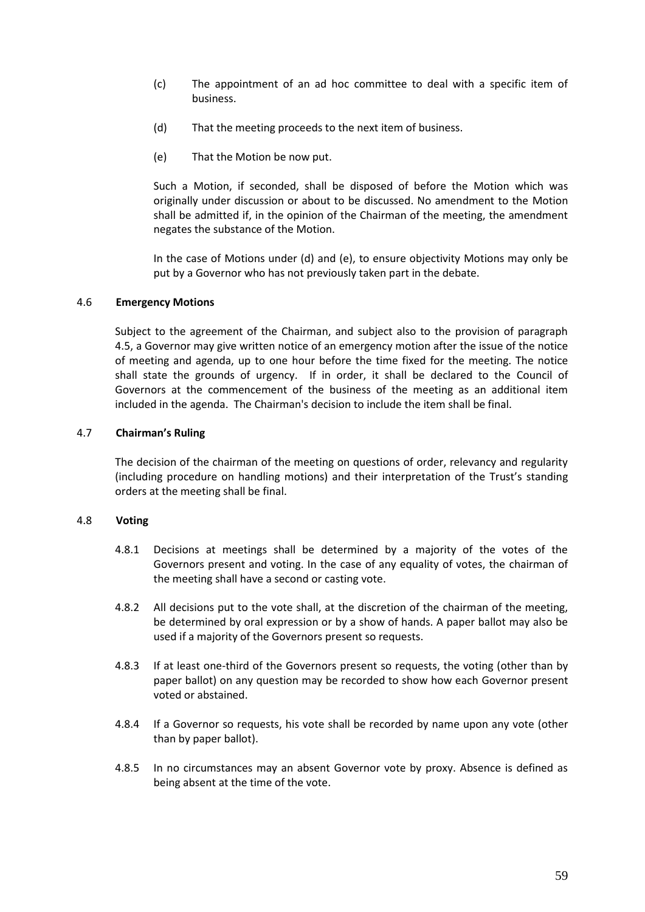(c) The appointment of an ad hoc committee to deal with a specific item of business.

(d) That the meeting proceeds to the next item of business.

(e) That the Motion be now put.

Such a Motion, if seconded, shall be disposed of before the Motion which was originally under discussion or about to be discussed. No amendment to the Motion shall be admitted if, in the opinion of the Chairman of the meeting, the amendment negates the substance of the Motion.

In the case of Motions under (d) and (e), to ensure objectivity Motions may only be put by a Governor who has not previously taken part in the debate.

### 4.6 Emergency Motions

Subject to the agreement of the Chairman, and subject also to the provision of paragraph 4.5, a Governor may give written notice of an emergency motion after the issue of the notice of meeting and agenda, up to one hour before the time fixed for the meeting. The notice shall state the grounds of urgency. If in order, it shall be declared to the Council of Governors at the commencement of the business of the meeting as an additional item included in the agenda. The Chairman's decision to include the item shall be final.

### 4.7 Chairman's Ruling

The decision of the chairman of the meeting on questions of order, relevancy and regularity (including procedure on handling motions) and their interpretation of the Trust's standing orders at the meeting shall be final.

### 4.8 Voting

4.8.1 Decisions at meetings shall be determined by a majority of the votes of the Governors present and voting. In the case of any equality of votes, the chairman of the meeting shall have a second or casting vote.

4.8.2 All decisions put to the vote shall, at the discretion of the chairman of the meeting, be determined by oral expression or by a show of hands. A paper ballot may also be used if a majority of the Governors present so requests.

4.8.3 If at least one-third of the Governors present so requests, the voting (other than by paper ballot) on any question may be recorded to show how each Governor present voted or abstained.

4.8.4 If a Governor so requests, his vote shall be recorded by name upon any vote (other than by paper ballot).

4.8.5 In no circumstances may an absent Governor vote by proxy. Absence is defined as being absent at the time of the vote.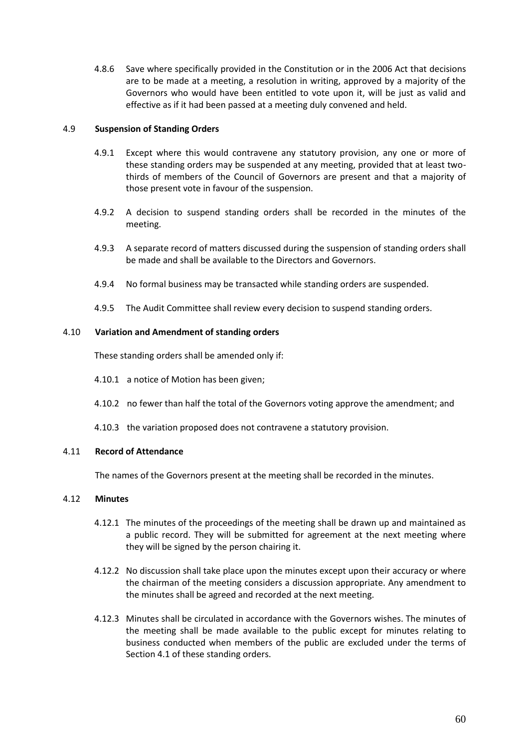4.8.6 Save where specifically provided in the Constitution or in the 2006 Act that decisions are to be made at a meeting, a resolution in writing, approved by a majority of the Governors who would have been entitled to vote upon it, will be just as valid and effective as if it had been passed at a meeting duly convened and held.

### 4.9 **Suspension of Standing Orders**

4.9.1 Except where this would contravene any statutory provision, any one or more of these standing orders may be suspended at any meeting, provided that at least two-thirds of members of the Council of Governors are present and that a majority of those present vote in favour of the suspension.

4.9.2 A decision to suspend standing orders shall be recorded in the minutes of the meeting.

4.9.3 A separate record of matters discussed during the suspension of standing orders shall be made and shall be available to the Directors and Governors.

4.9.4 No formal business may be transacted while standing orders are suspended.

4.9.5 The Audit Committee shall review every decision to suspend standing orders.

### 4.10 **Variation and Amendment of standing orders**

These standing orders shall be amended only if:

4.10.1 a notice of Motion has been given;

4.10.2 no fewer than half the total of the Governors voting approve the amendment; and

4.10.3 the variation proposed does not contravene a statutory provision.

### 4.11 **Record of Attendance**

The names of the Governors present at the meeting shall be recorded in the minutes.

### 4.12 **Minutes**

4.12.1 The minutes of the proceedings of the meeting shall be drawn up and maintained as a public record. They will be submitted for agreement at the next meeting where they will be signed by the person chairing it.

4.12.2 No discussion shall take place upon the minutes except upon their accuracy or where the chairman of the meeting considers a discussion appropriate. Any amendment to the minutes shall be agreed and recorded at the next meeting.

4.12.3 Minutes shall be circulated in accordance with the Governors wishes. The minutes of the meeting shall be made available to the public except for minutes relating to business conducted when members of the public are excluded under the terms of Section 4.1 of these standing orders.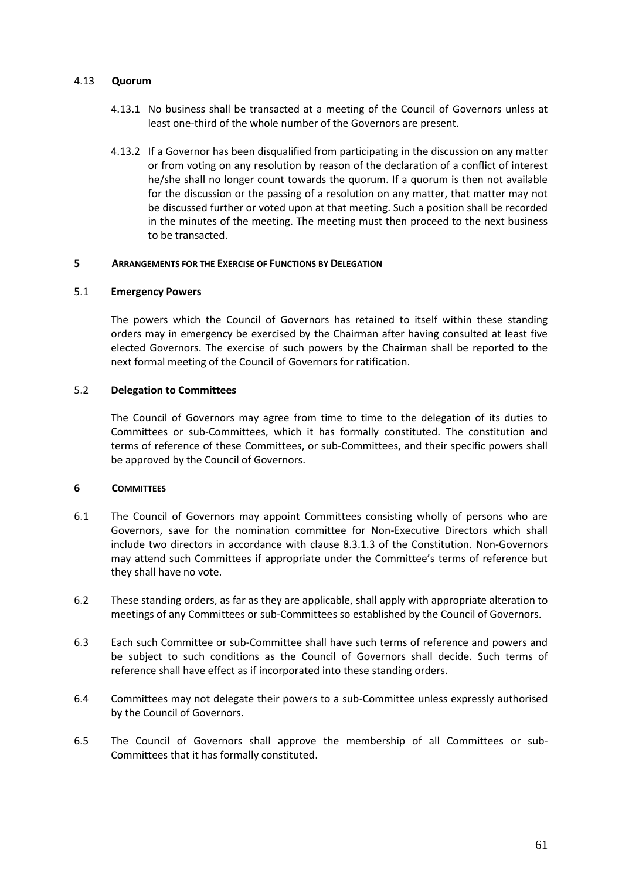### 4.13 Quorum

4.13.1 No business shall be transacted at a meeting of the Council of Governors unless at least one-third of the whole number of the Governors are present.

4.13.2 If a Governor has been disqualified from participating in the discussion on any matter or from voting on any resolution by reason of the declaration of a conflict of interest he/she shall no longer count towards the quorum. If a quorum is then not available for the discussion or the passing of a resolution on any matter, that matter may not be discussed further or voted upon at that meeting. Such a position shall be recorded in the minutes of the meeting. The meeting must then proceed to the next business to be transacted.

## 5 ARRANGEMENTS FOR THE EXERCISE OF FUNCTIONS BY DELEGATION

### 5.1 Emergency Powers

The powers which the Council of Governors has retained to itself within these standing orders may in emergency be exercised by the Chairman after having consulted at least five elected Governors. The exercise of such powers by the Chairman shall be reported to the next formal meeting of the Council of Governors for ratification.

### 5.2 Delegation to Committees

The Council of Governors may agree from time to time to the delegation of its duties to Committees or sub-Committees, which it has formally constituted. The constitution and terms of reference of these Committees, or sub-Committees, and their specific powers shall be approved by the Council of Governors.

## 6 COMMITTEES

6.1 The Council of Governors may appoint Committees consisting wholly of persons who are Governors, save for the nomination committee for Non-Executive Directors which shall include two directors in accordance with clause 8.3.1.3 of the Constitution. Non-Governors may attend such Committees if appropriate under the Committee's terms of reference but they shall have no vote.

6.2 These standing orders, as far as they are applicable, shall apply with appropriate alteration to meetings of any Committees or sub-Committees so established by the Council of Governors.

6.3 Each such Committee or sub-Committee shall have such terms of reference and powers and be subject to such conditions as the Council of Governors shall decide. Such terms of reference shall have effect as if incorporated into these standing orders.

6.4 Committees may not delegate their powers to a sub-Committee unless expressly authorised by the Council of Governors.

6.5 The Council of Governors shall approve the membership of all Committees or sub-Committees that it has formally constituted.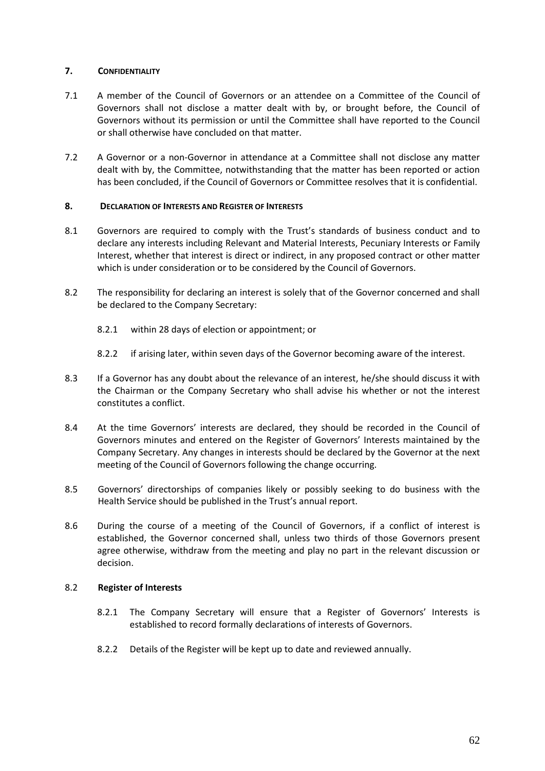## 7. CONFIDENTIALITY

7.1 A member of the Council of Governors or an attendee on a Committee of the Council of Governors shall not disclose a matter dealt with by, or brought before, the Council of Governors without its permission or until the Committee shall have reported to the Council or shall otherwise have concluded on that matter.

7.2 A Governor or a non-Governor in attendance at a Committee shall not disclose any matter dealt with by, the Committee, notwithstanding that the matter has been reported or action has been concluded, if the Council of Governors or Committee resolves that it is confidential.

## 8. DECLARATION OF INTERESTS AND REGISTER OF INTERESTS

8.1 Governors are required to comply with the Trust's standards of business conduct and to declare any interests including Relevant and Material Interests, Pecuniary Interests or Family Interest, whether that interest is direct or indirect, in any proposed contract or other matter which is under consideration or to be considered by the Council of Governors.

8.2 The responsibility for declaring an interest is solely that of the Governor concerned and shall be declared to the Company Secretary:

8.2.1 within 28 days of election or appointment; or

8.2.2 if arising later, within seven days of the Governor becoming aware of the interest.

8.3 If a Governor has any doubt about the relevance of an interest, he/she should discuss it with the Chairman or the Company Secretary who shall advise his whether or not the interest constitutes a conflict.

8.4 At the time Governors' interests are declared, they should be recorded in the Council of Governors minutes and entered on the Register of Governors' Interests maintained by the Company Secretary. Any changes in interests should be declared by the Governor at the next meeting of the Council of Governors following the change occurring.

8.5 Governors' directorships of companies likely or possibly seeking to do business with the Health Service should be published in the Trust's annual report.

8.6 During the course of a meeting of the Council of Governors, if a conflict of interest is established, the Governor concerned shall, unless two thirds of those Governors present agree otherwise, withdraw from the meeting and play no part in the relevant discussion or decision.

### 8.2 Register of Interests

8.2.1 The Company Secretary will ensure that a Register of Governors' Interests is established to record formally declarations of interests of Governors.

8.2.2 Details of the Register will be kept up to date and reviewed annually.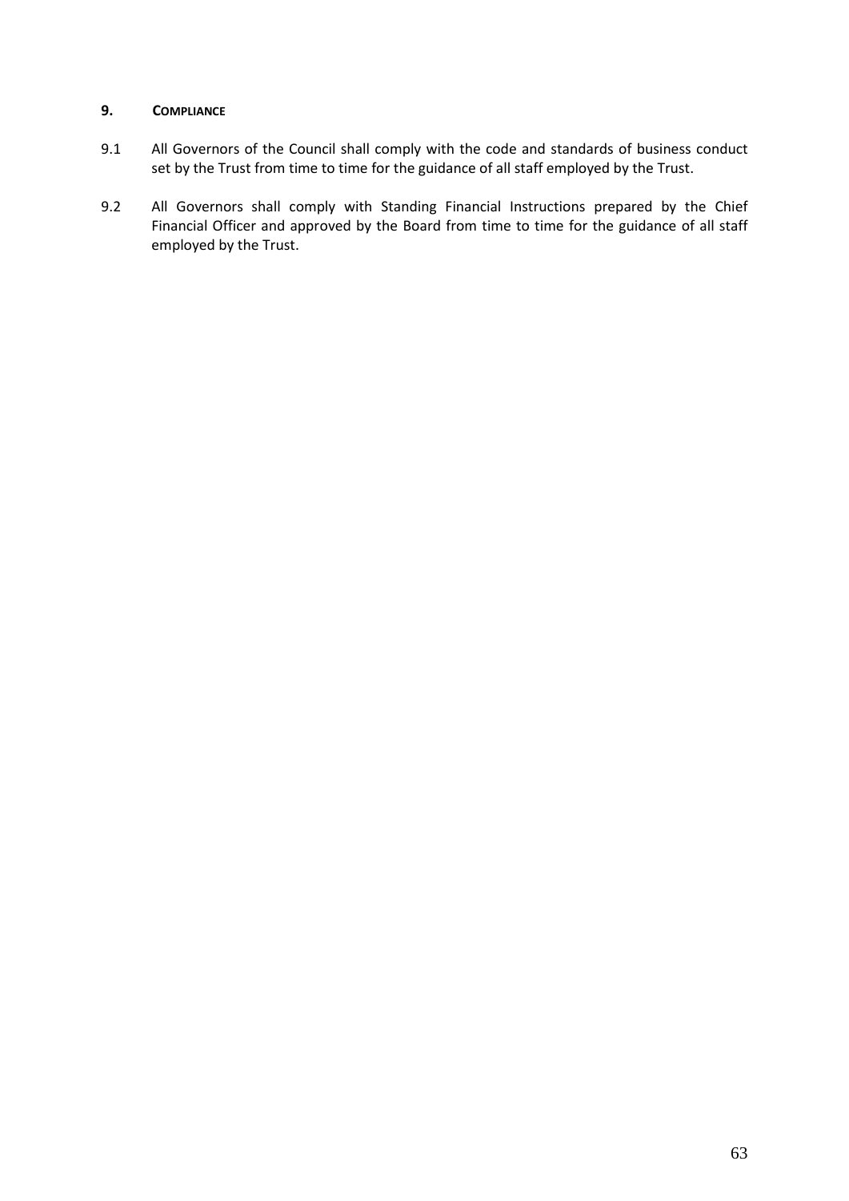## 9. COMPLIANCE

9.1 All Governors of the Council shall comply with the code and standards of business conduct set by the Trust from time to time for the guidance of all staff employed by the Trust.

9.2 All Governors shall comply with Standing Financial Instructions prepared by the Chief Financial Officer and approved by the Board from time to time for the guidance of all staff employed by the Trust.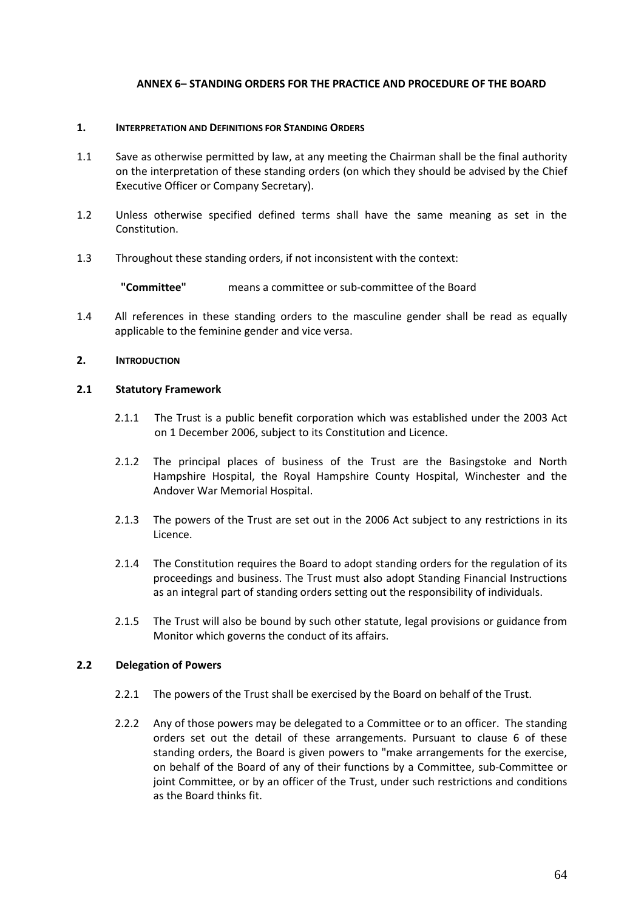## ANNEX 6– STANDING ORDERS FOR THE PRACTICE AND PROCEDURE OF THE BOARD

### 1. INTERPRETATION AND DEFINITIONS FOR STANDING ORDERS

1.1 Save as otherwise permitted by law, at any meeting the Chairman shall be the final authority on the interpretation of these standing orders (on which they should be advised by the Chief Executive Officer or Company Secretary).

1.2 Unless otherwise specified defined terms shall have the same meaning as set in the Constitution.

1.3 Throughout these standing orders, if not inconsistent with the context:

**"Committee"** means a committee or sub-committee of the Board

1.4 All references in these standing orders to the masculine gender shall be read as equally applicable to the feminine gender and vice versa.

### 2. INTRODUCTION

#### 2.1 Statutory Framework

2.1.1 The Trust is a public benefit corporation which was established under the 2003 Act on 1 December 2006, subject to its Constitution and Licence.

2.1.2 The principal places of business of the Trust are the Basingstoke and North Hampshire Hospital, the Royal Hampshire County Hospital, Winchester and the Andover War Memorial Hospital.

2.1.3 The powers of the Trust are set out in the 2006 Act subject to any restrictions in its Licence.

2.1.4 The Constitution requires the Board to adopt standing orders for the regulation of its proceedings and business. The Trust must also adopt Standing Financial Instructions as an integral part of standing orders setting out the responsibility of individuals.

2.1.5 The Trust will also be bound by such other statute, legal provisions or guidance from Monitor which governs the conduct of its affairs.

#### 2.2 Delegation of Powers

2.2.1 The powers of the Trust shall be exercised by the Board on behalf of the Trust.

2.2.2 Any of those powers may be delegated to a Committee or to an officer. The standing orders set out the detail of these arrangements. Pursuant to clause 6 of these standing orders, the Board is given powers to "make arrangements for the exercise, on behalf of the Board of any of their functions by a Committee, sub-Committee or joint Committee, or by an officer of the Trust, under such restrictions and conditions as the Board thinks fit.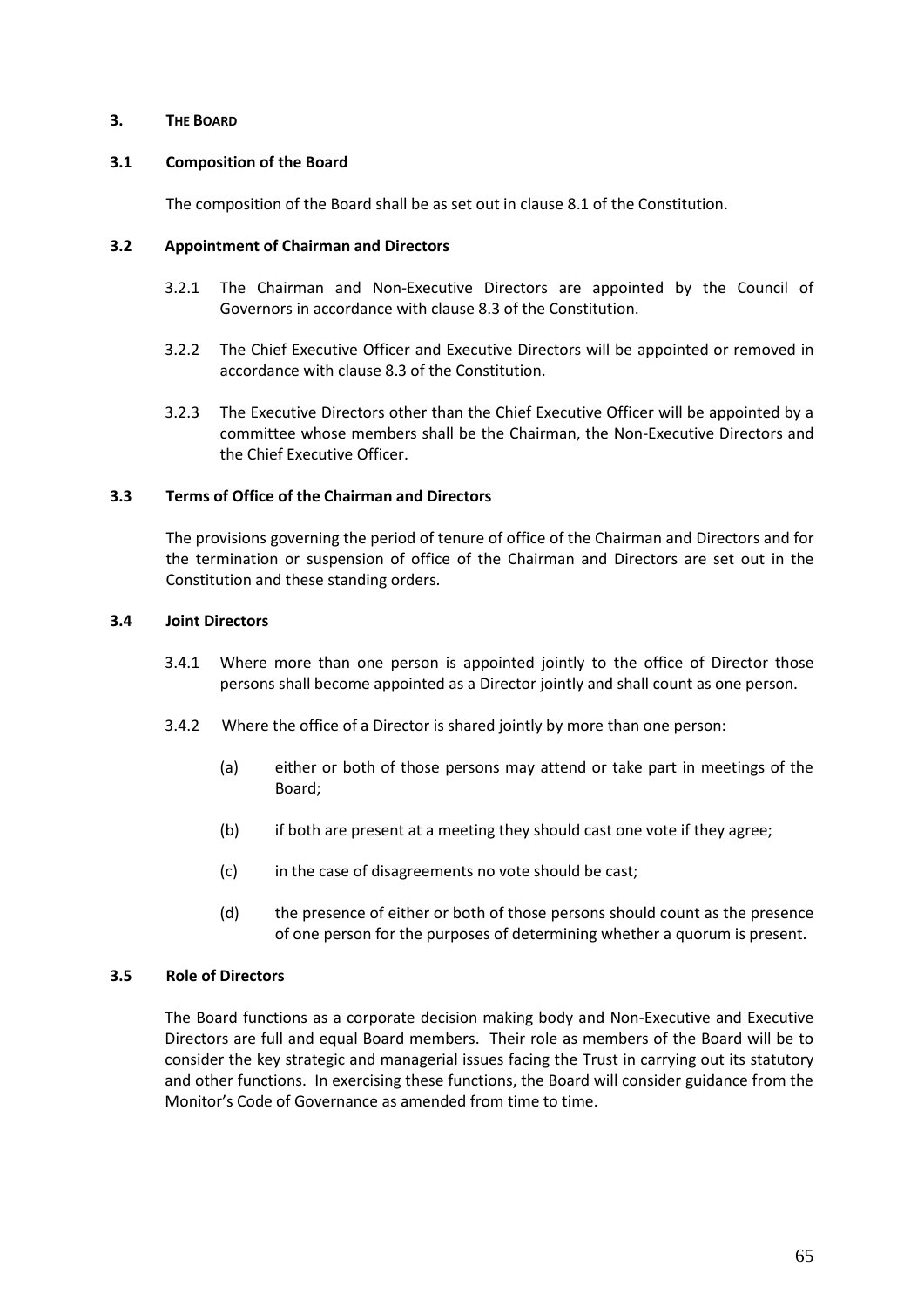## 3. THE BOARD

### 3.1 Composition of the Board

The composition of the Board shall be as set out in clause 8.1 of the Constitution.

### 3.2 Appointment of Chairman and Directors

3.2.1 The Chairman and Non-Executive Directors are appointed by the Council of Governors in accordance with clause 8.3 of the Constitution.

3.2.2 The Chief Executive Officer and Executive Directors will be appointed or removed in accordance with clause 8.3 of the Constitution.

3.2.3 The Executive Directors other than the Chief Executive Officer will be appointed by a committee whose members shall be the Chairman, the Non-Executive Directors and the Chief Executive Officer.

### 3.3 Terms of Office of the Chairman and Directors

The provisions governing the period of tenure of office of the Chairman and Directors and for the termination or suspension of office of the Chairman and Directors are set out in the Constitution and these standing orders.

### 3.4 Joint Directors

3.4.1 Where more than one person is appointed jointly to the office of Director those persons shall become appointed as a Director jointly and shall count as one person.

3.4.2 Where the office of a Director is shared jointly by more than one person:

(a) either or both of those persons may attend or take part in meetings of the Board;

(b) if both are present at a meeting they should cast one vote if they agree;

(c) in the case of disagreements no vote should be cast;

(d) the presence of either or both of those persons should count as the presence of one person for the purposes of determining whether a quorum is present.

### 3.5 Role of Directors

The Board functions as a corporate decision making body and Non-Executive and Executive Directors are full and equal Board members. Their role as members of the Board will be to consider the key strategic and managerial issues facing the Trust in carrying out its statutory and other functions. In exercising these functions, the Board will consider guidance from the Monitor's Code of Governance as amended from time to time.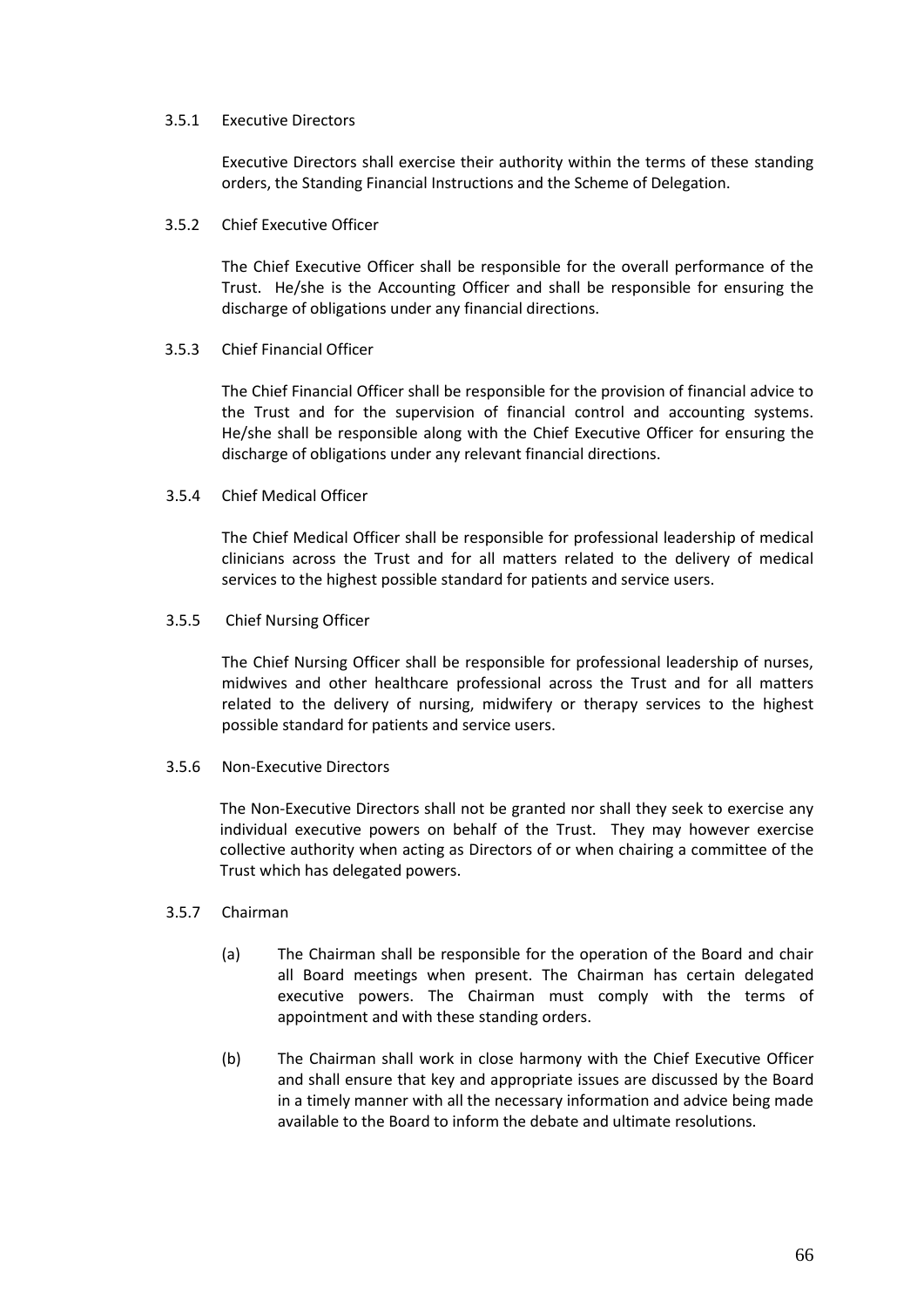3.5.1 Executive Directors

Executive Directors shall exercise their authority within the terms of these standing orders, the Standing Financial Instructions and the Scheme of Delegation.

3.5.2 Chief Executive Officer

The Chief Executive Officer shall be responsible for the overall performance of the Trust. He/she is the Accounting Officer and shall be responsible for ensuring the discharge of obligations under any financial directions.

3.5.3 Chief Financial Officer

The Chief Financial Officer shall be responsible for the provision of financial advice to the Trust and for the supervision of financial control and accounting systems. He/she shall be responsible along with the Chief Executive Officer for ensuring the discharge of obligations under any relevant financial directions.

3.5.4 Chief Medical Officer

The Chief Medical Officer shall be responsible for professional leadership of medical clinicians across the Trust and for all matters related to the delivery of medical services to the highest possible standard for patients and service users.

3.5.5 Chief Nursing Officer

The Chief Nursing Officer shall be responsible for professional leadership of nurses, midwives and other healthcare professional across the Trust and for all matters related to the delivery of nursing, midwifery or therapy services to the highest possible standard for patients and service users.

3.5.6 Non-Executive Directors

The Non-Executive Directors shall not be granted nor shall they seek to exercise any individual executive powers on behalf of the Trust. They may however exercise collective authority when acting as Directors of or when chairing a committee of the Trust which has delegated powers.

3.5.7 Chairman

(a) The Chairman shall be responsible for the operation of the Board and chair all Board meetings when present. The Chairman has certain delegated executive powers. The Chairman must comply with the terms of appointment and with these standing orders.

(b) The Chairman shall work in close harmony with the Chief Executive Officer and shall ensure that key and appropriate issues are discussed by the Board in a timely manner with all the necessary information and advice being made available to the Board to inform the debate and ultimate resolutions.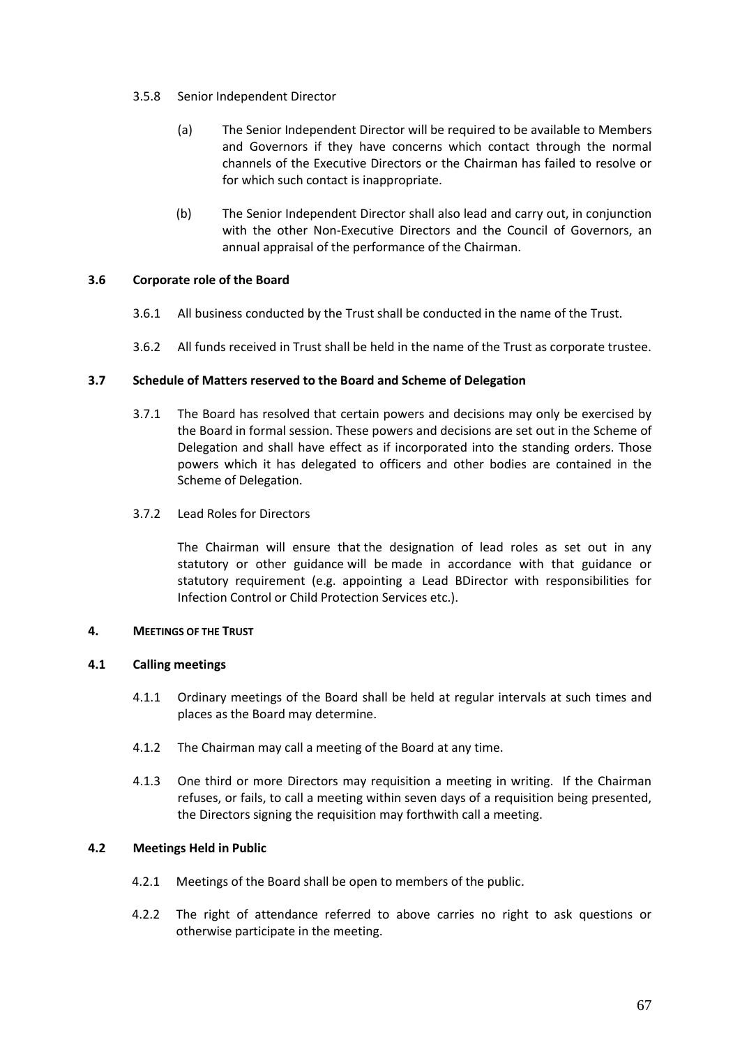3.5.8 Senior Independent Director

(a) The Senior Independent Director will be required to be available to Members and Governors if they have concerns which contact through the normal channels of the Executive Directors or the Chairman has failed to resolve or for which such contact is inappropriate.

(b) The Senior Independent Director shall also lead and carry out, in conjunction with the other Non-Executive Directors and the Council of Governors, an annual appraisal of the performance of the Chairman.

**3.6 Corporate role of the Board**

3.6.1 All business conducted by the Trust shall be conducted in the name of the Trust.

3.6.2 All funds received in Trust shall be held in the name of the Trust as corporate trustee.

**3.7 Schedule of Matters reserved to the Board and Scheme of Delegation**

3.7.1 The Board has resolved that certain powers and decisions may only be exercised by the Board in formal session. These powers and decisions are set out in the Scheme of Delegation and shall have effect as if incorporated into the standing orders. Those powers which it has delegated to officers and other bodies are contained in the Scheme of Delegation.

3.7.2 Lead Roles for Directors

The Chairman will ensure that the designation of lead roles as set out in any statutory or other guidance will be made in accordance with that guidance or statutory requirement (e.g. appointing a Lead BDirector with responsibilities for Infection Control or Child Protection Services etc.).

**4. MEETINGS OF THE TRUST**

**4.1 Calling meetings**

4.1.1 Ordinary meetings of the Board shall be held at regular intervals at such times and places as the Board may determine.

4.1.2 The Chairman may call a meeting of the Board at any time.

4.1.3 One third or more Directors may requisition a meeting in writing. If the Chairman refuses, or fails, to call a meeting within seven days of a requisition being presented, the Directors signing the requisition may forthwith call a meeting.

**4.2 Meetings Held in Public**

4.2.1 Meetings of the Board shall be open to members of the public.

4.2.2 The right of attendance referred to above carries no right to ask questions or otherwise participate in the meeting.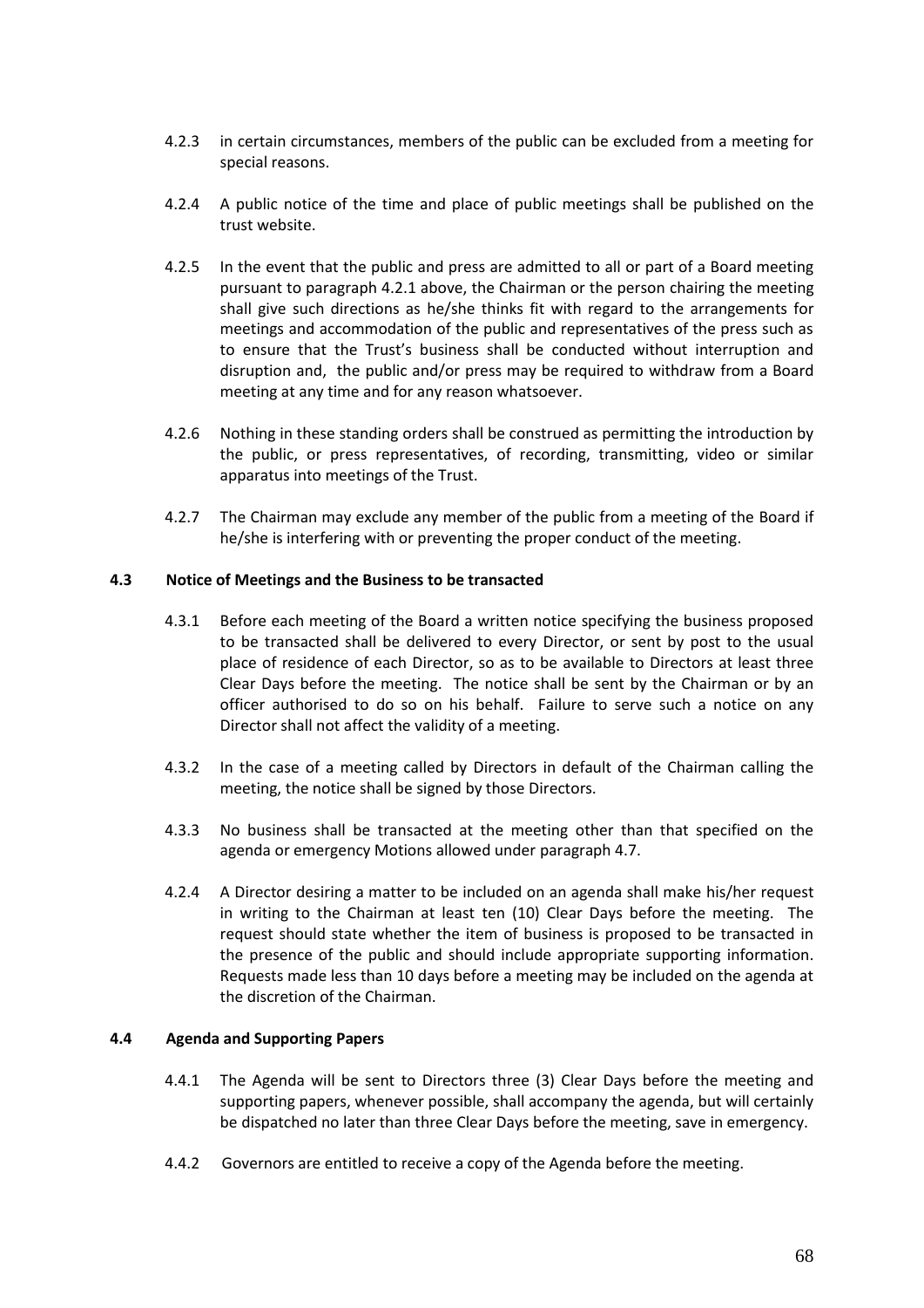4.2.3 in certain circumstances, members of the public can be excluded from a meeting for special reasons.

4.2.4 A public notice of the time and place of public meetings shall be published on the trust website.

4.2.5 In the event that the public and press are admitted to all or part of a Board meeting pursuant to paragraph 4.2.1 above, the Chairman or the person chairing the meeting shall give such directions as he/she thinks fit with regard to the arrangements for meetings and accommodation of the public and representatives of the press such as to ensure that the Trust's business shall be conducted without interruption and disruption and, the public and/or press may be required to withdraw from a Board meeting at any time and for any reason whatsoever.

4.2.6 Nothing in these standing orders shall be construed as permitting the introduction by the public, or press representatives, of recording, transmitting, video or similar apparatus into meetings of the Trust.

4.2.7 The Chairman may exclude any member of the public from a meeting of the Board if he/she is interfering with or preventing the proper conduct of the meeting.

**4.3 Notice of Meetings and the Business to be transacted**

4.3.1 Before each meeting of the Board a written notice specifying the business proposed to be transacted shall be delivered to every Director, or sent by post to the usual place of residence of each Director, so as to be available to Directors at least three Clear Days before the meeting. The notice shall be sent by the Chairman or by an officer authorised to do so on his behalf. Failure to serve such a notice on any Director shall not affect the validity of a meeting.

4.3.2 In the case of a meeting called by Directors in default of the Chairman calling the meeting, the notice shall be signed by those Directors.

4.3.3 No business shall be transacted at the meeting other than that specified on the agenda or emergency Motions allowed under paragraph 4.7.

4.2.4 A Director desiring a matter to be included on an agenda shall make his/her request in writing to the Chairman at least ten (10) Clear Days before the meeting. The request should state whether the item of business is proposed to be transacted in the presence of the public and should include appropriate supporting information. Requests made less than 10 days before a meeting may be included on the agenda at the discretion of the Chairman.

**4.4 Agenda and Supporting Papers**

4.4.1 The Agenda will be sent to Directors three (3) Clear Days before the meeting and supporting papers, whenever possible, shall accompany the agenda, but will certainly be dispatched no later than three Clear Days before the meeting, save in emergency.

4.4.2 Governors are entitled to receive a copy of the Agenda before the meeting.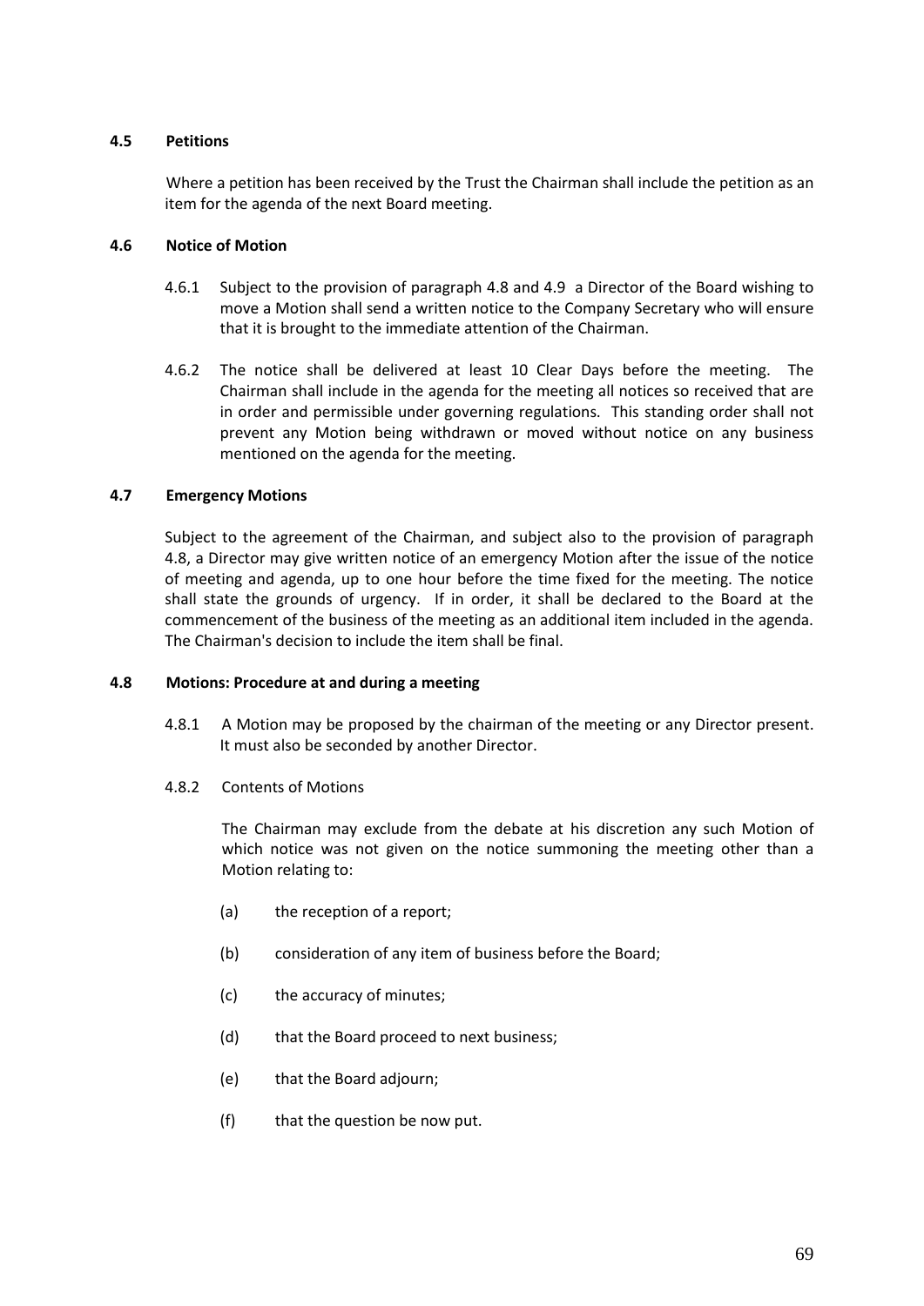### 4.5 Petitions

Where a petition has been received by the Trust the Chairman shall include the petition as an item for the agenda of the next Board meeting.

### 4.6 Notice of Motion

4.6.1 Subject to the provision of paragraph 4.8 and 4.9 a Director of the Board wishing to move a Motion shall send a written notice to the Company Secretary who will ensure that it is brought to the immediate attention of the Chairman.

4.6.2 The notice shall be delivered at least 10 Clear Days before the meeting. The Chairman shall include in the agenda for the meeting all notices so received that are in order and permissible under governing regulations. This standing order shall not prevent any Motion being withdrawn or moved without notice on any business mentioned on the agenda for the meeting.

### 4.7 Emergency Motions

Subject to the agreement of the Chairman, and subject also to the provision of paragraph 4.8, a Director may give written notice of an emergency Motion after the issue of the notice of meeting and agenda, up to one hour before the time fixed for the meeting. The notice shall state the grounds of urgency. If in order, it shall be declared to the Board at the commencement of the business of the meeting as an additional item included in the agenda. The Chairman's decision to include the item shall be final.

### 4.8 Motions: Procedure at and during a meeting

4.8.1 A Motion may be proposed by the chairman of the meeting or any Director present. It must also be seconded by another Director.

4.8.2 Contents of Motions

The Chairman may exclude from the debate at his discretion any such Motion of which notice was not given on the notice summoning the meeting other than a Motion relating to:

(a) the reception of a report;

(b) consideration of any item of business before the Board;

(c) the accuracy of minutes;

(d) that the Board proceed to next business;

(e) that the Board adjourn;

(f) that the question be now put.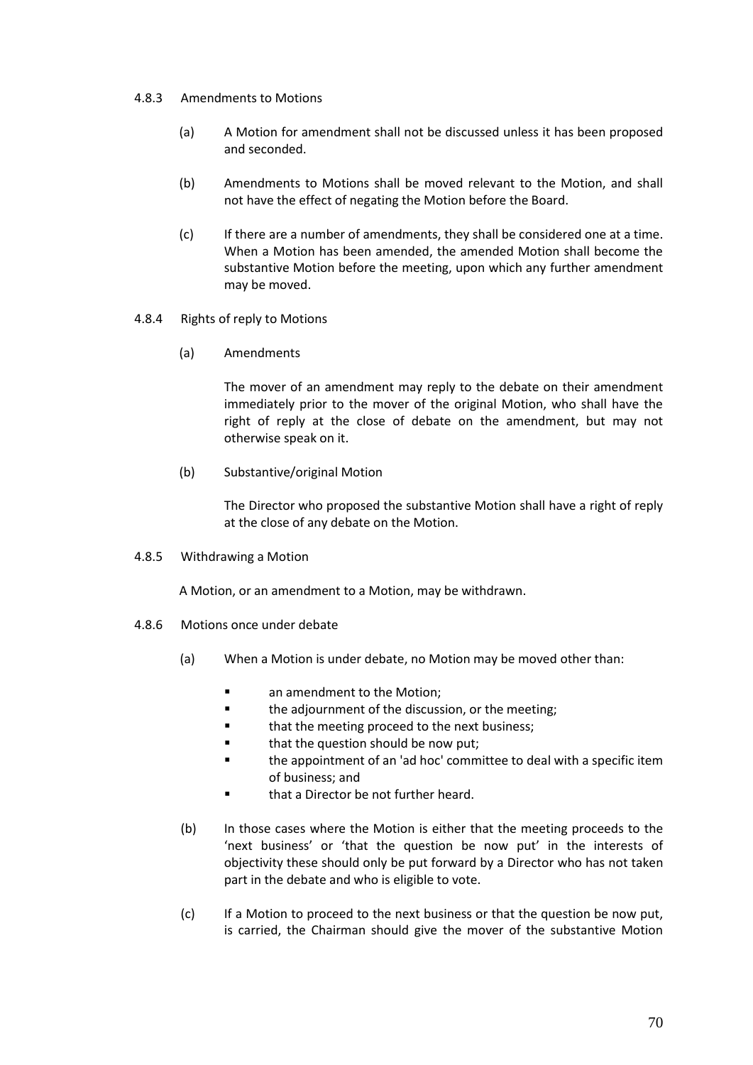#### 4.8.3 Amendments to Motions

(a) A Motion for amendment shall not be discussed unless it has been proposed and seconded.

(b) Amendments to Motions shall be moved relevant to the Motion, and shall not have the effect of negating the Motion before the Board.

(c) If there are a number of amendments, they shall be considered one at a time. When a Motion has been amended, the amended Motion shall become the substantive Motion before the meeting, upon which any further amendment may be moved.

#### 4.8.4 Rights of reply to Motions

(a) Amendments

The mover of an amendment may reply to the debate on their amendment immediately prior to the mover of the original Motion, who shall have the right of reply at the close of debate on the amendment, but may not otherwise speak on it.

(b) Substantive/original Motion

The Director who proposed the substantive Motion shall have a right of reply at the close of any debate on the Motion.

#### 4.8.5 Withdrawing a Motion

A Motion, or an amendment to a Motion, may be withdrawn.

#### 4.8.6 Motions once under debate

(a) When a Motion is under debate, no Motion may be moved other than:

- an amendment to the Motion;
- the adjournment of the discussion, or the meeting;
- that the meeting proceed to the next business;
- that the question should be now put;
- the appointment of an 'ad hoc' committee to deal with a specific item of business; and
- that a Director be not further heard.

(b) In those cases where the Motion is either that the meeting proceeds to the 'next business' or 'that the question be now put' in the interests of objectivity these should only be put forward by a Director who has not taken part in the debate and who is eligible to vote.

(c) If a Motion to proceed to the next business or that the question be now put, is carried, the Chairman should give the mover of the substantive Motion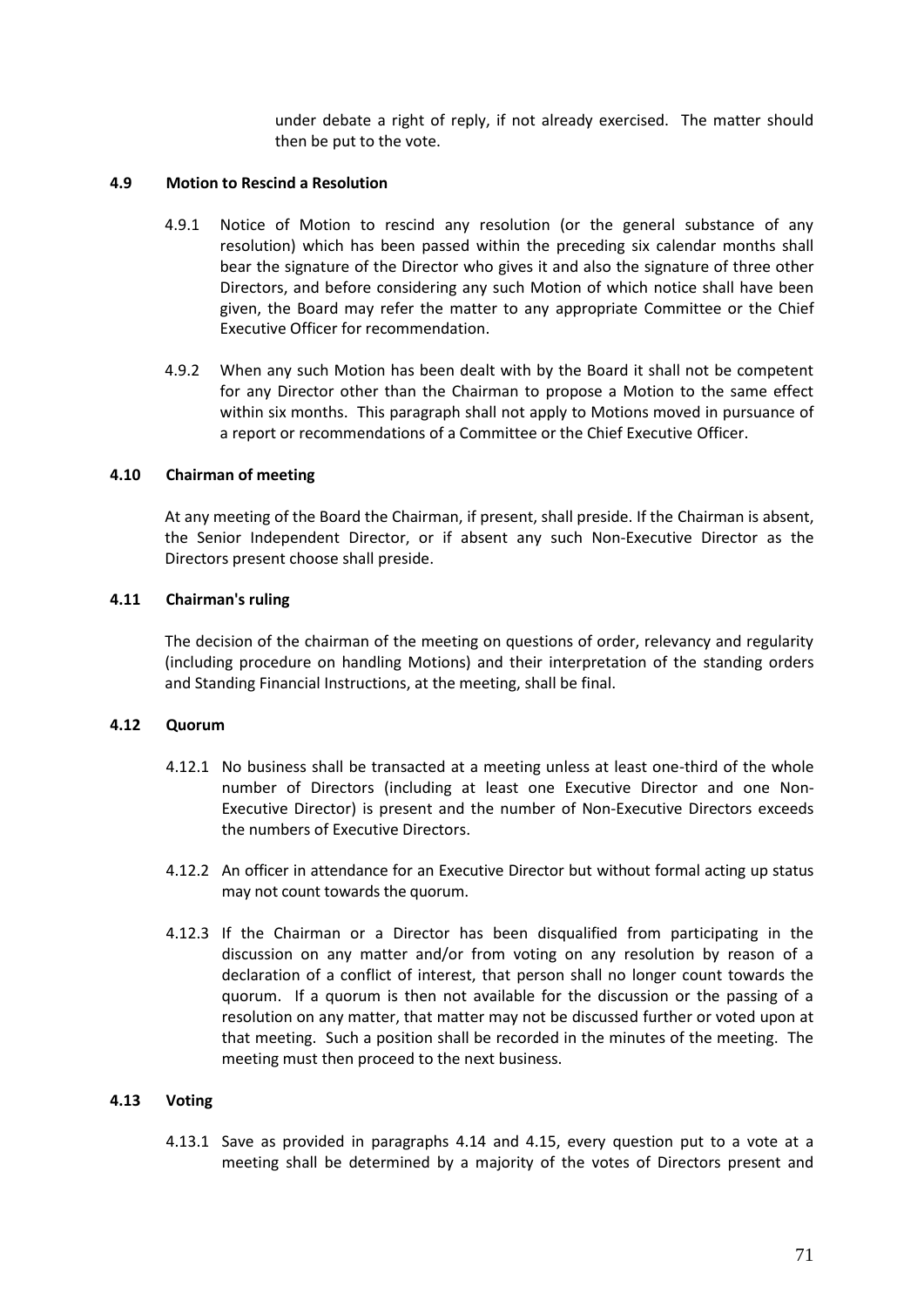under debate a right of reply, if not already exercised. The matter should then be put to the vote.

### 4.9 Motion to Rescind a Resolution

4.9.1 Notice of Motion to rescind any resolution (or the general substance of any resolution) which has been passed within the preceding six calendar months shall bear the signature of the Director who gives it and also the signature of three other Directors, and before considering any such Motion of which notice shall have been given, the Board may refer the matter to any appropriate Committee or the Chief Executive Officer for recommendation.

4.9.2 When any such Motion has been dealt with by the Board it shall not be competent for any Director other than the Chairman to propose a Motion to the same effect within six months. This paragraph shall not apply to Motions moved in pursuance of a report or recommendations of a Committee or the Chief Executive Officer.

### 4.10 Chairman of meeting

At any meeting of the Board the Chairman, if present, shall preside. If the Chairman is absent, the Senior Independent Director, or if absent any such Non-Executive Director as the Directors present choose shall preside.

### 4.11 Chairman's ruling

The decision of the chairman of the meeting on questions of order, relevancy and regularity (including procedure on handling Motions) and their interpretation of the standing orders and Standing Financial Instructions, at the meeting, shall be final.

### 4.12 Quorum

4.12.1 No business shall be transacted at a meeting unless at least one-third of the whole number of Directors (including at least one Executive Director and one Non-Executive Director) is present and the number of Non-Executive Directors exceeds the numbers of Executive Directors.

4.12.2 An officer in attendance for an Executive Director but without formal acting up status may not count towards the quorum.

4.12.3 If the Chairman or a Director has been disqualified from participating in the discussion on any matter and/or from voting on any resolution by reason of a declaration of a conflict of interest, that person shall no longer count towards the quorum. If a quorum is then not available for the discussion or the passing of a resolution on any matter, that matter may not be discussed further or voted upon at that meeting. Such a position shall be recorded in the minutes of the meeting. The meeting must then proceed to the next business.

### 4.13 Voting

4.13.1 Save as provided in paragraphs 4.14 and 4.15, every question put to a vote at a meeting shall be determined by a majority of the votes of Directors present and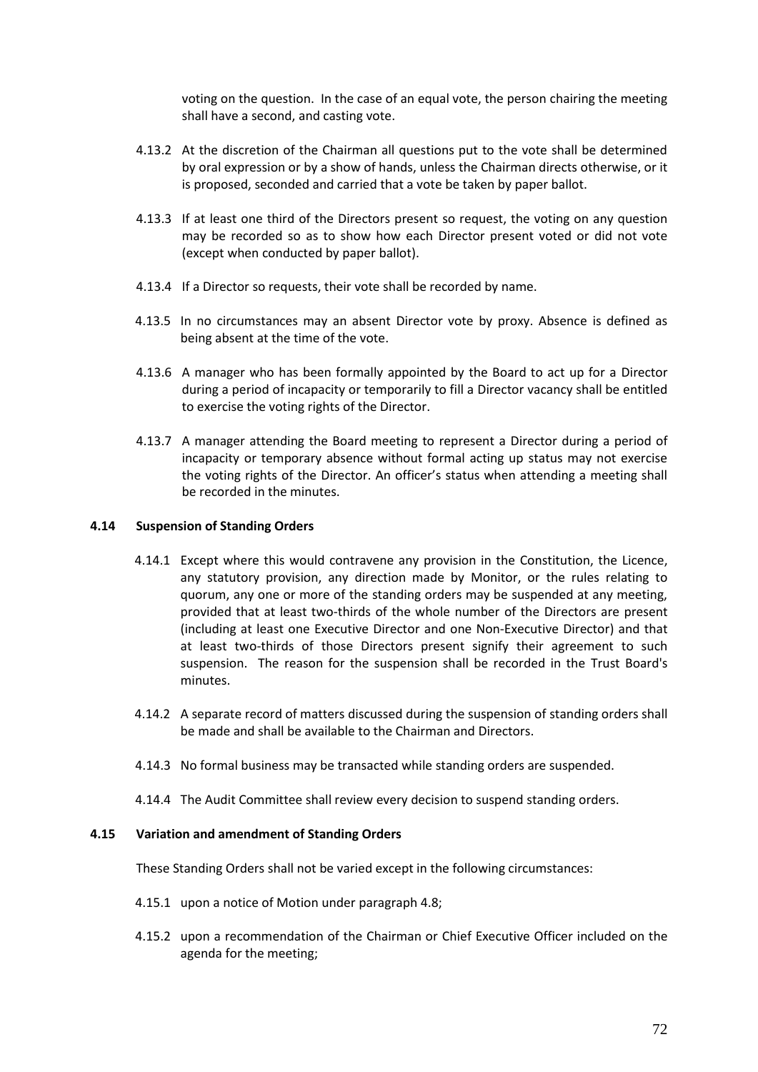voting on the question. In the case of an equal vote, the person chairing the meeting shall have a second, and casting vote.

4.13.2 At the discretion of the Chairman all questions put to the vote shall be determined by oral expression or by a show of hands, unless the Chairman directs otherwise, or it is proposed, seconded and carried that a vote be taken by paper ballot.

4.13.3 If at least one third of the Directors present so request, the voting on any question may be recorded so as to show how each Director present voted or did not vote (except when conducted by paper ballot).

4.13.4 If a Director so requests, their vote shall be recorded by name.

4.13.5 In no circumstances may an absent Director vote by proxy. Absence is defined as being absent at the time of the vote.

4.13.6 A manager who has been formally appointed by the Board to act up for a Director during a period of incapacity or temporarily to fill a Director vacancy shall be entitled to exercise the voting rights of the Director.

4.13.7 A manager attending the Board meeting to represent a Director during a period of incapacity or temporary absence without formal acting up status may not exercise the voting rights of the Director. An officer's status when attending a meeting shall be recorded in the minutes.

### 4.14 Suspension of Standing Orders

4.14.1 Except where this would contravene any provision in the Constitution, the Licence, any statutory provision, any direction made by Monitor, or the rules relating to quorum, any one or more of the standing orders may be suspended at any meeting, provided that at least two-thirds of the whole number of the Directors are present (including at least one Executive Director and one Non-Executive Director) and that at least two-thirds of those Directors present signify their agreement to such suspension. The reason for the suspension shall be recorded in the Trust Board's minutes.

4.14.2 A separate record of matters discussed during the suspension of standing orders shall be made and shall be available to the Chairman and Directors.

4.14.3 No formal business may be transacted while standing orders are suspended.

4.14.4 The Audit Committee shall review every decision to suspend standing orders.

### 4.15 Variation and amendment of Standing Orders

These Standing Orders shall not be varied except in the following circumstances:

4.15.1 upon a notice of Motion under paragraph 4.8;

4.15.2 upon a recommendation of the Chairman or Chief Executive Officer included on the agenda for the meeting;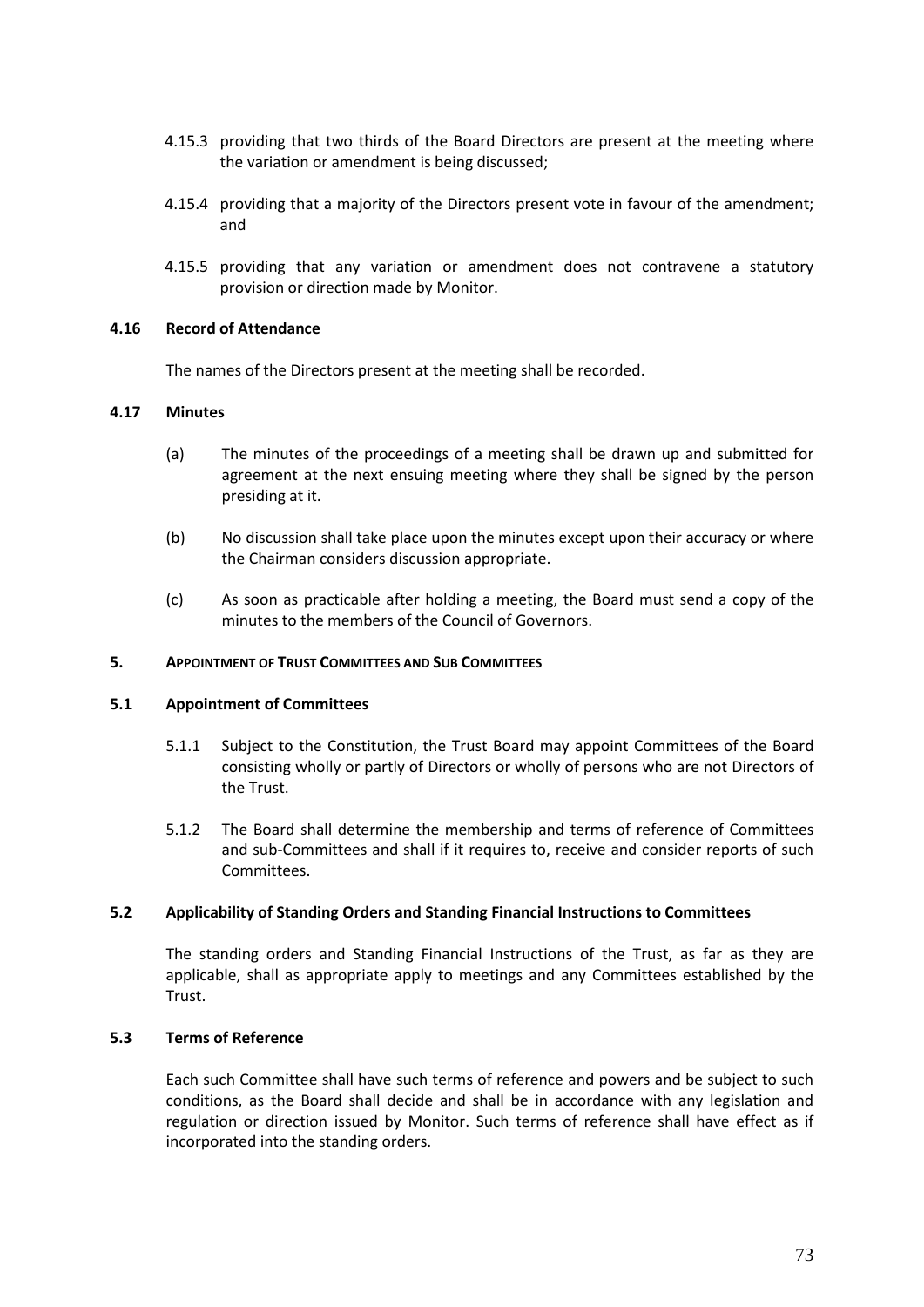4.15.3 providing that two thirds of the Board Directors are present at the meeting where the variation or amendment is being discussed;

4.15.4 providing that a majority of the Directors present vote in favour of the amendment; and

4.15.5 providing that any variation or amendment does not contravene a statutory provision or direction made by Monitor.

**4.16 Record of Attendance**

The names of the Directors present at the meeting shall be recorded.

**4.17 Minutes**

(a) The minutes of the proceedings of a meeting shall be drawn up and submitted for agreement at the next ensuing meeting where they shall be signed by the person presiding at it.

(b) No discussion shall take place upon the minutes except upon their accuracy or where the Chairman considers discussion appropriate.

(c) As soon as practicable after holding a meeting, the Board must send a copy of the minutes to the members of the Council of Governors.

**5. APPOINTMENT OF TRUST COMMITTEES AND SUB COMMITTEES**

**5.1 Appointment of Committees**

5.1.1 Subject to the Constitution, the Trust Board may appoint Committees of the Board consisting wholly or partly of Directors or wholly of persons who are not Directors of the Trust.

5.1.2 The Board shall determine the membership and terms of reference of Committees and sub-Committees and shall if it requires to, receive and consider reports of such Committees.

**5.2 Applicability of Standing Orders and Standing Financial Instructions to Committees**

The standing orders and Standing Financial Instructions of the Trust, as far as they are applicable, shall as appropriate apply to meetings and any Committees established by the Trust.

**5.3 Terms of Reference**

Each such Committee shall have such terms of reference and powers and be subject to such conditions, as the Board shall decide and shall be in accordance with any legislation and regulation or direction issued by Monitor. Such terms of reference shall have effect as if incorporated into the standing orders.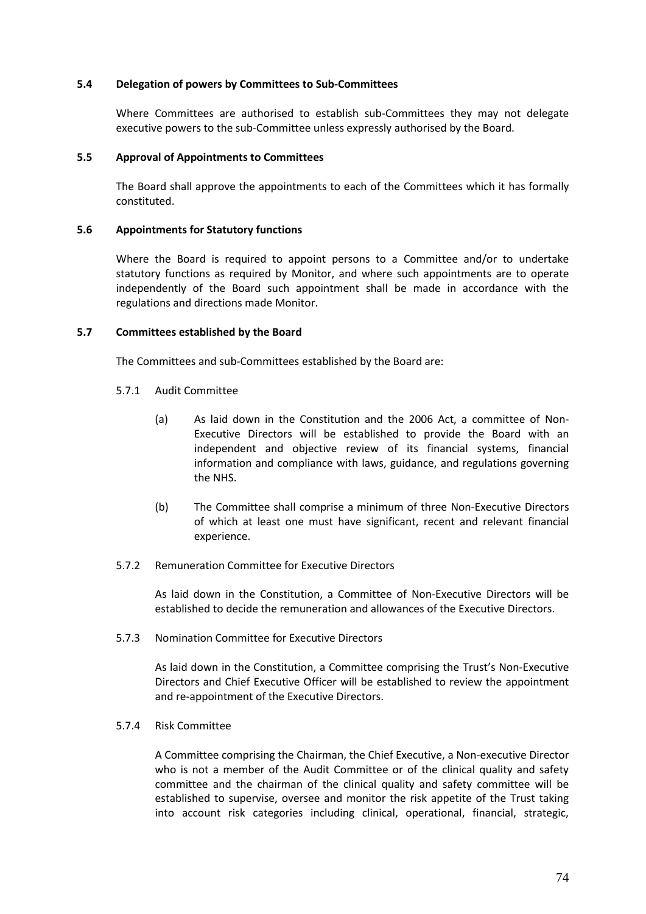**5.4 Delegation of powers by Committees to Sub-Committees**

Where Committees are authorised to establish sub-Committees they may not delegate executive powers to the sub-Committee unless expressly authorised by the Board.

**5.5 Approval of Appointments to Committees**

The Board shall approve the appointments to each of the Committees which it has formally constituted.

**5.6 Appointments for Statutory functions**

Where the Board is required to appoint persons to a Committee and/or to undertake statutory functions as required by Monitor, and where such appointments are to operate independently of the Board such appointment shall be made in accordance with the regulations and directions made Monitor.

**5.7 Committees established by the Board**

The Committees and sub-Committees established by the Board are:

5.7.1 Audit Committee

(a) As laid down in the Constitution and the 2006 Act, a committee of Non-Executive Directors will be established to provide the Board with an independent and objective review of its financial systems, financial information and compliance with laws, guidance, and regulations governing the NHS.

(b) The Committee shall comprise a minimum of three Non-Executive Directors of which at least one must have significant, recent and relevant financial experience.

5.7.2 Remuneration Committee for Executive Directors

As laid down in the Constitution, a Committee of Non-Executive Directors will be established to decide the remuneration and allowances of the Executive Directors.

5.7.3 Nomination Committee for Executive Directors

As laid down in the Constitution, a Committee comprising the Trust's Non-Executive Directors and Chief Executive Officer will be established to review the appointment and re-appointment of the Executive Directors.

5.7.4 Risk Committee

A Committee comprising the Chairman, the Chief Executive, a Non-executive Director who is not a member of the Audit Committee or of the clinical quality and safety committee and the chairman of the clinical quality and safety committee will be established to supervise, oversee and monitor the risk appetite of the Trust taking into account risk categories including clinical, operational, financial, strategic,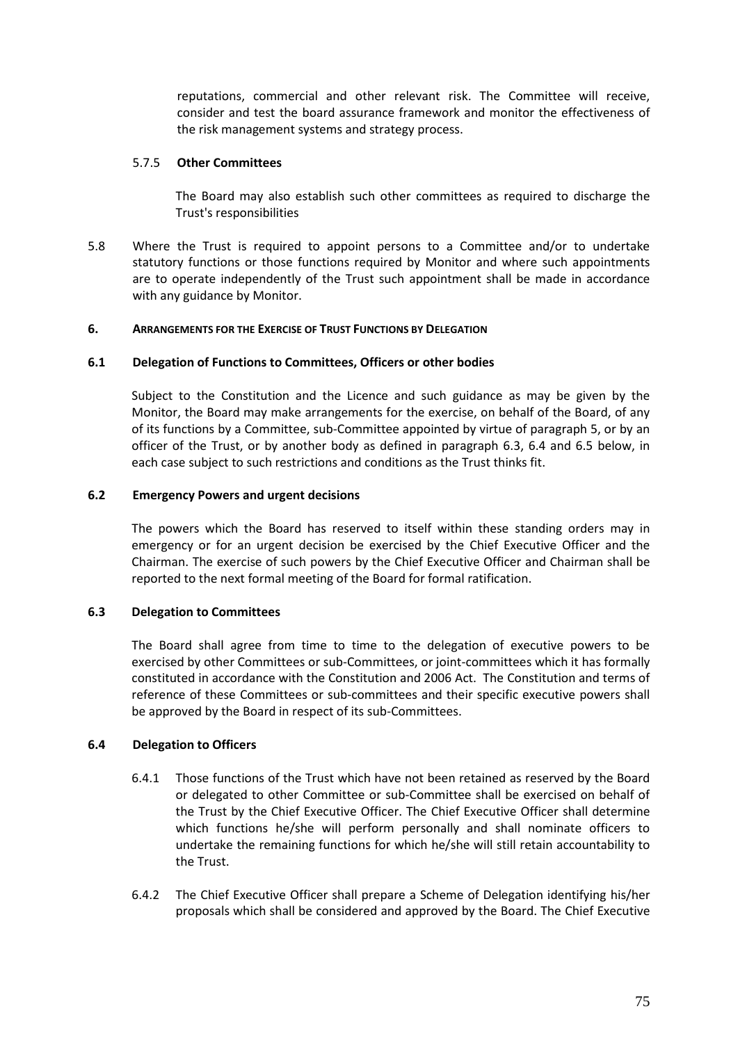reputations, commercial and other relevant risk. The Committee will receive, consider and test the board assurance framework and monitor the effectiveness of the risk management systems and strategy process.

5.7.5 **Other Committees**

The Board may also establish such other committees as required to discharge the Trust's responsibilities

5.8 Where the Trust is required to appoint persons to a Committee and/or to undertake statutory functions or those functions required by Monitor and where such appointments are to operate independently of the Trust such appointment shall be made in accordance with any guidance by Monitor.

## 6. ARRANGEMENTS FOR THE EXERCISE OF TRUST FUNCTIONS BY DELEGATION

### 6.1 Delegation of Functions to Committees, Officers or other bodies

Subject to the Constitution and the Licence and such guidance as may be given by the Monitor, the Board may make arrangements for the exercise, on behalf of the Board, of any of its functions by a Committee, sub-Committee appointed by virtue of paragraph 5, or by an officer of the Trust, or by another body as defined in paragraph 6.3, 6.4 and 6.5 below, in each case subject to such restrictions and conditions as the Trust thinks fit.

### 6.2 Emergency Powers and urgent decisions

The powers which the Board has reserved to itself within these standing orders may in emergency or for an urgent decision be exercised by the Chief Executive Officer and the Chairman. The exercise of such powers by the Chief Executive Officer and Chairman shall be reported to the next formal meeting of the Board for formal ratification.

### 6.3 Delegation to Committees

The Board shall agree from time to time to the delegation of executive powers to be exercised by other Committees or sub-Committees, or joint-committees which it has formally constituted in accordance with the Constitution and 2006 Act. The Constitution and terms of reference of these Committees or sub-committees and their specific executive powers shall be approved by the Board in respect of its sub-Committees.

### 6.4 Delegation to Officers

6.4.1 Those functions of the Trust which have not been retained as reserved by the Board or delegated to other Committee or sub-Committee shall be exercised on behalf of the Trust by the Chief Executive Officer. The Chief Executive Officer shall determine which functions he/she will perform personally and shall nominate officers to undertake the remaining functions for which he/she will still retain accountability to the Trust.

6.4.2 The Chief Executive Officer shall prepare a Scheme of Delegation identifying his/her proposals which shall be considered and approved by the Board. The Chief Executive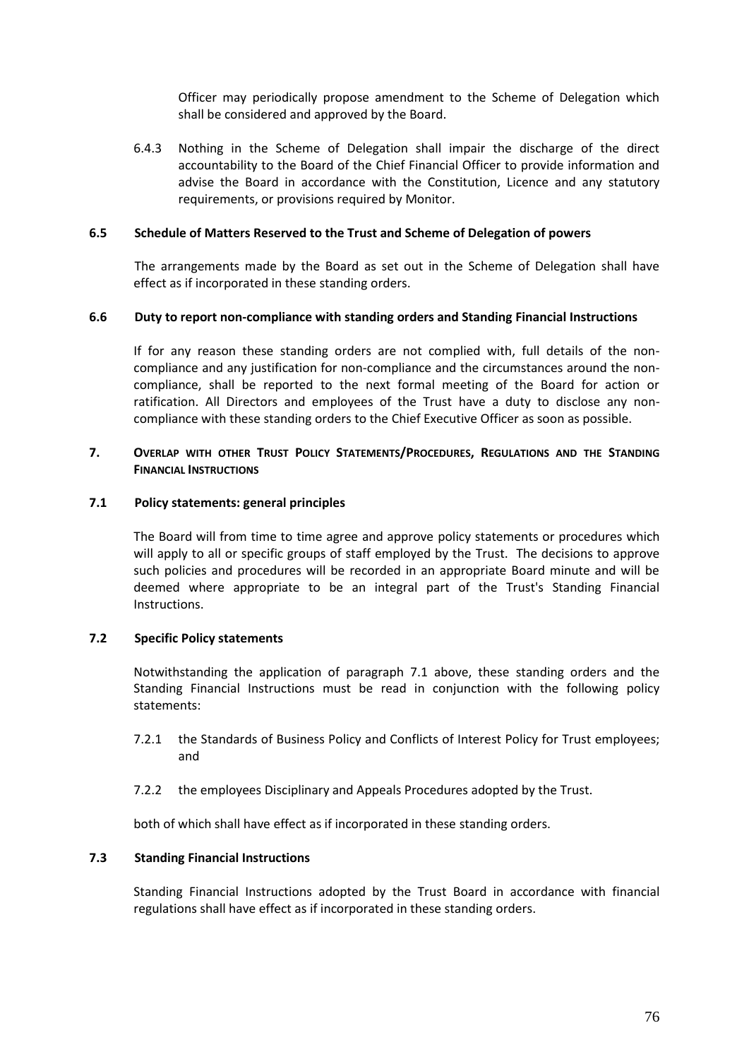Officer may periodically propose amendment to the Scheme of Delegation which shall be considered and approved by the Board.

6.4.3 Nothing in the Scheme of Delegation shall impair the discharge of the direct accountability to the Board of the Chief Financial Officer to provide information and advise the Board in accordance with the Constitution, Licence and any statutory requirements, or provisions required by Monitor.

### 6.5 Schedule of Matters Reserved to the Trust and Scheme of Delegation of powers

The arrangements made by the Board as set out in the Scheme of Delegation shall have effect as if incorporated in these standing orders.

### 6.6 Duty to report non-compliance with standing orders and Standing Financial Instructions

If for any reason these standing orders are not complied with, full details of the non-compliance and any justification for non-compliance and the circumstances around the non-compliance, shall be reported to the next formal meeting of the Board for action or ratification. All Directors and employees of the Trust have a duty to disclose any non-compliance with these standing orders to the Chief Executive Officer as soon as possible.

## 7. Overlap with other Trust Policy Statements/Procedures, Regulations and the Standing Financial Instructions

### 7.1 Policy statements: general principles

The Board will from time to time agree and approve policy statements or procedures which will apply to all or specific groups of staff employed by the Trust. The decisions to approve such policies and procedures will be recorded in an appropriate Board minute and will be deemed where appropriate to be an integral part of the Trust's Standing Financial Instructions.

### 7.2 Specific Policy statements

Notwithstanding the application of paragraph 7.1 above, these standing orders and the Standing Financial Instructions must be read in conjunction with the following policy statements:

7.2.1 the Standards of Business Policy and Conflicts of Interest Policy for Trust employees; and

7.2.2 the employees Disciplinary and Appeals Procedures adopted by the Trust.

both of which shall have effect as if incorporated in these standing orders.

### 7.3 Standing Financial Instructions

Standing Financial Instructions adopted by the Trust Board in accordance with financial regulations shall have effect as if incorporated in these standing orders.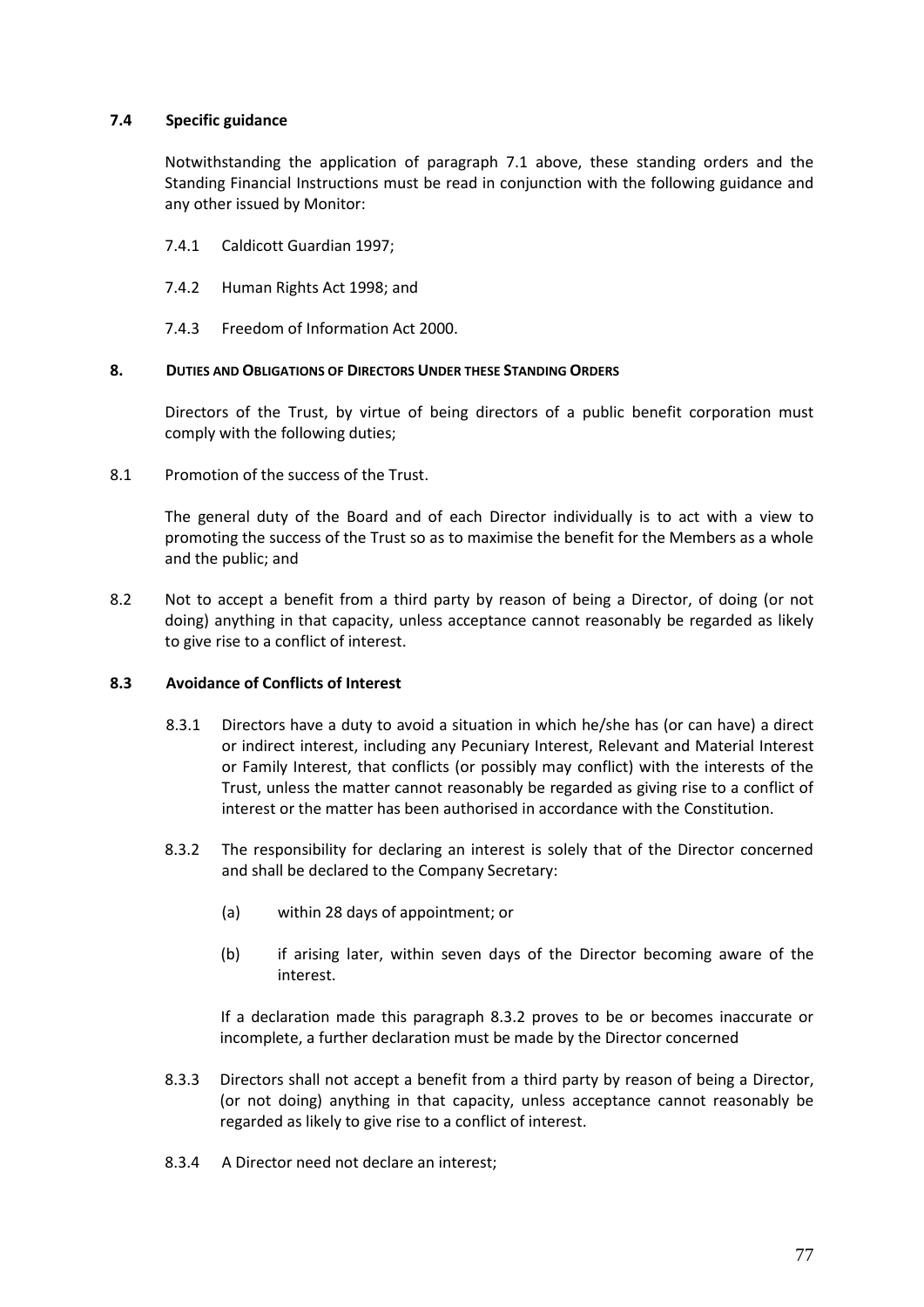### 7.4 Specific guidance

Notwithstanding the application of paragraph 7.1 above, these standing orders and the Standing Financial Instructions must be read in conjunction with the following guidance and any other issued by Monitor:

7.4.1 Caldicott Guardian 1997;

7.4.2 Human Rights Act 1998; and

7.4.3 Freedom of Information Act 2000.

## 8. DUTIES AND OBLIGATIONS OF DIRECTORS UNDER THESE STANDING ORDERS

Directors of the Trust, by virtue of being directors of a public benefit corporation must comply with the following duties;

8.1 Promotion of the success of the Trust.

The general duty of the Board and of each Director individually is to act with a view to promoting the success of the Trust so as to maximise the benefit for the Members as a whole and the public; and

8.2 Not to accept a benefit from a third party by reason of being a Director, of doing (or not doing) anything in that capacity, unless acceptance cannot reasonably be regarded as likely to give rise to a conflict of interest.

### 8.3 Avoidance of Conflicts of Interest

8.3.1 Directors have a duty to avoid a situation in which he/she has (or can have) a direct or indirect interest, including any Pecuniary Interest, Relevant and Material Interest or Family Interest, that conflicts (or possibly may conflict) with the interests of the Trust, unless the matter cannot reasonably be regarded as giving rise to a conflict of interest or the matter has been authorised in accordance with the Constitution.

8.3.2 The responsibility for declaring an interest is solely that of the Director concerned and shall be declared to the Company Secretary:

(a) within 28 days of appointment; or

(b) if arising later, within seven days of the Director becoming aware of the interest.

If a declaration made this paragraph 8.3.2 proves to be or becomes inaccurate or incomplete, a further declaration must be made by the Director concerned

8.3.3 Directors shall not accept a benefit from a third party by reason of being a Director, (or not doing) anything in that capacity, unless acceptance cannot reasonably be regarded as likely to give rise to a conflict of interest.

8.3.4 A Director need not declare an interest;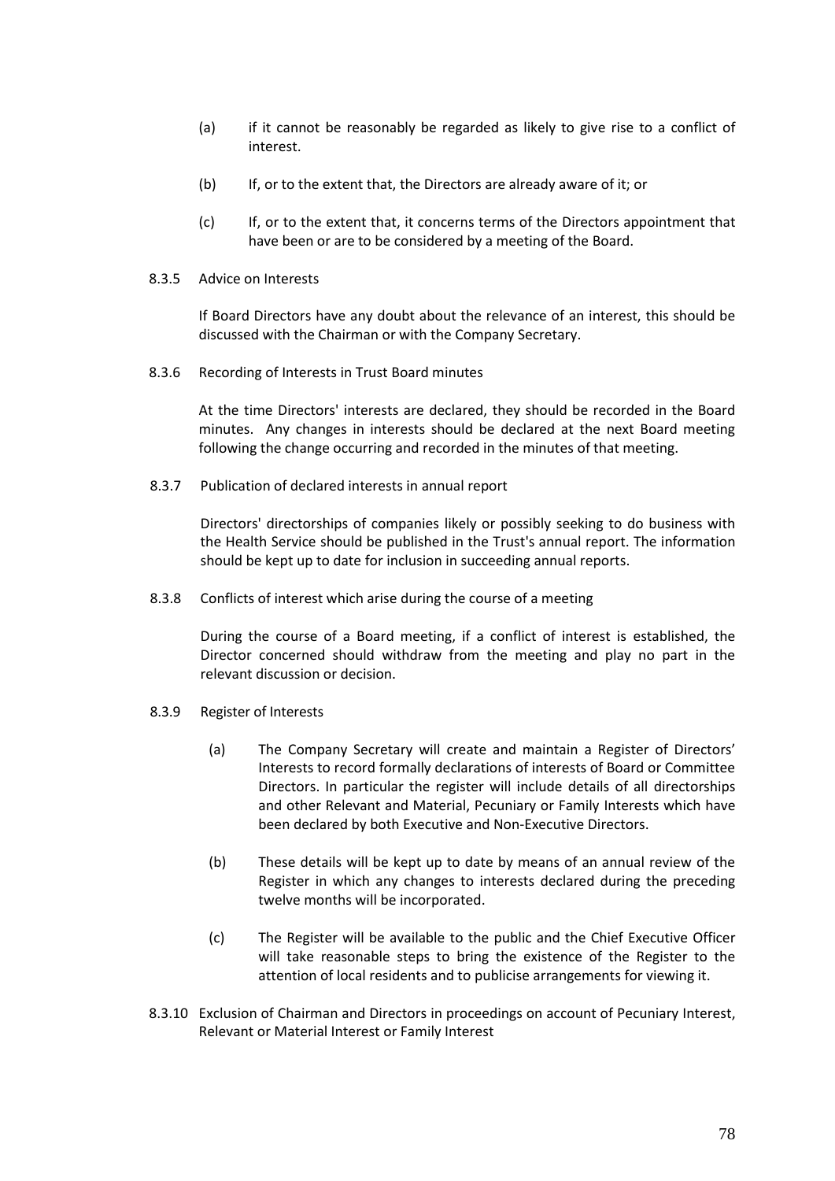(a) if it cannot be reasonably be regarded as likely to give rise to a conflict of interest.

(b) If, or to the extent that, the Directors are already aware of it; or

(c) If, or to the extent that, it concerns terms of the Directors appointment that have been or are to be considered by a meeting of the Board.

8.3.5 Advice on Interests

If Board Directors have any doubt about the relevance of an interest, this should be discussed with the Chairman or with the Company Secretary.

8.3.6 Recording of Interests in Trust Board minutes

At the time Directors' interests are declared, they should be recorded in the Board minutes. Any changes in interests should be declared at the next Board meeting following the change occurring and recorded in the minutes of that meeting.

8.3.7 Publication of declared interests in annual report

Directors' directorships of companies likely or possibly seeking to do business with the Health Service should be published in the Trust's annual report. The information should be kept up to date for inclusion in succeeding annual reports.

8.3.8 Conflicts of interest which arise during the course of a meeting

During the course of a Board meeting, if a conflict of interest is established, the Director concerned should withdraw from the meeting and play no part in the relevant discussion or decision.

8.3.9 Register of Interests

(a) The Company Secretary will create and maintain a Register of Directors' Interests to record formally declarations of interests of Board or Committee Directors. In particular the register will include details of all directorships and other Relevant and Material, Pecuniary or Family Interests which have been declared by both Executive and Non-Executive Directors.

(b) These details will be kept up to date by means of an annual review of the Register in which any changes to interests declared during the preceding twelve months will be incorporated.

(c) The Register will be available to the public and the Chief Executive Officer will take reasonable steps to bring the existence of the Register to the attention of local residents and to publicise arrangements for viewing it.

8.3.10 Exclusion of Chairman and Directors in proceedings on account of Pecuniary Interest, Relevant or Material Interest or Family Interest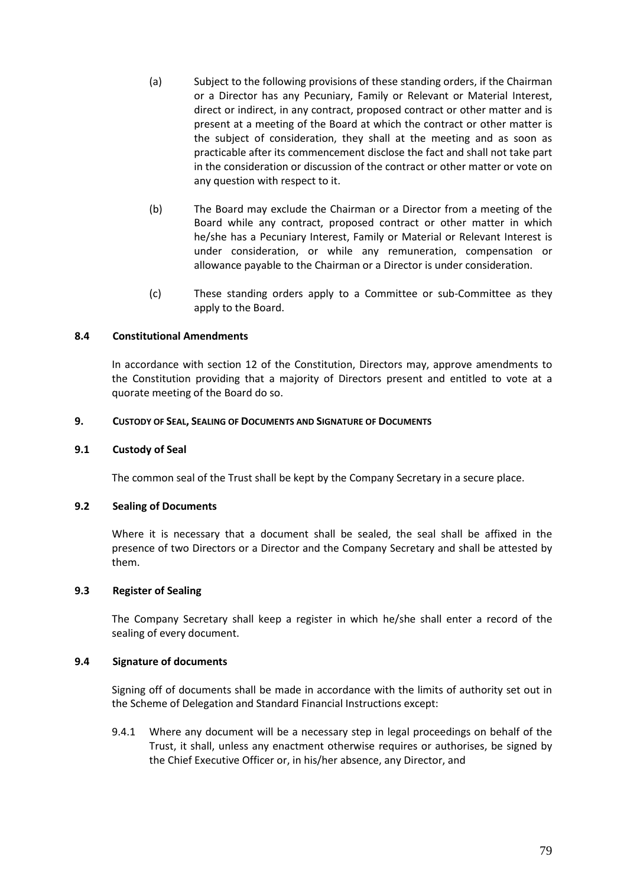(a) Subject to the following provisions of these standing orders, if the Chairman or a Director has any Pecuniary, Family or Relevant or Material Interest, direct or indirect, in any contract, proposed contract or other matter and is present at a meeting of the Board at which the contract or other matter is the subject of consideration, they shall at the meeting and as soon as practicable after its commencement disclose the fact and shall not take part in the consideration or discussion of the contract or other matter or vote on any question with respect to it.

(b) The Board may exclude the Chairman or a Director from a meeting of the Board while any contract, proposed contract or other matter in which he/she has a Pecuniary Interest, Family or Material or Relevant Interest is under consideration, or while any remuneration, compensation or allowance payable to the Chairman or a Director is under consideration.

(c) These standing orders apply to a Committee or sub-Committee as they apply to the Board.

**8.4 Constitutional Amendments**

In accordance with section 12 of the Constitution, Directors may, approve amendments to the Constitution providing that a majority of Directors present and entitled to vote at a quorate meeting of the Board do so.

**9. CUSTODY OF SEAL, SEALING OF DOCUMENTS AND SIGNATURE OF DOCUMENTS**

**9.1 Custody of Seal**

The common seal of the Trust shall be kept by the Company Secretary in a secure place.

**9.2 Sealing of Documents**

Where it is necessary that a document shall be sealed, the seal shall be affixed in the presence of two Directors or a Director and the Company Secretary and shall be attested by them.

**9.3 Register of Sealing**

The Company Secretary shall keep a register in which he/she shall enter a record of the sealing of every document.

**9.4 Signature of documents**

Signing off of documents shall be made in accordance with the limits of authority set out in the Scheme of Delegation and Standard Financial Instructions except:

9.4.1 Where any document will be a necessary step in legal proceedings on behalf of the Trust, it shall, unless any enactment otherwise requires or authorises, be signed by the Chief Executive Officer or, in his/her absence, any Director, and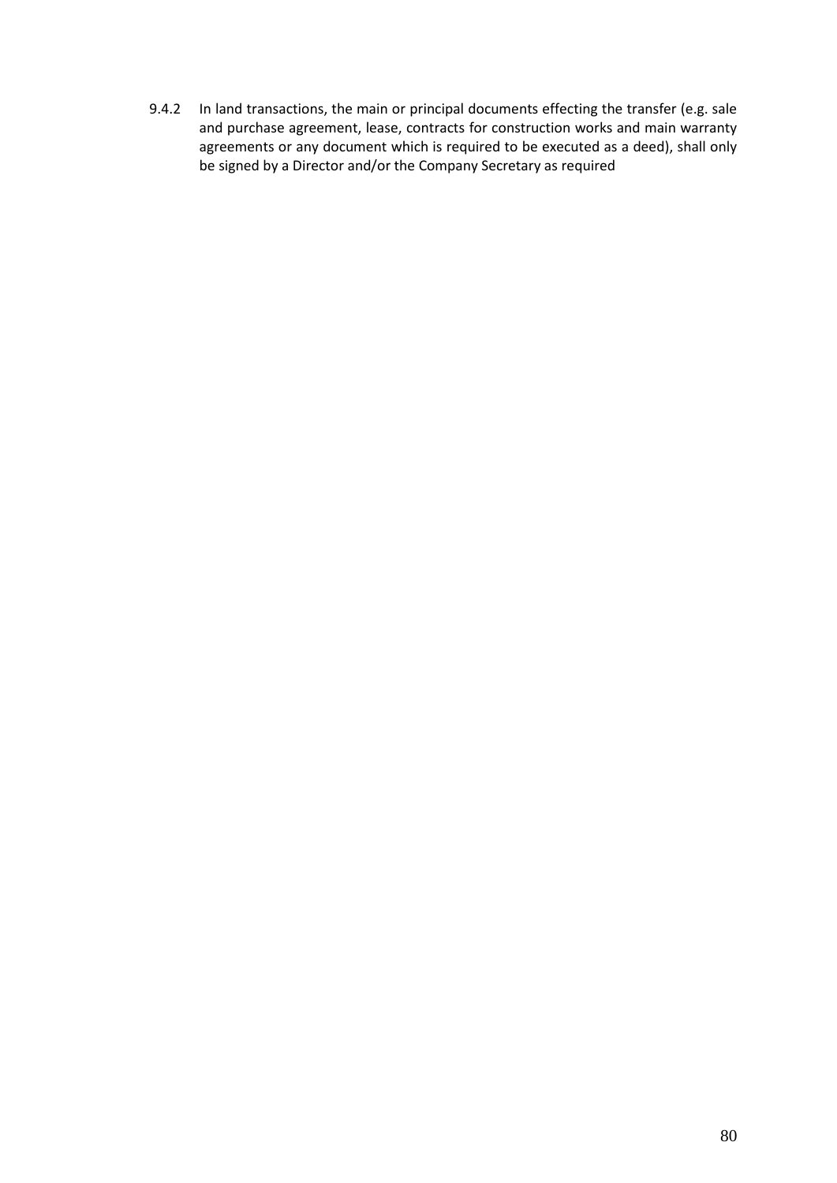9.4.2 In land transactions, the main or principal documents effecting the transfer (e.g. sale and purchase agreement, lease, contracts for construction works and main warranty agreements or any document which is required to be executed as a deed), shall only be signed by a Director and/or the Company Secretary as required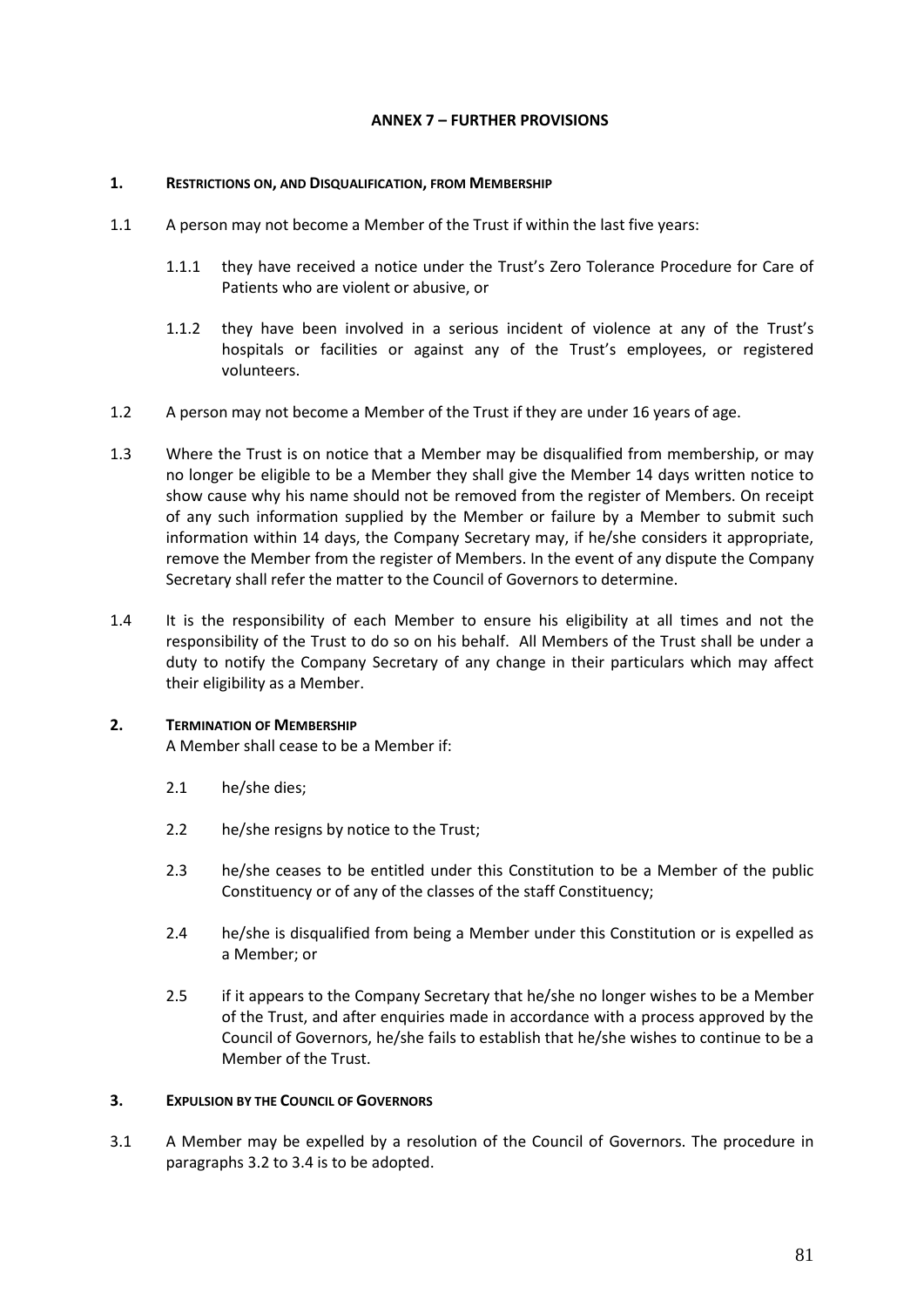# ANNEX 7 – FURTHER PROVISIONS

## 1. RESTRICTIONS ON, AND DISQUALIFICATION, FROM MEMBERSHIP

1.1 A person may not become a Member of the Trust if within the last five years:

1.1.1 they have received a notice under the Trust's Zero Tolerance Procedure for Care of Patients who are violent or abusive, or

1.1.2 they have been involved in a serious incident of violence at any of the Trust's hospitals or facilities or against any of the Trust's employees, or registered volunteers.

1.2 A person may not become a Member of the Trust if they are under 16 years of age.

1.3 Where the Trust is on notice that a Member may be disqualified from membership, or may no longer be eligible to be a Member they shall give the Member 14 days written notice to show cause why his name should not be removed from the register of Members. On receipt of any such information supplied by the Member or failure by a Member to submit such information within 14 days, the Company Secretary may, if he/she considers it appropriate, remove the Member from the register of Members. In the event of any dispute the Company Secretary shall refer the matter to the Council of Governors to determine.

1.4 It is the responsibility of each Member to ensure his eligibility at all times and not the responsibility of the Trust to do so on his behalf. All Members of the Trust shall be under a duty to notify the Company Secretary of any change in their particulars which may affect their eligibility as a Member.

## 2. TERMINATION OF MEMBERSHIP

A Member shall cease to be a Member if:

2.1 he/she dies;

2.2 he/she resigns by notice to the Trust;

2.3 he/she ceases to be entitled under this Constitution to be a Member of the public Constituency or of any of the classes of the staff Constituency;

2.4 he/she is disqualified from being a Member under this Constitution or is expelled as a Member; or

2.5 if it appears to the Company Secretary that he/she no longer wishes to be a Member of the Trust, and after enquiries made in accordance with a process approved by the Council of Governors, he/she fails to establish that he/she wishes to continue to be a Member of the Trust.

## 3. EXPULSION BY THE COUNCIL OF GOVERNORS

3.1 A Member may be expelled by a resolution of the Council of Governors. The procedure in paragraphs 3.2 to 3.4 is to be adopted.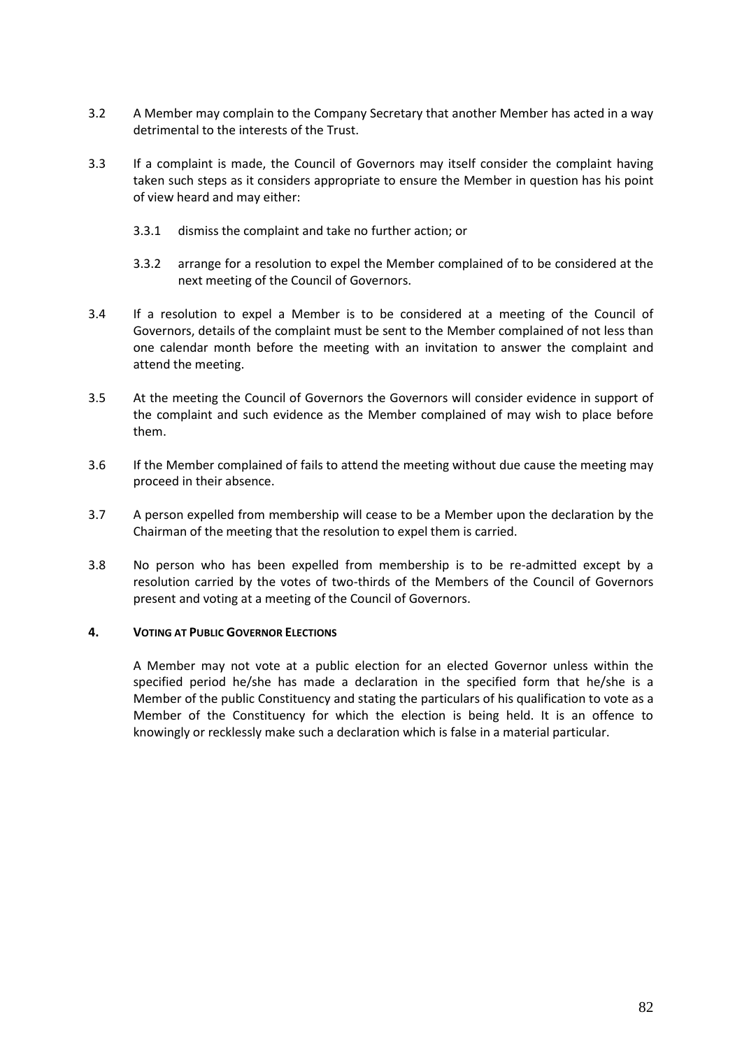3.2 A Member may complain to the Company Secretary that another Member has acted in a way detrimental to the interests of the Trust.

3.3 If a complaint is made, the Council of Governors may itself consider the complaint having taken such steps as it considers appropriate to ensure the Member in question has his point of view heard and may either:

3.3.1 dismiss the complaint and take no further action; or

3.3.2 arrange for a resolution to expel the Member complained of to be considered at the next meeting of the Council of Governors.

3.4 If a resolution to expel a Member is to be considered at a meeting of the Council of Governors, details of the complaint must be sent to the Member complained of not less than one calendar month before the meeting with an invitation to answer the complaint and attend the meeting.

3.5 At the meeting the Council of Governors the Governors will consider evidence in support of the complaint and such evidence as the Member complained of may wish to place before them.

3.6 If the Member complained of fails to attend the meeting without due cause the meeting may proceed in their absence.

3.7 A person expelled from membership will cease to be a Member upon the declaration by the Chairman of the meeting that the resolution to expel them is carried.

3.8 No person who has been expelled from membership is to be re-admitted except by a resolution carried by the votes of two-thirds of the Members of the Council of Governors present and voting at a meeting of the Council of Governors.

## 4. VOTING AT PUBLIC GOVERNOR ELECTIONS

A Member may not vote at a public election for an elected Governor unless within the specified period he/she has made a declaration in the specified form that he/she is a Member of the public Constituency and stating the particulars of his qualification to vote as a Member of the Constituency for which the election is being held. It is an offence to knowingly or recklessly make such a declaration which is false in a material particular.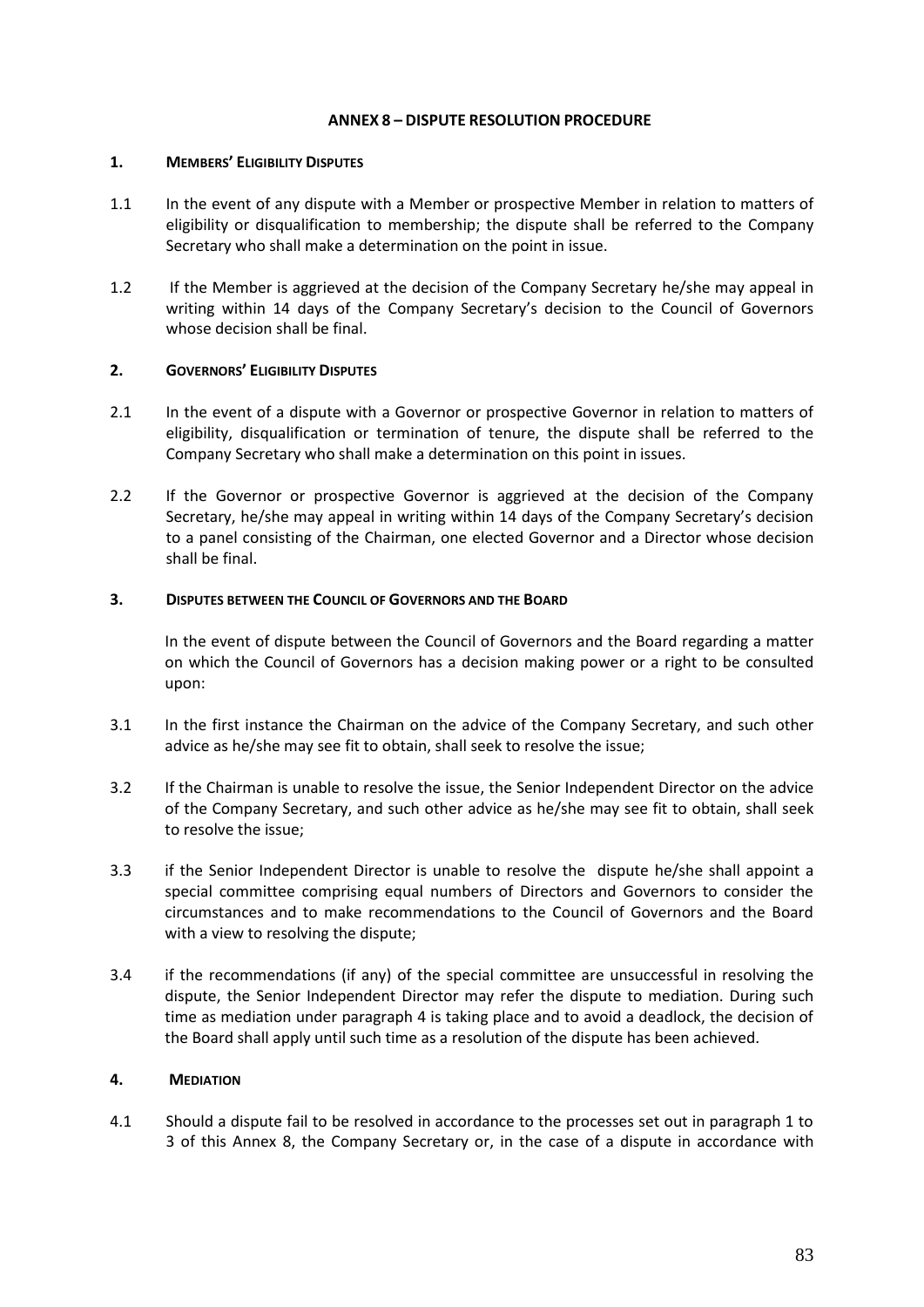## ANNEX 8 – DISPUTE RESOLUTION PROCEDURE

### 1. MEMBERS' ELIGIBILITY DISPUTES

1.1 In the event of any dispute with a Member or prospective Member in relation to matters of eligibility or disqualification to membership; the dispute shall be referred to the Company Secretary who shall make a determination on the point in issue.

1.2 If the Member is aggrieved at the decision of the Company Secretary he/she may appeal in writing within 14 days of the Company Secretary's decision to the Council of Governors whose decision shall be final.

### 2. GOVERNORS' ELIGIBILITY DISPUTES

2.1 In the event of a dispute with a Governor or prospective Governor in relation to matters of eligibility, disqualification or termination of tenure, the dispute shall be referred to the Company Secretary who shall make a determination on this point in issues.

2.2 If the Governor or prospective Governor is aggrieved at the decision of the Company Secretary, he/she may appeal in writing within 14 days of the Company Secretary's decision to a panel consisting of the Chairman, one elected Governor and a Director whose decision shall be final.

### 3. DISPUTES BETWEEN THE COUNCIL OF GOVERNORS AND THE BOARD

In the event of dispute between the Council of Governors and the Board regarding a matter on which the Council of Governors has a decision making power or a right to be consulted upon:

3.1 In the first instance the Chairman on the advice of the Company Secretary, and such other advice as he/she may see fit to obtain, shall seek to resolve the issue;

3.2 If the Chairman is unable to resolve the issue, the Senior Independent Director on the advice of the Company Secretary, and such other advice as he/she may see fit to obtain, shall seek to resolve the issue;

3.3 if the Senior Independent Director is unable to resolve the dispute he/she shall appoint a special committee comprising equal numbers of Directors and Governors to consider the circumstances and to make recommendations to the Council of Governors and the Board with a view to resolving the dispute;

3.4 if the recommendations (if any) of the special committee are unsuccessful in resolving the dispute, the Senior Independent Director may refer the dispute to mediation. During such time as mediation under paragraph 4 is taking place and to avoid a deadlock, the decision of the Board shall apply until such time as a resolution of the dispute has been achieved.

### 4. MEDIATION

4.1 Should a dispute fail to be resolved in accordance to the processes set out in paragraph 1 to 3 of this Annex 8, the Company Secretary or, in the case of a dispute in accordance with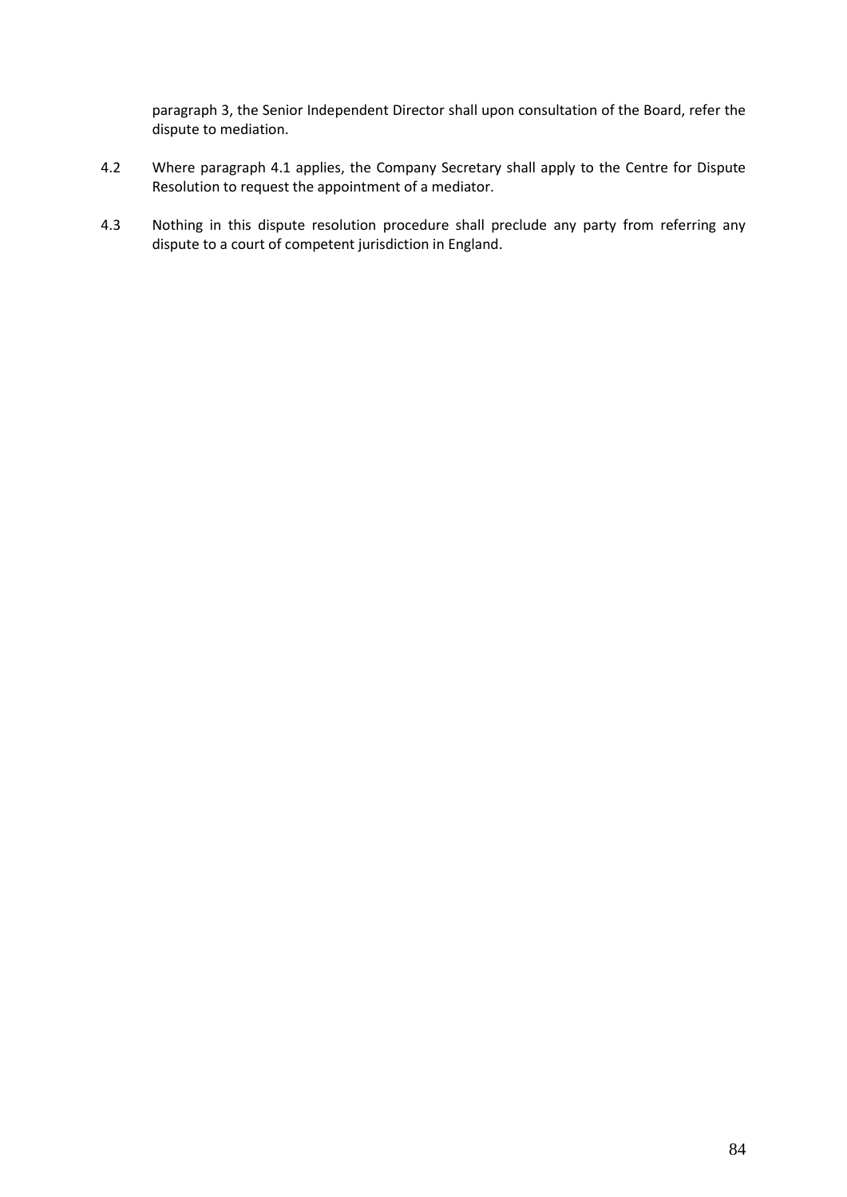paragraph 3, the Senior Independent Director shall upon consultation of the Board, refer the dispute to mediation.

4.2 Where paragraph 4.1 applies, the Company Secretary shall apply to the Centre for Dispute Resolution to request the appointment of a mediator.

4.3 Nothing in this dispute resolution procedure shall preclude any party from referring any dispute to a court of competent jurisdiction in England.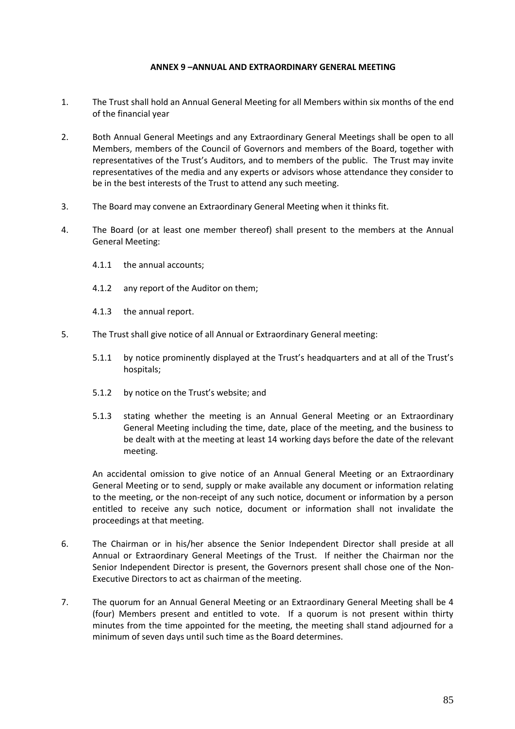## ANNEX 9 –ANNUAL AND EXTRAORDINARY GENERAL MEETING

1. The Trust shall hold an Annual General Meeting for all Members within six months of the end of the financial year

2. Both Annual General Meetings and any Extraordinary General Meetings shall be open to all Members, members of the Council of Governors and members of the Board, together with representatives of the Trust's Auditors, and to members of the public. The Trust may invite representatives of the media and any experts or advisors whose attendance they consider to be in the best interests of the Trust to attend any such meeting.

3. The Board may convene an Extraordinary General Meeting when it thinks fit.

4. The Board (or at least one member thereof) shall present to the members at the Annual General Meeting:

   4.1.1 the annual accounts;

   4.1.2 any report of the Auditor on them;

   4.1.3 the annual report.

5. The Trust shall give notice of all Annual or Extraordinary General meeting:

   5.1.1 by notice prominently displayed at the Trust's headquarters and at all of the Trust's hospitals;

   5.1.2 by notice on the Trust's website; and

   5.1.3 stating whether the meeting is an Annual General Meeting or an Extraordinary General Meeting including the time, date, place of the meeting, and the business to be dealt with at the meeting at least 14 working days before the date of the relevant meeting.

   An accidental omission to give notice of an Annual General Meeting or an Extraordinary General Meeting or to send, supply or make available any document or information relating to the meeting, or the non-receipt of any such notice, document or information by a person entitled to receive any such notice, document or information shall not invalidate the proceedings at that meeting.

6. The Chairman or in his/her absence the Senior Independent Director shall preside at all Annual or Extraordinary General Meetings of the Trust. If neither the Chairman nor the Senior Independent Director is present, the Governors present shall chose one of the Non-Executive Directors to act as chairman of the meeting.

7. The quorum for an Annual General Meeting or an Extraordinary General Meeting shall be 4 (four) Members present and entitled to vote. If a quorum is not present within thirty minutes from the time appointed for the meeting, the meeting shall stand adjourned for a minimum of seven days until such time as the Board determines.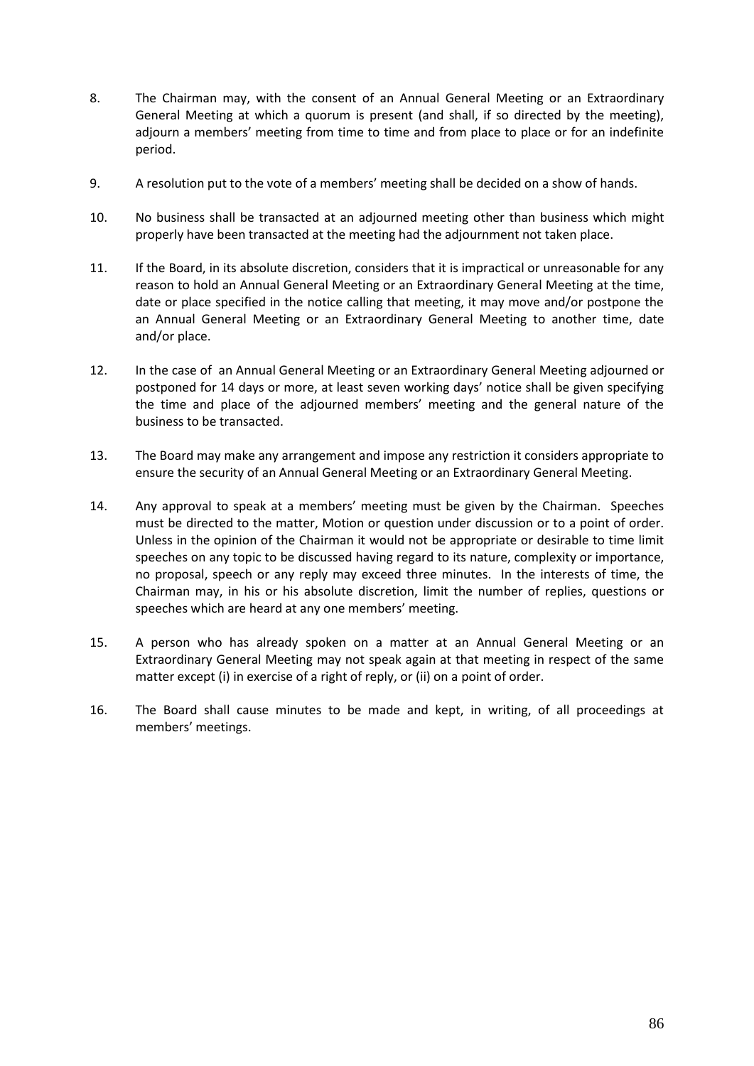8. The Chairman may, with the consent of an Annual General Meeting or an Extraordinary General Meeting at which a quorum is present (and shall, if so directed by the meeting), adjourn a members' meeting from time to time and from place to place or for an indefinite period.

9. A resolution put to the vote of a members' meeting shall be decided on a show of hands.

10. No business shall be transacted at an adjourned meeting other than business which might properly have been transacted at the meeting had the adjournment not taken place.

11. If the Board, in its absolute discretion, considers that it is impractical or unreasonable for any reason to hold an Annual General Meeting or an Extraordinary General Meeting at the time, date or place specified in the notice calling that meeting, it may move and/or postpone the an Annual General Meeting or an Extraordinary General Meeting to another time, date and/or place.

12. In the case of an Annual General Meeting or an Extraordinary General Meeting adjourned or postponed for 14 days or more, at least seven working days' notice shall be given specifying the time and place of the adjourned members' meeting and the general nature of the business to be transacted.

13. The Board may make any arrangement and impose any restriction it considers appropriate to ensure the security of an Annual General Meeting or an Extraordinary General Meeting.

14. Any approval to speak at a members' meeting must be given by the Chairman. Speeches must be directed to the matter, Motion or question under discussion or to a point of order. Unless in the opinion of the Chairman it would not be appropriate or desirable to time limit speeches on any topic to be discussed having regard to its nature, complexity or importance, no proposal, speech or any reply may exceed three minutes. In the interests of time, the Chairman may, in his or his absolute discretion, limit the number of replies, questions or speeches which are heard at any one members' meeting.

15. A person who has already spoken on a matter at an Annual General Meeting or an Extraordinary General Meeting may not speak again at that meeting in respect of the same matter except (i) in exercise of a right of reply, or (ii) on a point of order.

16. The Board shall cause minutes to be made and kept, in writing, of all proceedings at members' meetings.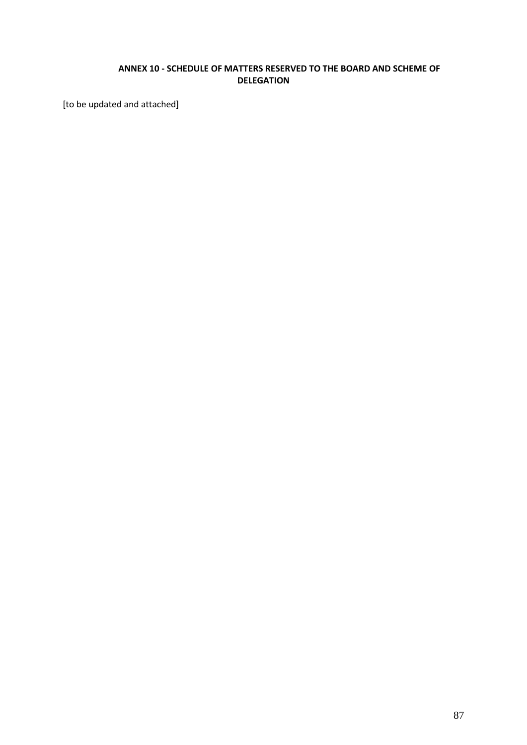## ANNEX 10 - SCHEDULE OF MATTERS RESERVED TO THE BOARD AND SCHEME OF DELEGATION

[to be updated and attached]